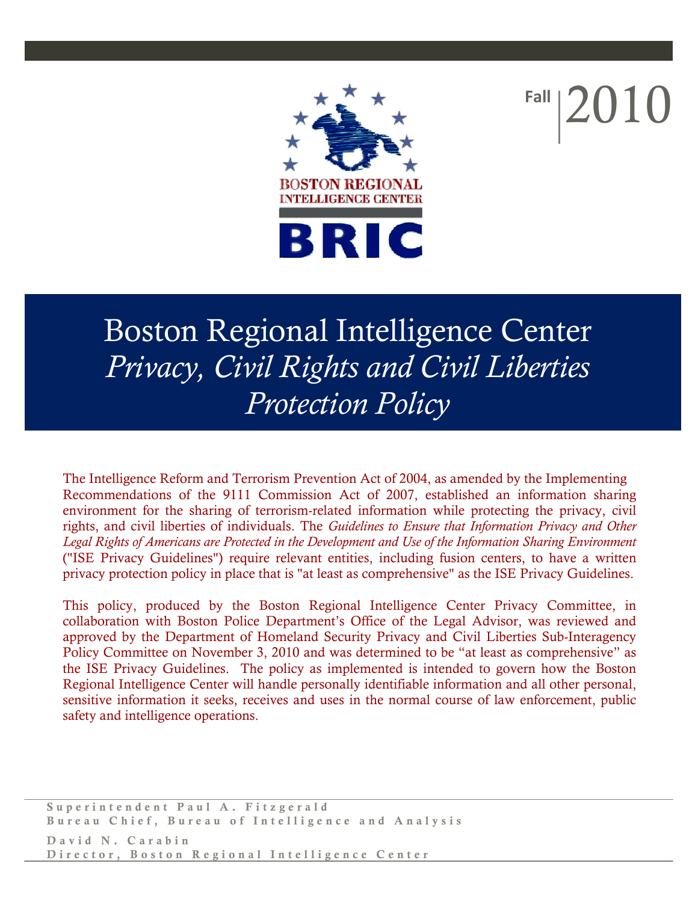BOSTON REGIONAL INTELLIGENCE CENTER

BRIC

Fall 2010

# Boston Regional Intelligence Center *Privacy, Civil Rights and Civil Liberties Protection Policy*

The Intelligence Reform and Terrorism Prevention Act of 2004, as amended by the Implementing Recommendations of the 9111 Commission Act of 2007, established an information sharing environment for the sharing of terrorism-related information while protecting the privacy, civil rights, and civil liberties of individuals. The *Guidelines to Ensure that Information Privacy and Other Legal Rights of Americans are Protected in the Development and Use of the Information Sharing Environment* ("ISE Privacy Guidelines") require relevant entities, including fusion centers, to have a written privacy protection policy in place that is "at least as comprehensive" as the ISE Privacy Guidelines.

This policy, produced by the Boston Regional Intelligence Center Privacy Committee, in collaboration with Boston Police Department's Office of the Legal Advisor, was reviewed and approved by the Department of Homeland Security Privacy and Civil Liberties Sub-Interagency Policy Committee on November 3, 2010 and was determined to be "at least as comprehensive" as the ISE Privacy Guidelines. The policy as implemented is intended to govern how the Boston Regional Intelligence Center will handle personally identifiable information and all other personal, sensitive information it seeks, receives and uses in the normal course of law enforcement, public safety and intelligence operations.

Superintendent Paul A. Fitzgerald
Bureau Chief, Bureau of Intelligence and Analysis

David N. Carabin
Director, Boston Regional Intelligence Center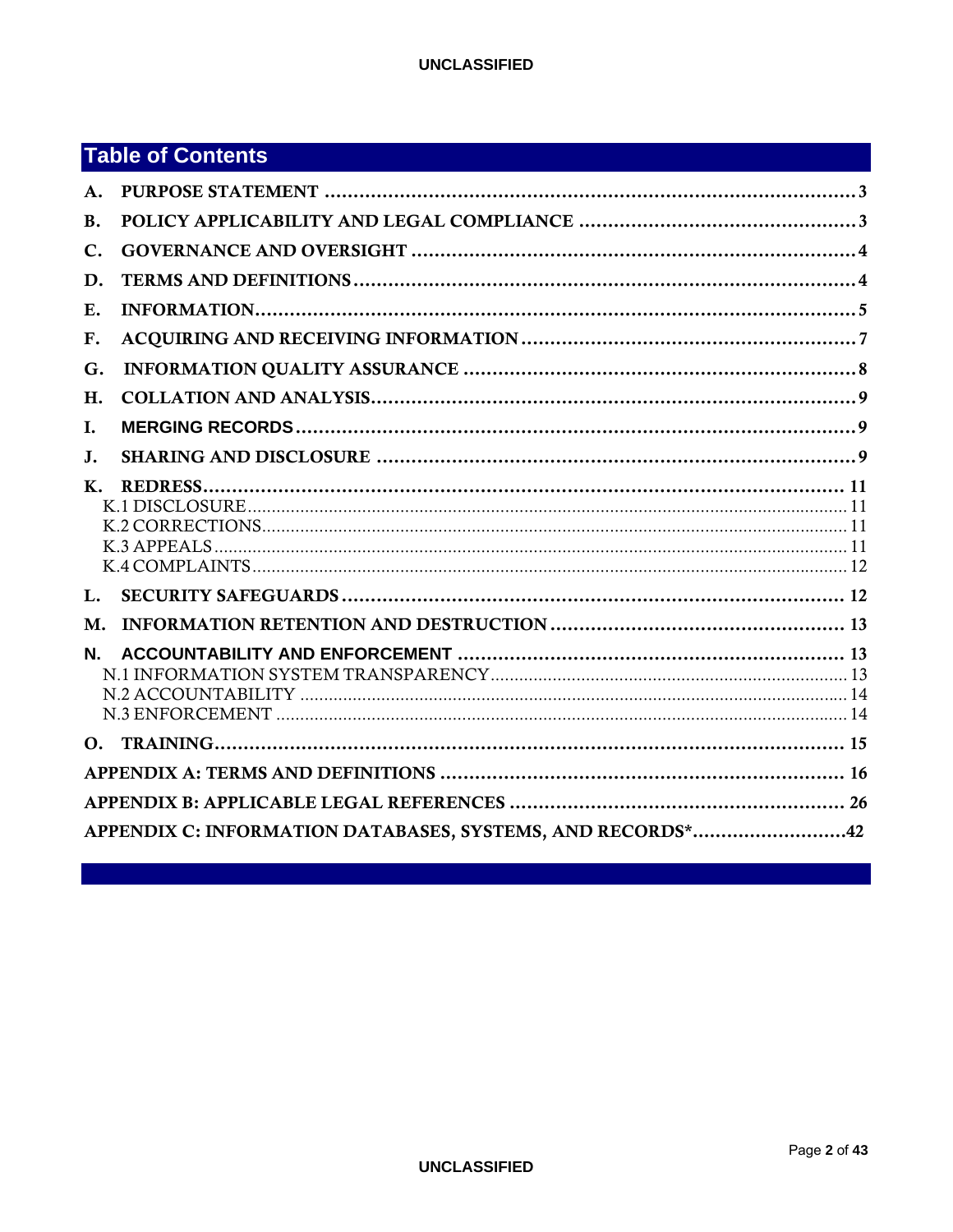## Table of Contents

A. PURPOSE STATEMENT ..... 3

B. POLICY APPLICABILITY AND LEGAL COMPLIANCE ..... 3

C. GOVERNANCE AND OVERSIGHT ..... 4

D. TERMS AND DEFINITIONS ..... 4

E. INFORMATION ..... 5

F. ACQUIRING AND RECEIVING INFORMATION ..... 7

G. INFORMATION QUALITY ASSURANCE ..... 8

H. COLLATION AND ANALYSIS ..... 9

I. MERGING RECORDS ..... 9

J. SHARING AND DISCLOSURE ..... 9

K. REDRESS ..... 11
- K.1 DISCLOSURE ..... 11
- K.2 CORRECTIONS ..... 11
- K.3 APPEALS ..... 11
- K.4 COMPLAINTS ..... 12

L. SECURITY SAFEGUARDS ..... 12

M. INFORMATION RETENTION AND DESTRUCTION ..... 13

N. ACCOUNTABILITY AND ENFORCEMENT ..... 13
- N.1 INFORMATION SYSTEM TRANSPARENCY ..... 13
- N.2 ACCOUNTABILITY ..... 14
- N.3 ENFORCEMENT ..... 14

O. TRAINING ..... 15

APPENDIX A: TERMS AND DEFINITIONS ..... 16

APPENDIX B: APPLICABLE LEGAL REFERENCES ..... 26

APPENDIX C: INFORMATION DATABASES, SYSTEMS, AND RECORDS* ..... 42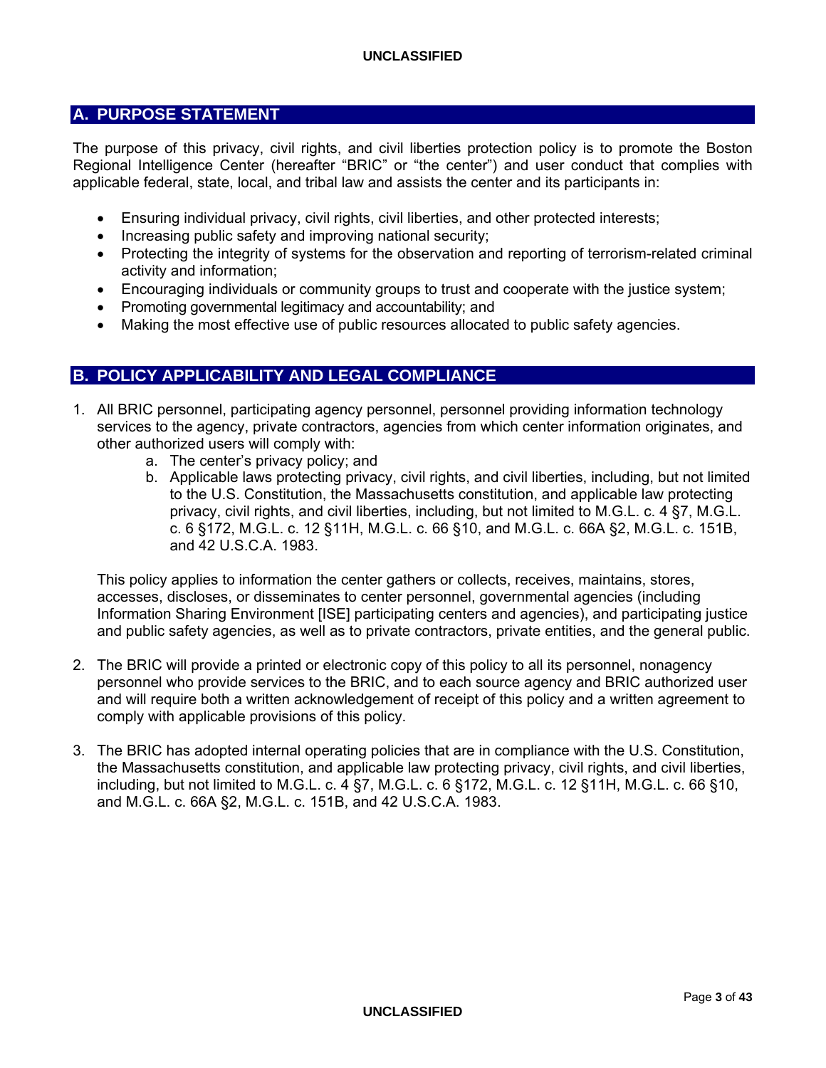## A. PURPOSE STATEMENT

The purpose of this privacy, civil rights, and civil liberties protection policy is to promote the Boston Regional Intelligence Center (hereafter "BRIC" or "the center") and user conduct that complies with applicable federal, state, local, and tribal law and assists the center and its participants in:

- Ensuring individual privacy, civil rights, civil liberties, and other protected interests;
- Increasing public safety and improving national security;
- Protecting the integrity of systems for the observation and reporting of terrorism-related criminal activity and information;
- Encouraging individuals or community groups to trust and cooperate with the justice system;
- Promoting governmental legitimacy and accountability; and
- Making the most effective use of public resources allocated to public safety agencies.

## B. POLICY APPLICABILITY AND LEGAL COMPLIANCE

1. All BRIC personnel, participating agency personnel, personnel providing information technology services to the agency, private contractors, agencies from which center information originates, and other authorized users will comply with:
   a. The center's privacy policy; and
   b. Applicable laws protecting privacy, civil rights, and civil liberties, including, but not limited to the U.S. Constitution, the Massachusetts constitution, and applicable law protecting privacy, civil rights, and civil liberties, including, but not limited to M.G.L. c. 4 §7, M.G.L. c. 6 §172, M.G.L. c. 12 §11H, M.G.L. c. 66 §10, and M.G.L. c. 66A §2, M.G.L. c. 151B, and 42 U.S.C.A. 1983.

   This policy applies to information the center gathers or collects, receives, maintains, stores, accesses, discloses, or disseminates to center personnel, governmental agencies (including Information Sharing Environment [ISE] participating centers and agencies), and participating justice and public safety agencies, as well as to private contractors, private entities, and the general public.

2. The BRIC will provide a printed or electronic copy of this policy to all its personnel, nonagency personnel who provide services to the BRIC, and to each source agency and BRIC authorized user and will require both a written acknowledgement of receipt of this policy and a written agreement to comply with applicable provisions of this policy.

3. The BRIC has adopted internal operating policies that are in compliance with the U.S. Constitution, the Massachusetts constitution, and applicable law protecting privacy, civil rights, and civil liberties, including, but not limited to M.G.L. c. 4 §7, M.G.L. c. 6 §172, M.G.L. c. 12 §11H, M.G.L. c. 66 §10, and M.G.L. c. 66A §2, M.G.L. c. 151B, and 42 U.S.C.A. 1983.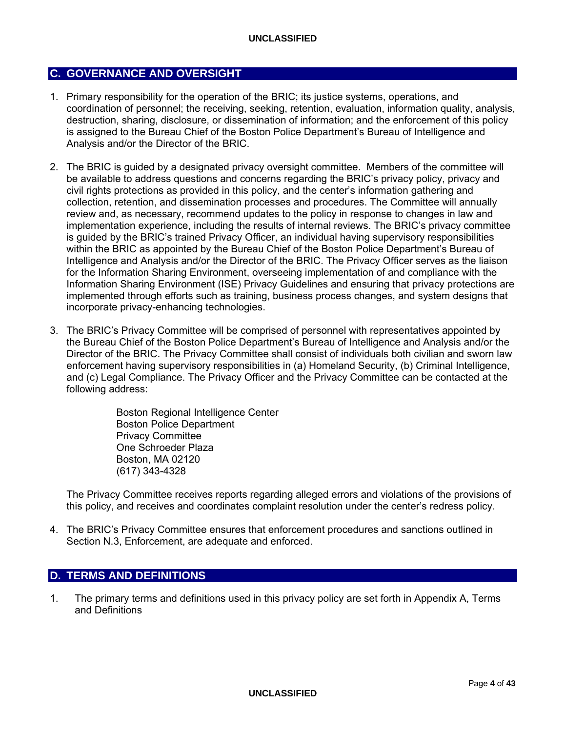## C. GOVERNANCE AND OVERSIGHT

1. Primary responsibility for the operation of the BRIC; its justice systems, operations, and coordination of personnel; the receiving, seeking, retention, evaluation, information quality, analysis, destruction, sharing, disclosure, or dissemination of information; and the enforcement of this policy is assigned to the Bureau Chief of the Boston Police Department's Bureau of Intelligence and Analysis and/or the Director of the BRIC.

2. The BRIC is guided by a designated privacy oversight committee. Members of the committee will be available to address questions and concerns regarding the BRIC's privacy policy, privacy and civil rights protections as provided in this policy, and the center's information gathering and collection, retention, and dissemination processes and procedures. The Committee will annually review and, as necessary, recommend updates to the policy in response to changes in law and implementation experience, including the results of internal reviews. The BRIC's privacy committee is guided by the BRIC's trained Privacy Officer, an individual having supervisory responsibilities within the BRIC as appointed by the Bureau Chief of the Boston Police Department's Bureau of Intelligence and Analysis and/or the Director of the BRIC. The Privacy Officer serves as the liaison for the Information Sharing Environment, overseeing implementation of and compliance with the Information Sharing Environment (ISE) Privacy Guidelines and ensuring that privacy protections are implemented through efforts such as training, business process changes, and system designs that incorporate privacy-enhancing technologies.

3. The BRIC's Privacy Committee will be comprised of personnel with representatives appointed by the Bureau Chief of the Boston Police Department's Bureau of Intelligence and Analysis and/or the Director of the BRIC. The Privacy Committee shall consist of individuals both civilian and sworn law enforcement having supervisory responsibilities in (a) Homeland Security, (b) Criminal Intelligence, and (c) Legal Compliance. The Privacy Officer and the Privacy Committee can be contacted at the following address:

   Boston Regional Intelligence Center
   Boston Police Department
   Privacy Committee
   One Schroeder Plaza
   Boston, MA 02120
   (617) 343-4328

   The Privacy Committee receives reports regarding alleged errors and violations of the provisions of this policy, and receives and coordinates complaint resolution under the center's redress policy.

4. The BRIC's Privacy Committee ensures that enforcement procedures and sanctions outlined in Section N.3, Enforcement, are adequate and enforced.

## D. TERMS AND DEFINITIONS

1. The primary terms and definitions used in this privacy policy are set forth in Appendix A, Terms and Definitions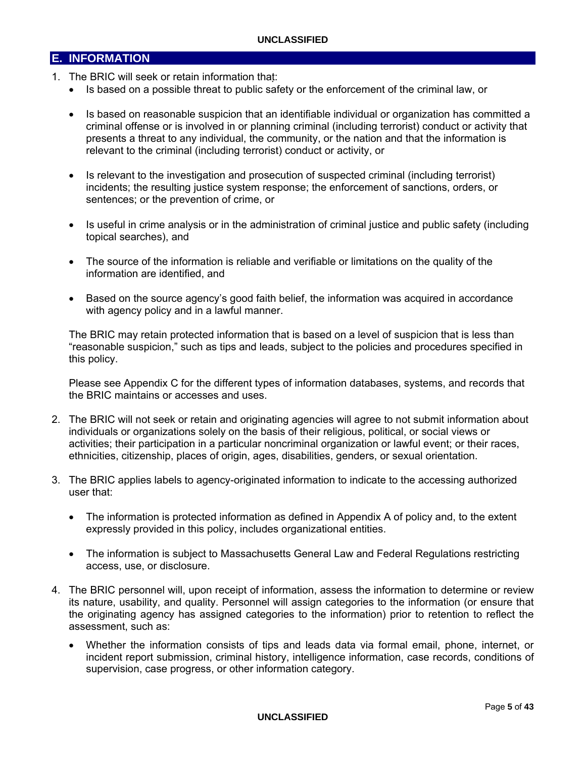## E. INFORMATION

1. The BRIC will seek or retain information that:
   - Is based on a possible threat to public safety or the enforcement of the criminal law, or
   - Is based on reasonable suspicion that an identifiable individual or organization has committed a criminal offense or is involved in or planning criminal (including terrorist) conduct or activity that presents a threat to any individual, the community, or the nation and that the information is relevant to the criminal (including terrorist) conduct or activity, or
   - Is relevant to the investigation and prosecution of suspected criminal (including terrorist) incidents; the resulting justice system response; the enforcement of sanctions, orders, or sentences; or the prevention of crime, or
   - Is useful in crime analysis or in the administration of criminal justice and public safety (including topical searches), and
   - The source of the information is reliable and verifiable or limitations on the quality of the information are identified, and
   - Based on the source agency's good faith belief, the information was acquired in accordance with agency policy and in a lawful manner.

   The BRIC may retain protected information that is based on a level of suspicion that is less than "reasonable suspicion," such as tips and leads, subject to the policies and procedures specified in this policy.

   Please see Appendix C for the different types of information databases, systems, and records that the BRIC maintains or accesses and uses.

2. The BRIC will not seek or retain and originating agencies will agree to not submit information about individuals or organizations solely on the basis of their religious, political, or social views or activities; their participation in a particular noncriminal organization or lawful event; or their races, ethnicities, citizenship, places of origin, ages, disabilities, genders, or sexual orientation.

3. The BRIC applies labels to agency-originated information to indicate to the accessing authorized user that:
   - The information is protected information as defined in Appendix A of policy and, to the extent expressly provided in this policy, includes organizational entities.
   - The information is subject to Massachusetts General Law and Federal Regulations restricting access, use, or disclosure.

4. The BRIC personnel will, upon receipt of information, assess the information to determine or review its nature, usability, and quality. Personnel will assign categories to the information (or ensure that the originating agency has assigned categories to the information) prior to retention to reflect the assessment, such as:
   - Whether the information consists of tips and leads data via formal email, phone, internet, or incident report submission, criminal history, intelligence information, case records, conditions of supervision, case progress, or other information category.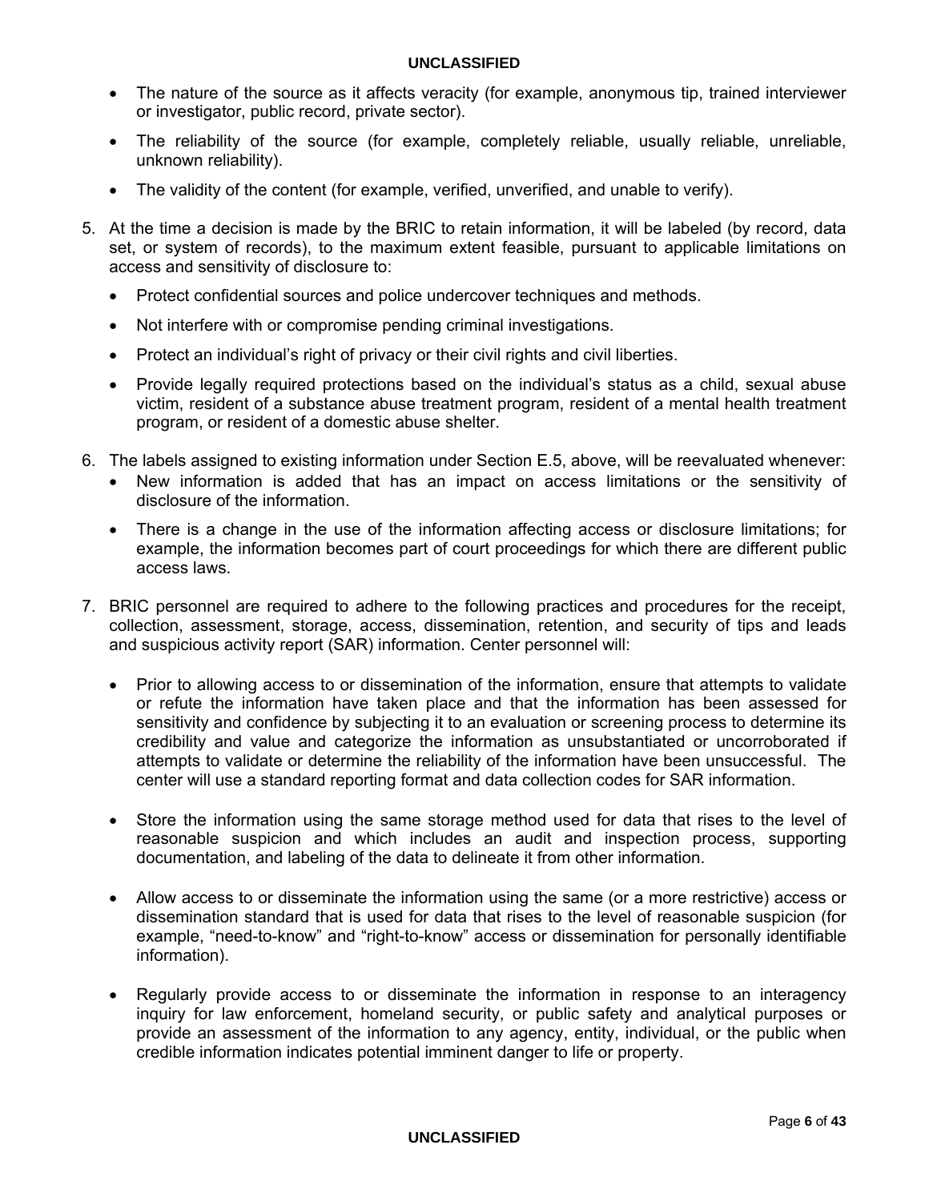- The nature of the source as it affects veracity (for example, anonymous tip, trained interviewer or investigator, public record, private sector).
- The reliability of the source (for example, completely reliable, usually reliable, unreliable, unknown reliability).
- The validity of the content (for example, verified, unverified, and unable to verify).

5. At the time a decision is made by the BRIC to retain information, it will be labeled (by record, data set, or system of records), to the maximum extent feasible, pursuant to applicable limitations on access and sensitivity of disclosure to:
   - Protect confidential sources and police undercover techniques and methods.
   - Not interfere with or compromise pending criminal investigations.
   - Protect an individual's right of privacy or their civil rights and civil liberties.
   - Provide legally required protections based on the individual's status as a child, sexual abuse victim, resident of a substance abuse treatment program, resident of a mental health treatment program, or resident of a domestic abuse shelter.

6. The labels assigned to existing information under Section E.5, above, will be reevaluated whenever:
   - New information is added that has an impact on access limitations or the sensitivity of disclosure of the information.
   - There is a change in the use of the information affecting access or disclosure limitations; for example, the information becomes part of court proceedings for which there are different public access laws.

7. BRIC personnel are required to adhere to the following practices and procedures for the receipt, collection, assessment, storage, access, dissemination, retention, and security of tips and leads and suspicious activity report (SAR) information. Center personnel will:
   - Prior to allowing access to or dissemination of the information, ensure that attempts to validate or refute the information have taken place and that the information has been assessed for sensitivity and confidence by subjecting it to an evaluation or screening process to determine its credibility and value and categorize the information as unsubstantiated or uncorroborated if attempts to validate or determine the reliability of the information have been unsuccessful. The center will use a standard reporting format and data collection codes for SAR information.
   - Store the information using the same storage method used for data that rises to the level of reasonable suspicion and which includes an audit and inspection process, supporting documentation, and labeling of the data to delineate it from other information.
   - Allow access to or disseminate the information using the same (or a more restrictive) access or dissemination standard that is used for data that rises to the level of reasonable suspicion (for example, "need-to-know" and "right-to-know" access or dissemination for personally identifiable information).
   - Regularly provide access to or disseminate the information in response to an interagency inquiry for law enforcement, homeland security, or public safety and analytical purposes or provide an assessment of the information to any agency, entity, individual, or the public when credible information indicates potential imminent danger to life or property.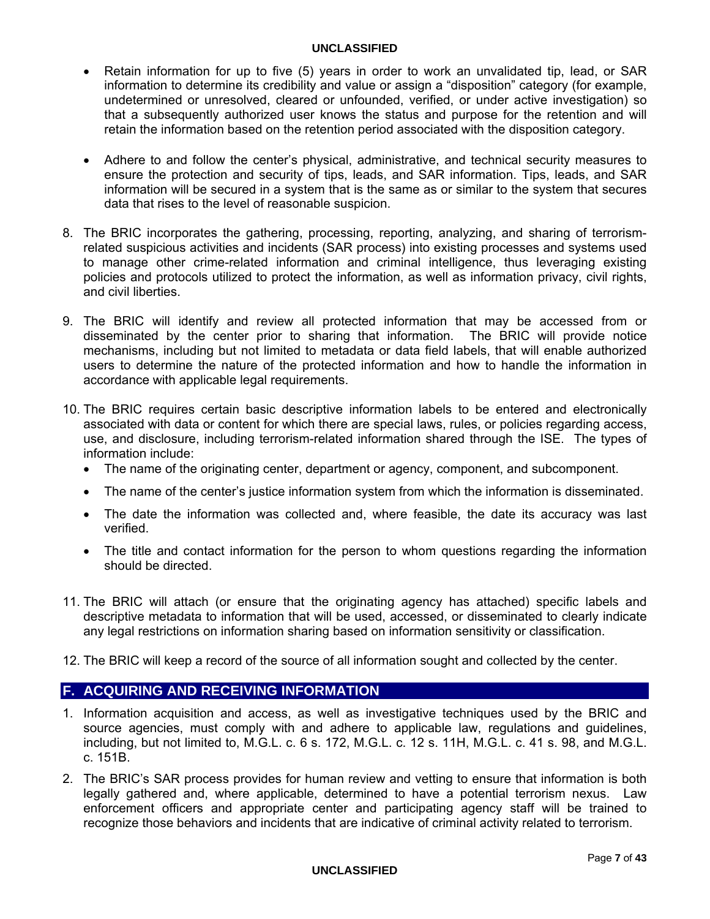- Retain information for up to five (5) years in order to work an unvalidated tip, lead, or SAR information to determine its credibility and value or assign a "disposition" category (for example, undetermined or unresolved, cleared or unfounded, verified, or under active investigation) so that a subsequently authorized user knows the status and purpose for the retention and will retain the information based on the retention period associated with the disposition category.

- Adhere to and follow the center's physical, administrative, and technical security measures to ensure the protection and security of tips, leads, and SAR information. Tips, leads, and SAR information will be secured in a system that is the same as or similar to the system that secures data that rises to the level of reasonable suspicion.

8. The BRIC incorporates the gathering, processing, reporting, analyzing, and sharing of terrorism-related suspicious activities and incidents (SAR process) into existing processes and systems used to manage other crime-related information and criminal intelligence, thus leveraging existing policies and protocols utilized to protect the information, as well as information privacy, civil rights, and civil liberties.

9. The BRIC will identify and review all protected information that may be accessed from or disseminated by the center prior to sharing that information. The BRIC will provide notice mechanisms, including but not limited to metadata or data field labels, that will enable authorized users to determine the nature of the protected information and how to handle the information in accordance with applicable legal requirements.

10. The BRIC requires certain basic descriptive information labels to be entered and electronically associated with data or content for which there are special laws, rules, or policies regarding access, use, and disclosure, including terrorism-related information shared through the ISE. The types of information include:
    - The name of the originating center, department or agency, component, and subcomponent.
    - The name of the center's justice information system from which the information is disseminated.
    - The date the information was collected and, where feasible, the date its accuracy was last verified.
    - The title and contact information for the person to whom questions regarding the information should be directed.

11. The BRIC will attach (or ensure that the originating agency has attached) specific labels and descriptive metadata to information that will be used, accessed, or disseminated to clearly indicate any legal restrictions on information sharing based on information sensitivity or classification.

12. The BRIC will keep a record of the source of all information sought and collected by the center.

## F. ACQUIRING AND RECEIVING INFORMATION

1. Information acquisition and access, as well as investigative techniques used by the BRIC and source agencies, must comply with and adhere to applicable law, regulations and guidelines, including, but not limited to, M.G.L. c. 6 s. 172, M.G.L. c. 12 s. 11H, M.G.L. c. 41 s. 98, and M.G.L. c. 151B.

2. The BRIC's SAR process provides for human review and vetting to ensure that information is both legally gathered and, where applicable, determined to have a potential terrorism nexus. Law enforcement officers and appropriate center and participating agency staff will be trained to recognize those behaviors and incidents that are indicative of criminal activity related to terrorism.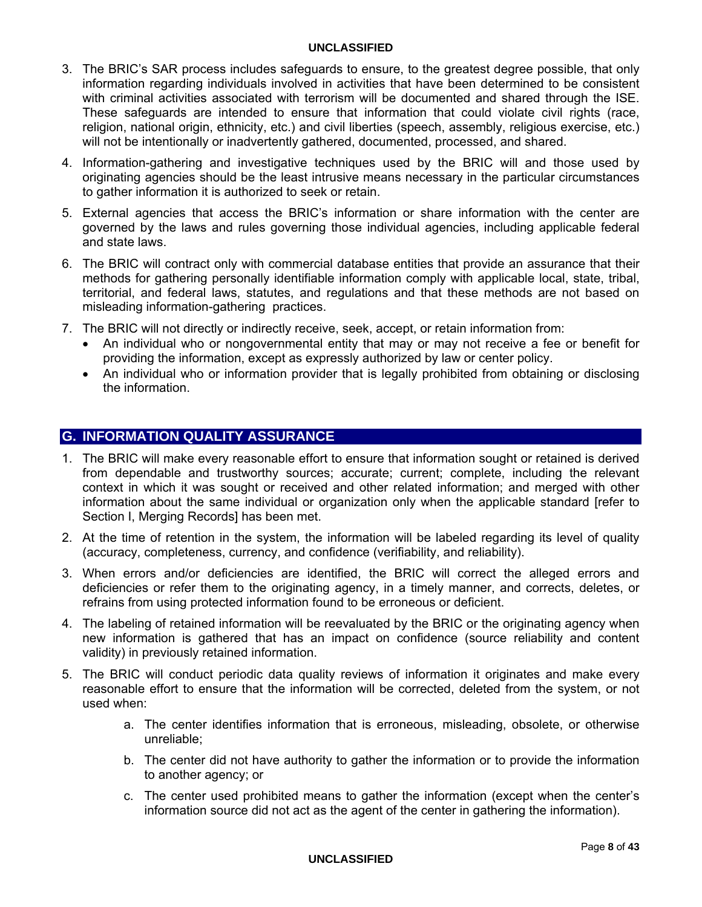3. The BRIC's SAR process includes safeguards to ensure, to the greatest degree possible, that only information regarding individuals involved in activities that have been determined to be consistent with criminal activities associated with terrorism will be documented and shared through the ISE. These safeguards are intended to ensure that information that could violate civil rights (race, religion, national origin, ethnicity, etc.) and civil liberties (speech, assembly, religious exercise, etc.) will not be intentionally or inadvertently gathered, documented, processed, and shared.
4. Information-gathering and investigative techniques used by the BRIC will and those used by originating agencies should be the least intrusive means necessary in the particular circumstances to gather information it is authorized to seek or retain.
5. External agencies that access the BRIC's information or share information with the center are governed by the laws and rules governing those individual agencies, including applicable federal and state laws.
6. The BRIC will contract only with commercial database entities that provide an assurance that their methods for gathering personally identifiable information comply with applicable local, state, tribal, territorial, and federal laws, statutes, and regulations and that these methods are not based on misleading information-gathering practices.
7. The BRIC will not directly or indirectly receive, seek, accept, or retain information from:
   - An individual who or nongovernmental entity that may or may not receive a fee or benefit for providing the information, except as expressly authorized by law or center policy.
   - An individual who or information provider that is legally prohibited from obtaining or disclosing the information.

## G. INFORMATION QUALITY ASSURANCE

1. The BRIC will make every reasonable effort to ensure that information sought or retained is derived from dependable and trustworthy sources; accurate; current; complete, including the relevant context in which it was sought or received and other related information; and merged with other information about the same individual or organization only when the applicable standard [refer to Section I, Merging Records] has been met.
2. At the time of retention in the system, the information will be labeled regarding its level of quality (accuracy, completeness, currency, and confidence (verifiability, and reliability).
3. When errors and/or deficiencies are identified, the BRIC will correct the alleged errors and deficiencies or refer them to the originating agency, in a timely manner, and corrects, deletes, or refrains from using protected information found to be erroneous or deficient.
4. The labeling of retained information will be reevaluated by the BRIC or the originating agency when new information is gathered that has an impact on confidence (source reliability and content validity) in previously retained information.
5. The BRIC will conduct periodic data quality reviews of information it originates and make every reasonable effort to ensure that the information will be corrected, deleted from the system, or not used when:
   a. The center identifies information that is erroneous, misleading, obsolete, or otherwise unreliable;
   b. The center did not have authority to gather the information or to provide the information to another agency; or
   c. The center used prohibited means to gather the information (except when the center's information source did not act as the agent of the center in gathering the information).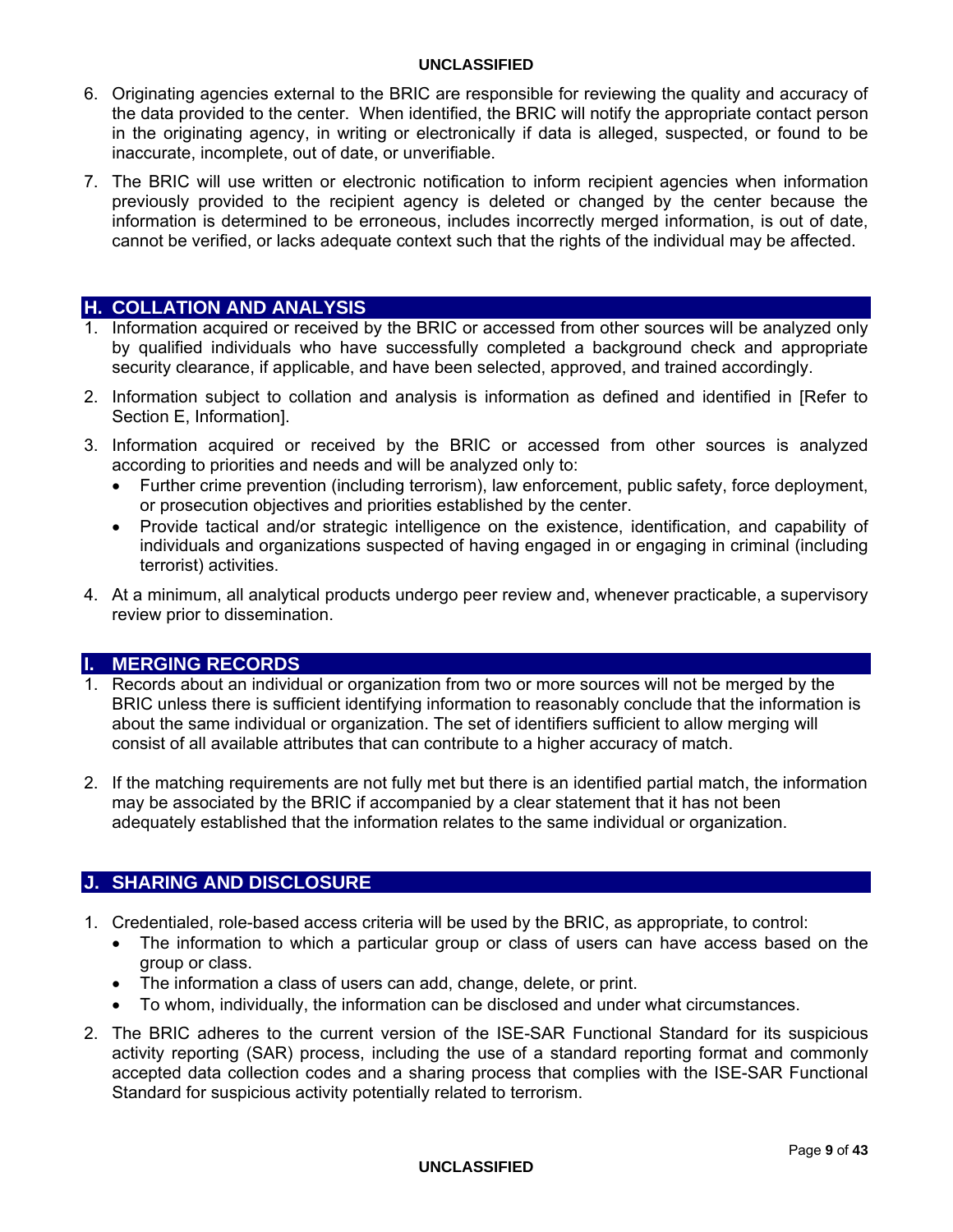6. Originating agencies external to the BRIC are responsible for reviewing the quality and accuracy of the data provided to the center. When identified, the BRIC will notify the appropriate contact person in the originating agency, in writing or electronically if data is alleged, suspected, or found to be inaccurate, incomplete, out of date, or unverifiable.

7. The BRIC will use written or electronic notification to inform recipient agencies when information previously provided to the recipient agency is deleted or changed by the center because the information is determined to be erroneous, includes incorrectly merged information, is out of date, cannot be verified, or lacks adequate context such that the rights of the individual may be affected.

## H. COLLATION AND ANALYSIS

1. Information acquired or received by the BRIC or accessed from other sources will be analyzed only by qualified individuals who have successfully completed a background check and appropriate security clearance, if applicable, and have been selected, approved, and trained accordingly.

2. Information subject to collation and analysis is information as defined and identified in [Refer to Section E, Information].

3. Information acquired or received by the BRIC or accessed from other sources is analyzed according to priorities and needs and will be analyzed only to:
   - Further crime prevention (including terrorism), law enforcement, public safety, force deployment, or prosecution objectives and priorities established by the center.
   - Provide tactical and/or strategic intelligence on the existence, identification, and capability of individuals and organizations suspected of having engaged in or engaging in criminal (including terrorist) activities.

4. At a minimum, all analytical products undergo peer review and, whenever practicable, a supervisory review prior to dissemination.

## I. MERGING RECORDS

1. Records about an individual or organization from two or more sources will not be merged by the BRIC unless there is sufficient identifying information to reasonably conclude that the information is about the same individual or organization. The set of identifiers sufficient to allow merging will consist of all available attributes that can contribute to a higher accuracy of match.

2. If the matching requirements are not fully met but there is an identified partial match, the information may be associated by the BRIC if accompanied by a clear statement that it has not been adequately established that the information relates to the same individual or organization.

## J. SHARING AND DISCLOSURE

1. Credentialed, role-based access criteria will be used by the BRIC, as appropriate, to control:
   - The information to which a particular group or class of users can have access based on the group or class.
   - The information a class of users can add, change, delete, or print.
   - To whom, individually, the information can be disclosed and under what circumstances.

2. The BRIC adheres to the current version of the ISE-SAR Functional Standard for its suspicious activity reporting (SAR) process, including the use of a standard reporting format and commonly accepted data collection codes and a sharing process that complies with the ISE-SAR Functional Standard for suspicious activity potentially related to terrorism.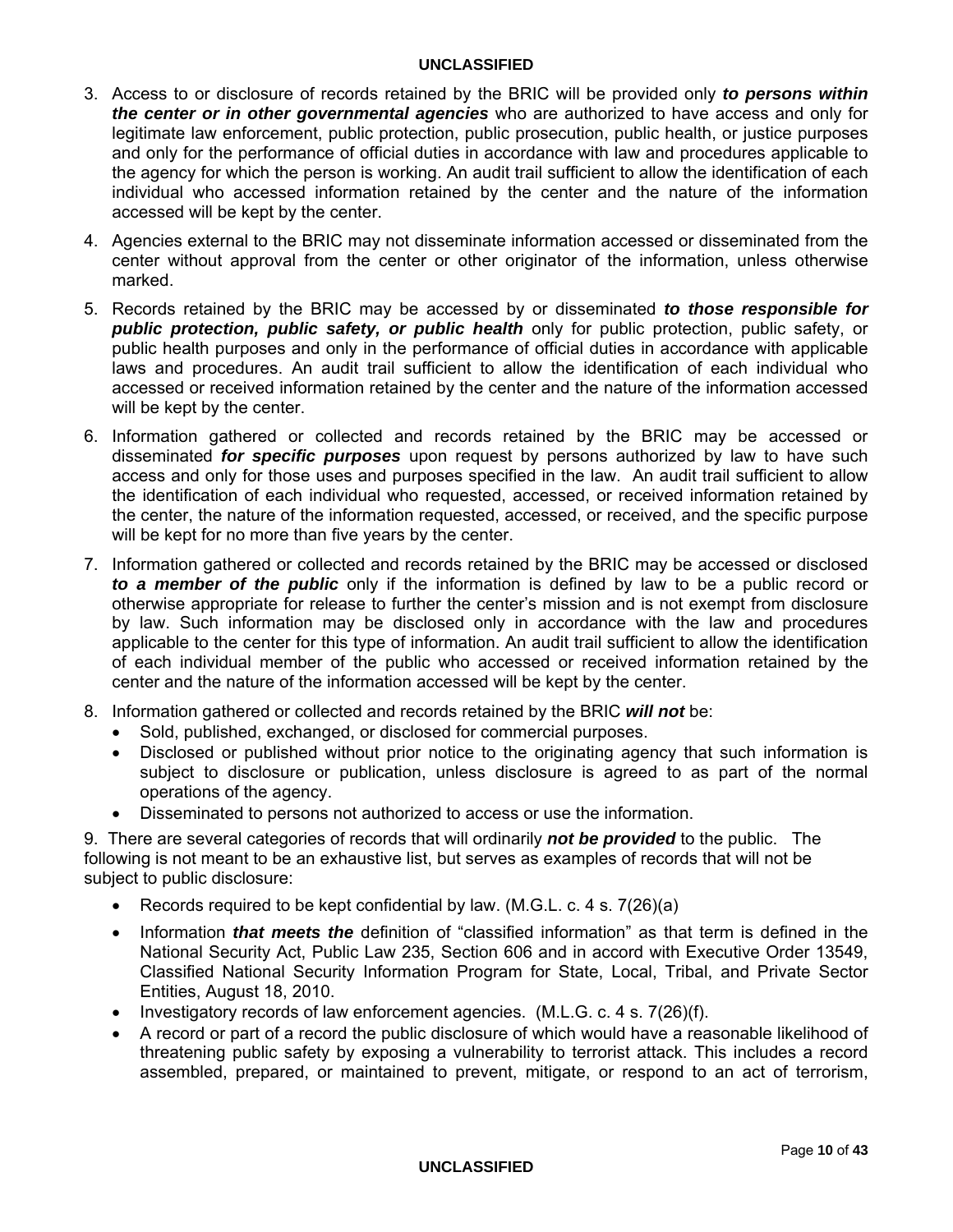3. Access to or disclosure of records retained by the BRIC will be provided only ***to persons within the center or in other governmental agencies*** who are authorized to have access and only for legitimate law enforcement, public protection, public prosecution, public health, or justice purposes and only for the performance of official duties in accordance with law and procedures applicable to the agency for which the person is working. An audit trail sufficient to allow the identification of each individual who accessed information retained by the center and the nature of the information accessed will be kept by the center.

4. Agencies external to the BRIC may not disseminate information accessed or disseminated from the center without approval from the center or other originator of the information, unless otherwise marked.

5. Records retained by the BRIC may be accessed by or disseminated ***to those responsible for public protection, public safety, or public health*** only for public protection, public safety, or public health purposes and only in the performance of official duties in accordance with applicable laws and procedures. An audit trail sufficient to allow the identification of each individual who accessed or received information retained by the center and the nature of the information accessed will be kept by the center.

6. Information gathered or collected and records retained by the BRIC may be accessed or disseminated ***for specific purposes*** upon request by persons authorized by law to have such access and only for those uses and purposes specified in the law. An audit trail sufficient to allow the identification of each individual who requested, accessed, or received information retained by the center, the nature of the information requested, accessed, or received, and the specific purpose will be kept for no more than five years by the center.

7. Information gathered or collected and records retained by the BRIC may be accessed or disclosed ***to a member of the public*** only if the information is defined by law to be a public record or otherwise appropriate for release to further the center's mission and is not exempt from disclosure by law. Such information may be disclosed only in accordance with the law and procedures applicable to the center for this type of information. An audit trail sufficient to allow the identification of each individual member of the public who accessed or received information retained by the center and the nature of the information accessed will be kept by the center.

8. Information gathered or collected and records retained by the BRIC ***will not*** be:
   - Sold, published, exchanged, or disclosed for commercial purposes.
   - Disclosed or published without prior notice to the originating agency that such information is subject to disclosure or publication, unless disclosure is agreed to as part of the normal operations of the agency.
   - Disseminated to persons not authorized to access or use the information.

9. There are several categories of records that will ordinarily ***not be provided*** to the public. The following is not meant to be an exhaustive list, but serves as examples of records that will not be subject to public disclosure:

   - Records required to be kept confidential by law. (M.G.L. c. 4 s. 7(26)(a)
   - Information ***that meets the*** definition of "classified information" as that term is defined in the National Security Act, Public Law 235, Section 606 and in accord with Executive Order 13549, Classified National Security Information Program for State, Local, Tribal, and Private Sector Entities, August 18, 2010.
   - Investigatory records of law enforcement agencies. (M.L.G. c. 4 s. 7(26)(f).
   - A record or part of a record the public disclosure of which would have a reasonable likelihood of threatening public safety by exposing a vulnerability to terrorist attack. This includes a record assembled, prepared, or maintained to prevent, mitigate, or respond to an act of terrorism,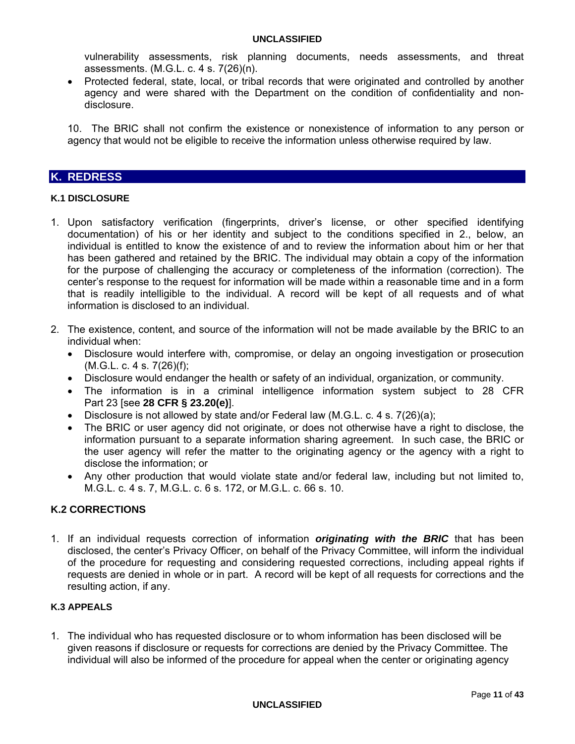vulnerability assessments, risk planning documents, needs assessments, and threat assessments. (M.G.L. c. 4 s. 7(26)(n).

- Protected federal, state, local, or tribal records that were originated and controlled by another agency and were shared with the Department on the condition of confidentiality and non-disclosure.

10. The BRIC shall not confirm the existence or nonexistence of information to any person or agency that would not be eligible to receive the information unless otherwise required by law.

## K. REDRESS

### K.1 DISCLOSURE

1. Upon satisfactory verification (fingerprints, driver's license, or other specified identifying documentation) of his or her identity and subject to the conditions specified in 2., below, an individual is entitled to know the existence of and to review the information about him or her that has been gathered and retained by the BRIC. The individual may obtain a copy of the information for the purpose of challenging the accuracy or completeness of the information (correction). The center's response to the request for information will be made within a reasonable time and in a form that is readily intelligible to the individual. A record will be kept of all requests and of what information is disclosed to an individual.

2. The existence, content, and source of the information will not be made available by the BRIC to an individual when:
   - Disclosure would interfere with, compromise, or delay an ongoing investigation or prosecution (M.G.L. c. 4 s. 7(26)(f);
   - Disclosure would endanger the health or safety of an individual, organization, or community.
   - The information is in a criminal intelligence information system subject to 28 CFR Part 23 [see **28 CFR § 23.20(e)**].
   - Disclosure is not allowed by state and/or Federal law (M.G.L. c. 4 s. 7(26)(a);
   - The BRIC or user agency did not originate, or does not otherwise have a right to disclose, the information pursuant to a separate information sharing agreement. In such case, the BRIC or the user agency will refer the matter to the originating agency or the agency with a right to disclose the information; or
   - Any other production that would violate state and/or federal law, including but not limited to, M.G.L. c. 4 s. 7, M.G.L. c. 6 s. 172, or M.G.L. c. 66 s. 10.

### K.2 CORRECTIONS

1. If an individual requests correction of information ***originating with the BRIC*** that has been disclosed, the center's Privacy Officer, on behalf of the Privacy Committee, will inform the individual of the procedure for requesting and considering requested corrections, including appeal rights if requests are denied in whole or in part. A record will be kept of all requests for corrections and the resulting action, if any.

### K.3 APPEALS

1. The individual who has requested disclosure or to whom information has been disclosed will be given reasons if disclosure or requests for corrections are denied by the Privacy Committee. The individual will also be informed of the procedure for appeal when the center or originating agency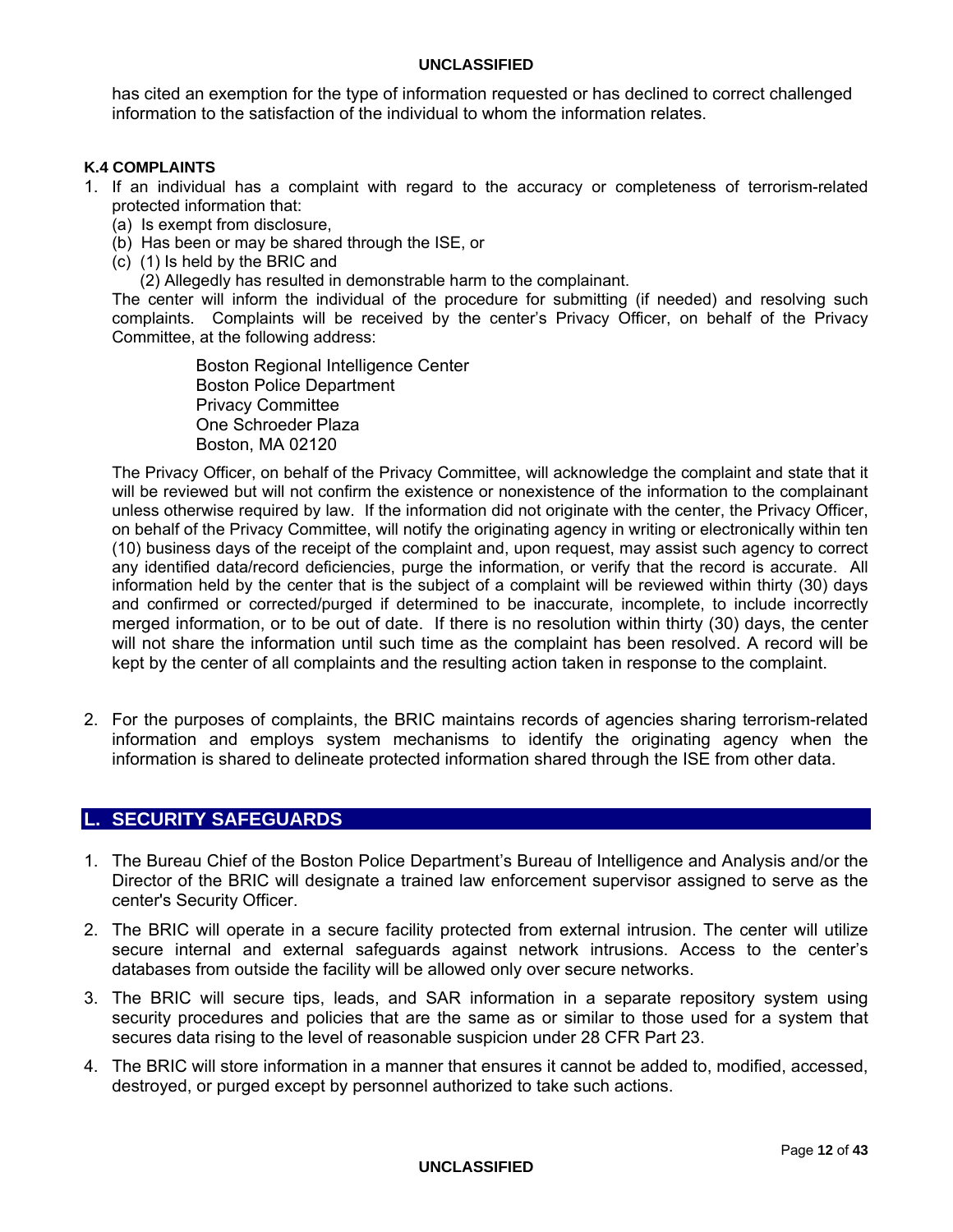has cited an exemption for the type of information requested or has declined to correct challenged information to the satisfaction of the individual to whom the information relates.

#### K.4 COMPLAINTS

1. If an individual has a complaint with regard to the accuracy or completeness of terrorism-related protected information that:
   (a) Is exempt from disclosure,
   (b) Has been or may be shared through the ISE, or
   (c) (1) Is held by the BRIC and
   (2) Allegedly has resulted in demonstrable harm to the complainant.

   The center will inform the individual of the procedure for submitting (if needed) and resolving such complaints. Complaints will be received by the center's Privacy Officer, on behalf of the Privacy Committee, at the following address:

   Boston Regional Intelligence Center
   Boston Police Department
   Privacy Committee
   One Schroeder Plaza
   Boston, MA 02120

   The Privacy Officer, on behalf of the Privacy Committee, will acknowledge the complaint and state that it will be reviewed but will not confirm the existence or nonexistence of the information to the complainant unless otherwise required by law. If the information did not originate with the center, the Privacy Officer, on behalf of the Privacy Committee, will notify the originating agency in writing or electronically within ten (10) business days of the receipt of the complaint and, upon request, may assist such agency to correct any identified data/record deficiencies, purge the information, or verify that the record is accurate. All information held by the center that is the subject of a complaint will be reviewed within thirty (30) days and confirmed or corrected/purged if determined to be inaccurate, incomplete, to include incorrectly merged information, or to be out of date. If there is no resolution within thirty (30) days, the center will not share the information until such time as the complaint has been resolved. A record will be kept by the center of all complaints and the resulting action taken in response to the complaint.

2. For the purposes of complaints, the BRIC maintains records of agencies sharing terrorism-related information and employs system mechanisms to identify the originating agency when the information is shared to delineate protected information shared through the ISE from other data.

## L. SECURITY SAFEGUARDS

1. The Bureau Chief of the Boston Police Department's Bureau of Intelligence and Analysis and/or the Director of the BRIC will designate a trained law enforcement supervisor assigned to serve as the center's Security Officer.
2. The BRIC will operate in a secure facility protected from external intrusion. The center will utilize secure internal and external safeguards against network intrusions. Access to the center's databases from outside the facility will be allowed only over secure networks.
3. The BRIC will secure tips, leads, and SAR information in a separate repository system using security procedures and policies that are the same as or similar to those used for a system that secures data rising to the level of reasonable suspicion under 28 CFR Part 23.
4. The BRIC will store information in a manner that ensures it cannot be added to, modified, accessed, destroyed, or purged except by personnel authorized to take such actions.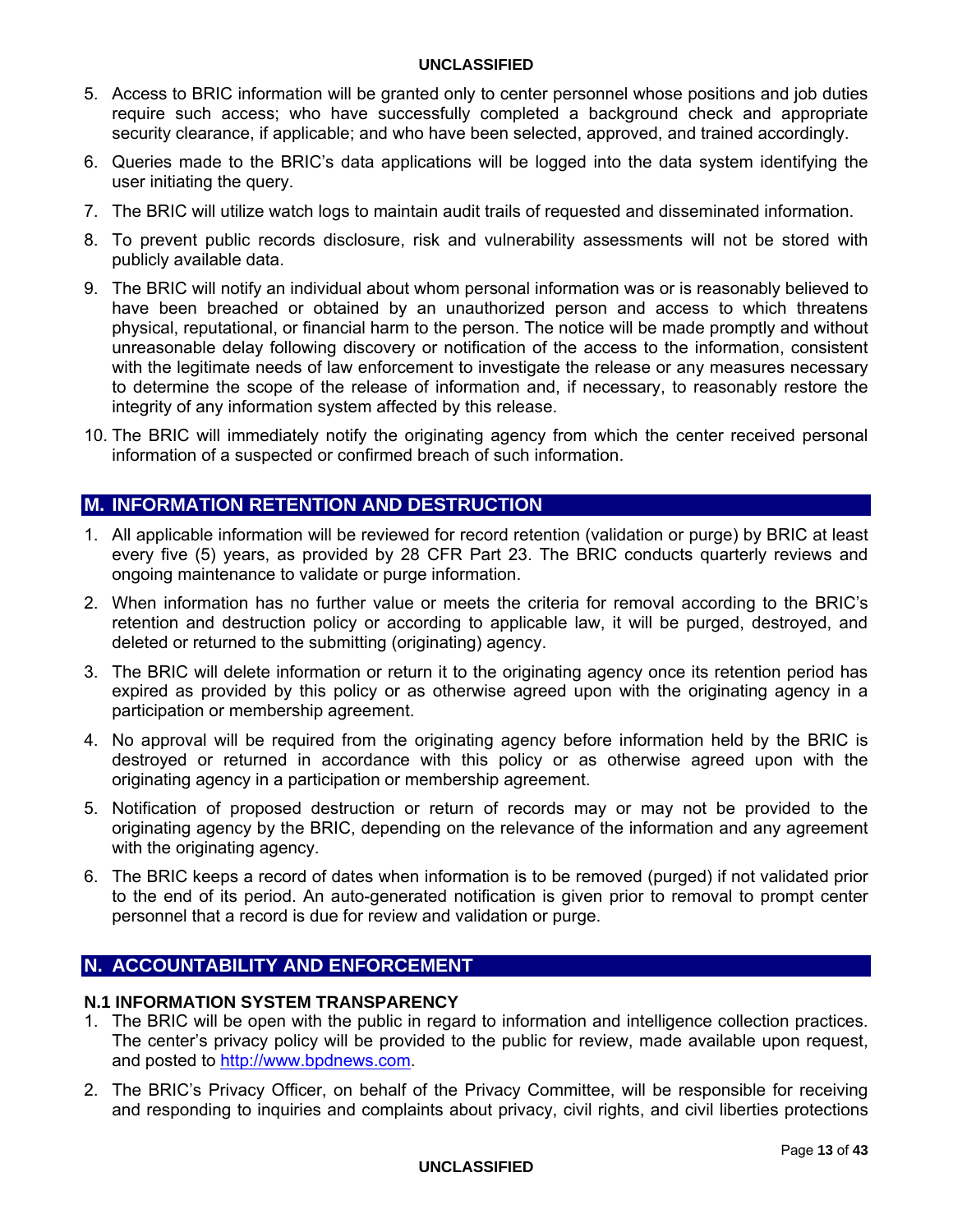5. Access to BRIC information will be granted only to center personnel whose positions and job duties require such access; who have successfully completed a background check and appropriate security clearance, if applicable; and who have been selected, approved, and trained accordingly.
6. Queries made to the BRIC's data applications will be logged into the data system identifying the user initiating the query.
7. The BRIC will utilize watch logs to maintain audit trails of requested and disseminated information.
8. To prevent public records disclosure, risk and vulnerability assessments will not be stored with publicly available data.
9. The BRIC will notify an individual about whom personal information was or is reasonably believed to have been breached or obtained by an unauthorized person and access to which threatens physical, reputational, or financial harm to the person. The notice will be made promptly and without unreasonable delay following discovery or notification of the access to the information, consistent with the legitimate needs of law enforcement to investigate the release or any measures necessary to determine the scope of the release of information and, if necessary, to reasonably restore the integrity of any information system affected by this release.
10. The BRIC will immediately notify the originating agency from which the center received personal information of a suspected or confirmed breach of such information.

## M. INFORMATION RETENTION AND DESTRUCTION

1. All applicable information will be reviewed for record retention (validation or purge) by BRIC at least every five (5) years, as provided by 28 CFR Part 23. The BRIC conducts quarterly reviews and ongoing maintenance to validate or purge information.
2. When information has no further value or meets the criteria for removal according to the BRIC's retention and destruction policy or according to applicable law, it will be purged, destroyed, and deleted or returned to the submitting (originating) agency.
3. The BRIC will delete information or return it to the originating agency once its retention period has expired as provided by this policy or as otherwise agreed upon with the originating agency in a participation or membership agreement.
4. No approval will be required from the originating agency before information held by the BRIC is destroyed or returned in accordance with this policy or as otherwise agreed upon with the originating agency in a participation or membership agreement.
5. Notification of proposed destruction or return of records may or may not be provided to the originating agency by the BRIC, depending on the relevance of the information and any agreement with the originating agency.
6. The BRIC keeps a record of dates when information is to be removed (purged) if not validated prior to the end of its period. An auto-generated notification is given prior to removal to prompt center personnel that a record is due for review and validation or purge.

## N. ACCOUNTABILITY AND ENFORCEMENT

### N.1 INFORMATION SYSTEM TRANSPARENCY

1. The BRIC will be open with the public in regard to information and intelligence collection practices. The center's privacy policy will be provided to the public for review, made available upon request, and posted to http://www.bpdnews.com.
2. The BRIC's Privacy Officer, on behalf of the Privacy Committee, will be responsible for receiving and responding to inquiries and complaints about privacy, civil rights, and civil liberties protections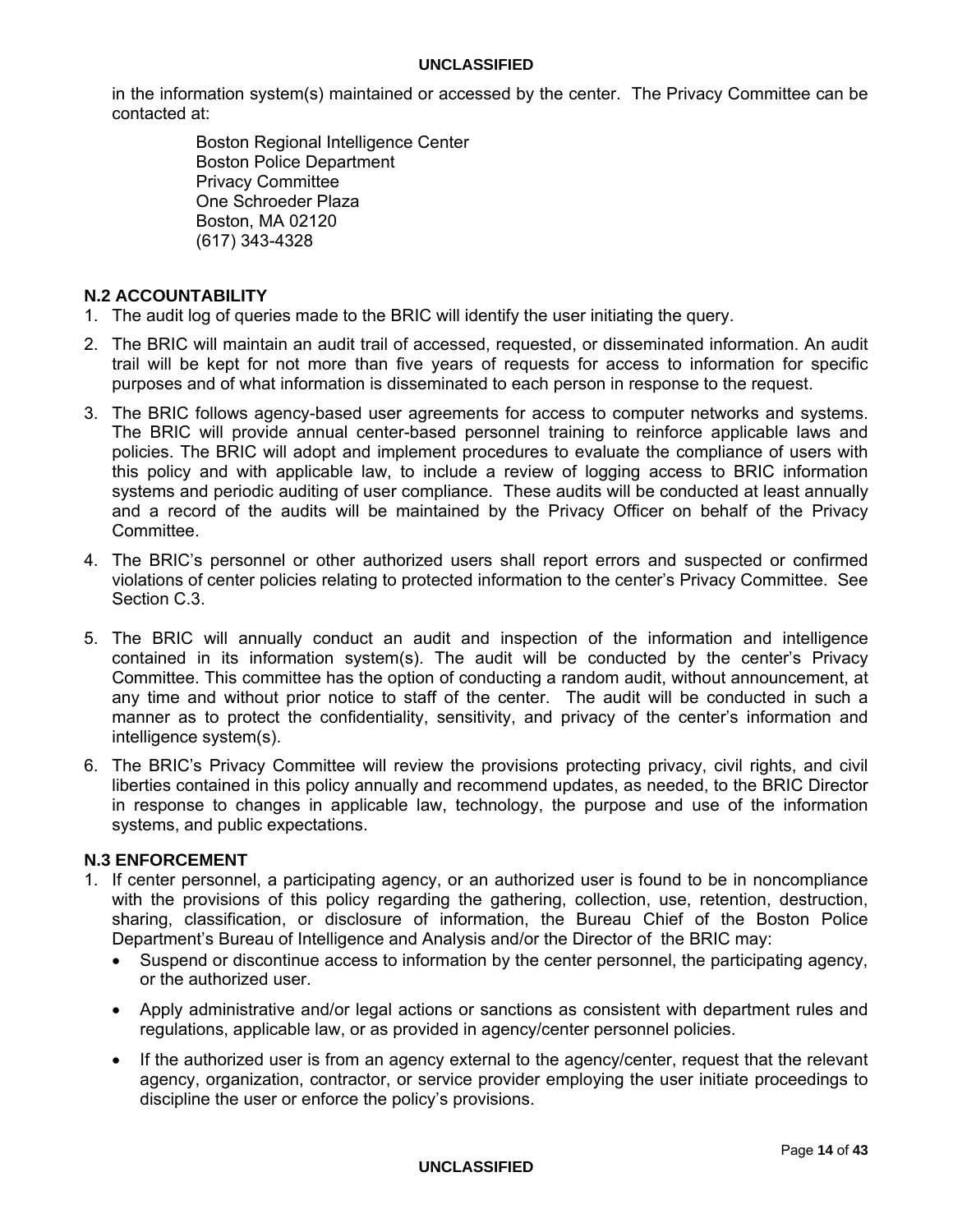in the information system(s) maintained or accessed by the center. The Privacy Committee can be contacted at:

Boston Regional Intelligence Center
Boston Police Department
Privacy Committee
One Schroeder Plaza
Boston, MA 02120
(617) 343-4328

**N.2 ACCOUNTABILITY**

1. The audit log of queries made to the BRIC will identify the user initiating the query.
2. The BRIC will maintain an audit trail of accessed, requested, or disseminated information. An audit trail will be kept for not more than five years of requests for access to information for specific purposes and of what information is disseminated to each person in response to the request.
3. The BRIC follows agency-based user agreements for access to computer networks and systems. The BRIC will provide annual center-based personnel training to reinforce applicable laws and policies. The BRIC will adopt and implement procedures to evaluate the compliance of users with this policy and with applicable law, to include a review of logging access to BRIC information systems and periodic auditing of user compliance. These audits will be conducted at least annually and a record of the audits will be maintained by the Privacy Officer on behalf of the Privacy Committee.
4. The BRIC's personnel or other authorized users shall report errors and suspected or confirmed violations of center policies relating to protected information to the center's Privacy Committee. See Section C.3.
5. The BRIC will annually conduct an audit and inspection of the information and intelligence contained in its information system(s). The audit will be conducted by the center's Privacy Committee. This committee has the option of conducting a random audit, without announcement, at any time and without prior notice to staff of the center. The audit will be conducted in such a manner as to protect the confidentiality, sensitivity, and privacy of the center's information and intelligence system(s).
6. The BRIC's Privacy Committee will review the provisions protecting privacy, civil rights, and civil liberties contained in this policy annually and recommend updates, as needed, to the BRIC Director in response to changes in applicable law, technology, the purpose and use of the information systems, and public expectations.

**N.3 ENFORCEMENT**

1. If center personnel, a participating agency, or an authorized user is found to be in noncompliance with the provisions of this policy regarding the gathering, collection, use, retention, destruction, sharing, classification, or disclosure of information, the Bureau Chief of the Boston Police Department's Bureau of Intelligence and Analysis and/or the Director of the BRIC may:
   - Suspend or discontinue access to information by the center personnel, the participating agency, or the authorized user.
   - Apply administrative and/or legal actions or sanctions as consistent with department rules and regulations, applicable law, or as provided in agency/center personnel policies.
   - If the authorized user is from an agency external to the agency/center, request that the relevant agency, organization, contractor, or service provider employing the user initiate proceedings to discipline the user or enforce the policy's provisions.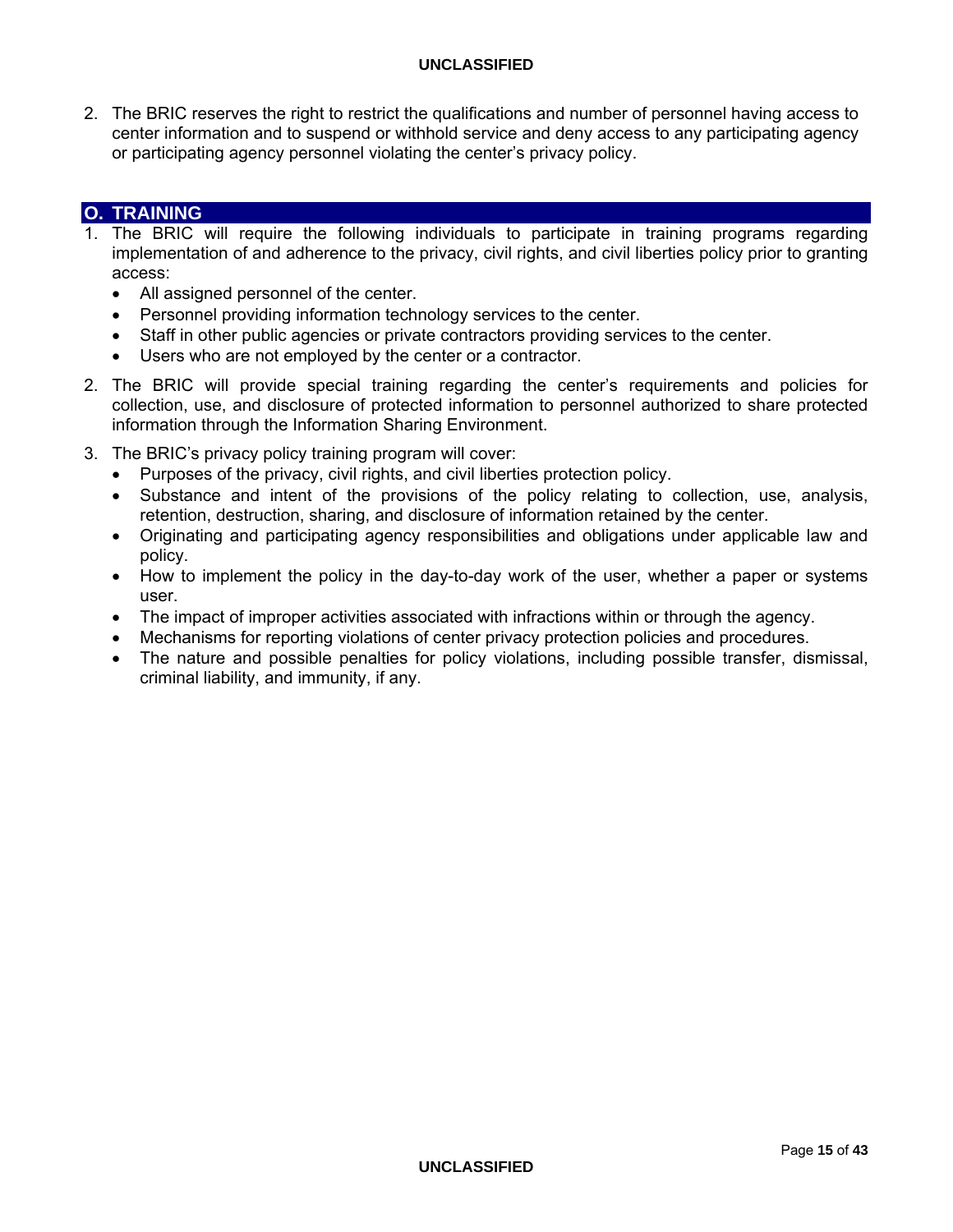2. The BRIC reserves the right to restrict the qualifications and number of personnel having access to center information and to suspend or withhold service and deny access to any participating agency or participating agency personnel violating the center's privacy policy.

## O. TRAINING

1. The BRIC will require the following individuals to participate in training programs regarding implementation of and adherence to the privacy, civil rights, and civil liberties policy prior to granting access:
   - All assigned personnel of the center.
   - Personnel providing information technology services to the center.
   - Staff in other public agencies or private contractors providing services to the center.
   - Users who are not employed by the center or a contractor.

2. The BRIC will provide special training regarding the center's requirements and policies for collection, use, and disclosure of protected information to personnel authorized to share protected information through the Information Sharing Environment.

3. The BRIC's privacy policy training program will cover:
   - Purposes of the privacy, civil rights, and civil liberties protection policy.
   - Substance and intent of the provisions of the policy relating to collection, use, analysis, retention, destruction, sharing, and disclosure of information retained by the center.
   - Originating and participating agency responsibilities and obligations under applicable law and policy.
   - How to implement the policy in the day-to-day work of the user, whether a paper or systems user.
   - The impact of improper activities associated with infractions within or through the agency.
   - Mechanisms for reporting violations of center privacy protection policies and procedures.
   - The nature and possible penalties for policy violations, including possible transfer, dismissal, criminal liability, and immunity, if any.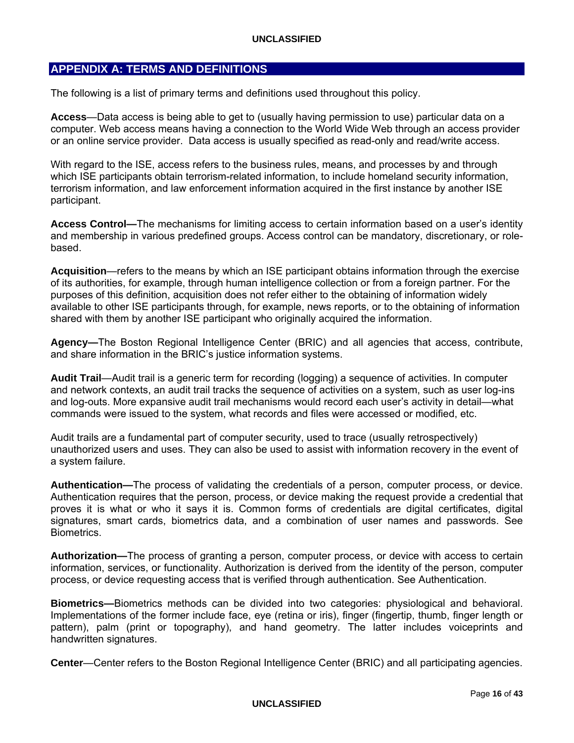## APPENDIX A: TERMS AND DEFINITIONS

The following is a list of primary terms and definitions used throughout this policy.

**Access**—Data access is being able to get to (usually having permission to use) particular data on a computer. Web access means having a connection to the World Wide Web through an access provider or an online service provider. Data access is usually specified as read-only and read/write access.

With regard to the ISE, access refers to the business rules, means, and processes by and through which ISE participants obtain terrorism-related information, to include homeland security information, terrorism information, and law enforcement information acquired in the first instance by another ISE participant.

**Access Control—**The mechanisms for limiting access to certain information based on a user's identity and membership in various predefined groups. Access control can be mandatory, discretionary, or role-based.

**Acquisition**—refers to the means by which an ISE participant obtains information through the exercise of its authorities, for example, through human intelligence collection or from a foreign partner. For the purposes of this definition, acquisition does not refer either to the obtaining of information widely available to other ISE participants through, for example, news reports, or to the obtaining of information shared with them by another ISE participant who originally acquired the information.

**Agency—**The Boston Regional Intelligence Center (BRIC) and all agencies that access, contribute, and share information in the BRIC's justice information systems.

**Audit Trail**—Audit trail is a generic term for recording (logging) a sequence of activities. In computer and network contexts, an audit trail tracks the sequence of activities on a system, such as user log-ins and log-outs. More expansive audit trail mechanisms would record each user's activity in detail—what commands were issued to the system, what records and files were accessed or modified, etc.

Audit trails are a fundamental part of computer security, used to trace (usually retrospectively) unauthorized users and uses. They can also be used to assist with information recovery in the event of a system failure.

**Authentication—**The process of validating the credentials of a person, computer process, or device. Authentication requires that the person, process, or device making the request provide a credential that proves it is what or who it says it is. Common forms of credentials are digital certificates, digital signatures, smart cards, biometrics data, and a combination of user names and passwords. See Biometrics.

**Authorization—**The process of granting a person, computer process, or device with access to certain information, services, or functionality. Authorization is derived from the identity of the person, computer process, or device requesting access that is verified through authentication. See Authentication.

**Biometrics—**Biometrics methods can be divided into two categories: physiological and behavioral. Implementations of the former include face, eye (retina or iris), finger (fingertip, thumb, finger length or pattern), palm (print or topography), and hand geometry. The latter includes voiceprints and handwritten signatures.

**Center**—Center refers to the Boston Regional Intelligence Center (BRIC) and all participating agencies.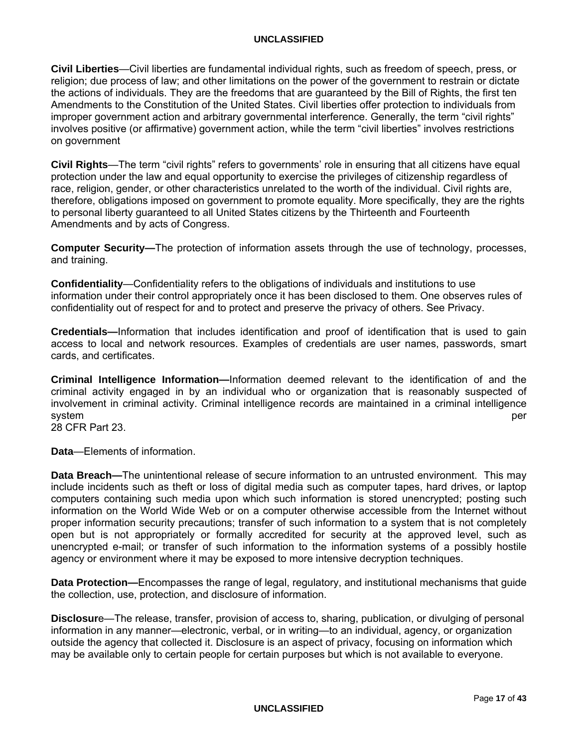**Civil Liberties**—Civil liberties are fundamental individual rights, such as freedom of speech, press, or religion; due process of law; and other limitations on the power of the government to restrain or dictate the actions of individuals. They are the freedoms that are guaranteed by the Bill of Rights, the first ten Amendments to the Constitution of the United States. Civil liberties offer protection to individuals from improper government action and arbitrary governmental interference. Generally, the term "civil rights" involves positive (or affirmative) government action, while the term "civil liberties" involves restrictions on government

**Civil Rights**—The term "civil rights" refers to governments' role in ensuring that all citizens have equal protection under the law and equal opportunity to exercise the privileges of citizenship regardless of race, religion, gender, or other characteristics unrelated to the worth of the individual. Civil rights are, therefore, obligations imposed on government to promote equality. More specifically, they are the rights to personal liberty guaranteed to all United States citizens by the Thirteenth and Fourteenth Amendments and by acts of Congress.

**Computer Security—**The protection of information assets through the use of technology, processes, and training.

**Confidentiality**—Confidentiality refers to the obligations of individuals and institutions to use information under their control appropriately once it has been disclosed to them. One observes rules of confidentiality out of respect for and to protect and preserve the privacy of others. See Privacy.

**Credentials—**Information that includes identification and proof of identification that is used to gain access to local and network resources. Examples of credentials are user names, passwords, smart cards, and certificates.

**Criminal Intelligence Information—**Information deemed relevant to the identification of and the criminal activity engaged in by an individual who or organization that is reasonably suspected of involvement in criminal activity. Criminal intelligence records are maintained in a criminal intelligence system per 28 CFR Part 23.

**Data**—Elements of information.

**Data Breach—**The unintentional release of secure information to an untrusted environment. This may include incidents such as theft or loss of digital media such as computer tapes, hard drives, or laptop computers containing such media upon which such information is stored unencrypted; posting such information on the World Wide Web or on a computer otherwise accessible from the Internet without proper information security precautions; transfer of such information to a system that is not completely open but is not appropriately or formally accredited for security at the approved level, such as unencrypted e-mail; or transfer of such information to the information systems of a possibly hostile agency or environment where it may be exposed to more intensive decryption techniques.

**Data Protection—**Encompasses the range of legal, regulatory, and institutional mechanisms that guide the collection, use, protection, and disclosure of information.

**Disclosure**—The release, transfer, provision of access to, sharing, publication, or divulging of personal information in any manner—electronic, verbal, or in writing—to an individual, agency, or organization outside the agency that collected it. Disclosure is an aspect of privacy, focusing on information which may be available only to certain people for certain purposes but which is not available to everyone.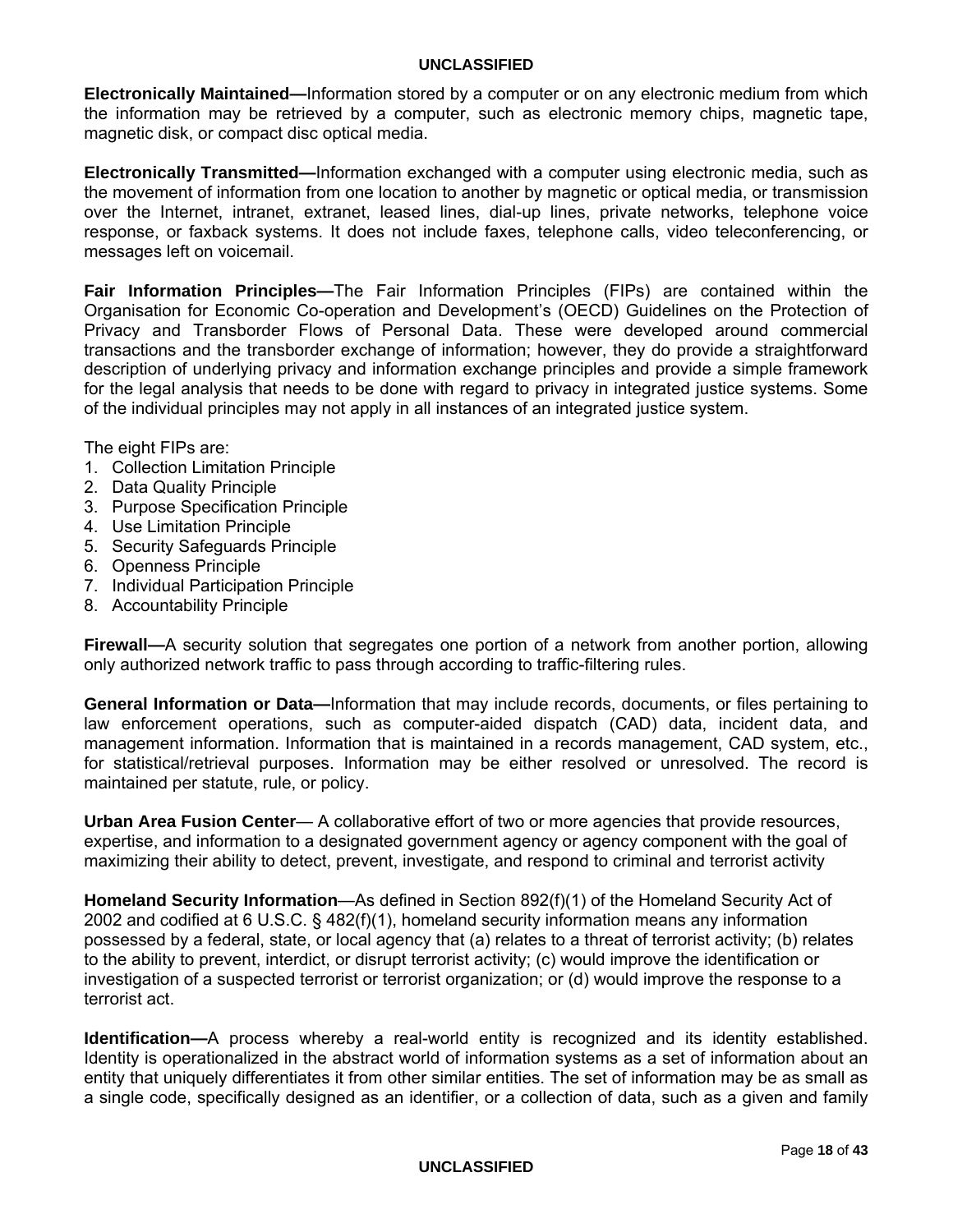**Electronically Maintained—**Information stored by a computer or on any electronic medium from which the information may be retrieved by a computer, such as electronic memory chips, magnetic tape, magnetic disk, or compact disc optical media.

**Electronically Transmitted—**Information exchanged with a computer using electronic media, such as the movement of information from one location to another by magnetic or optical media, or transmission over the Internet, intranet, extranet, leased lines, dial-up lines, private networks, telephone voice response, or faxback systems. It does not include faxes, telephone calls, video teleconferencing, or messages left on voicemail.

**Fair Information Principles—**The Fair Information Principles (FIPs) are contained within the Organisation for Economic Co-operation and Development's (OECD) Guidelines on the Protection of Privacy and Transborder Flows of Personal Data. These were developed around commercial transactions and the transborder exchange of information; however, they do provide a straightforward description of underlying privacy and information exchange principles and provide a simple framework for the legal analysis that needs to be done with regard to privacy in integrated justice systems. Some of the individual principles may not apply in all instances of an integrated justice system.

The eight FIPs are:

1. Collection Limitation Principle
2. Data Quality Principle
3. Purpose Specification Principle
4. Use Limitation Principle
5. Security Safeguards Principle
6. Openness Principle
7. Individual Participation Principle
8. Accountability Principle

**Firewall—**A security solution that segregates one portion of a network from another portion, allowing only authorized network traffic to pass through according to traffic-filtering rules.

**General Information or Data—**Information that may include records, documents, or files pertaining to law enforcement operations, such as computer-aided dispatch (CAD) data, incident data, and management information. Information that is maintained in a records management, CAD system, etc., for statistical/retrieval purposes. Information may be either resolved or unresolved. The record is maintained per statute, rule, or policy.

**Urban Area Fusion Center**— A collaborative effort of two or more agencies that provide resources, expertise, and information to a designated government agency or agency component with the goal of maximizing their ability to detect, prevent, investigate, and respond to criminal and terrorist activity

**Homeland Security Information**—As defined in Section 892(f)(1) of the Homeland Security Act of 2002 and codified at 6 U.S.C. § 482(f)(1), homeland security information means any information possessed by a federal, state, or local agency that (a) relates to a threat of terrorist activity; (b) relates to the ability to prevent, interdict, or disrupt terrorist activity; (c) would improve the identification or investigation of a suspected terrorist or terrorist organization; or (d) would improve the response to a terrorist act.

**Identification—**A process whereby a real-world entity is recognized and its identity established. Identity is operationalized in the abstract world of information systems as a set of information about an entity that uniquely differentiates it from other similar entities. The set of information may be as small as a single code, specifically designed as an identifier, or a collection of data, such as a given and family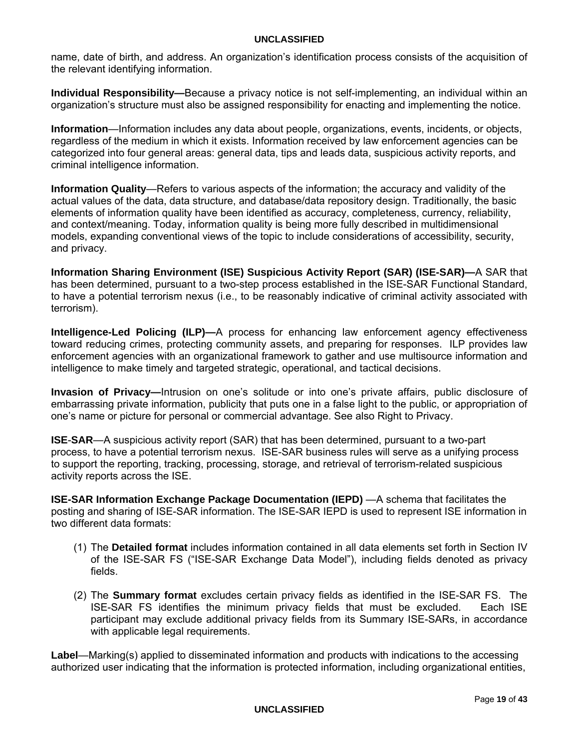name, date of birth, and address. An organization's identification process consists of the acquisition of the relevant identifying information.

**Individual Responsibility—**Because a privacy notice is not self-implementing, an individual within an organization's structure must also be assigned responsibility for enacting and implementing the notice.

**Information**—Information includes any data about people, organizations, events, incidents, or objects, regardless of the medium in which it exists. Information received by law enforcement agencies can be categorized into four general areas: general data, tips and leads data, suspicious activity reports, and criminal intelligence information.

**Information Quality**—Refers to various aspects of the information; the accuracy and validity of the actual values of the data, data structure, and database/data repository design. Traditionally, the basic elements of information quality have been identified as accuracy, completeness, currency, reliability, and context/meaning. Today, information quality is being more fully described in multidimensional models, expanding conventional views of the topic to include considerations of accessibility, security, and privacy.

**Information Sharing Environment (ISE) Suspicious Activity Report (SAR) (ISE-SAR)—**A SAR that has been determined, pursuant to a two-step process established in the ISE-SAR Functional Standard, to have a potential terrorism nexus (i.e., to be reasonably indicative of criminal activity associated with terrorism).

**Intelligence-Led Policing (ILP)—**A process for enhancing law enforcement agency effectiveness toward reducing crimes, protecting community assets, and preparing for responses. ILP provides law enforcement agencies with an organizational framework to gather and use multisource information and intelligence to make timely and targeted strategic, operational, and tactical decisions.

**Invasion of Privacy—**Intrusion on one's solitude or into one's private affairs, public disclosure of embarrassing private information, publicity that puts one in a false light to the public, or appropriation of one's name or picture for personal or commercial advantage. See also Right to Privacy.

**ISE-SAR**—A suspicious activity report (SAR) that has been determined, pursuant to a two-part process, to have a potential terrorism nexus. ISE-SAR business rules will serve as a unifying process to support the reporting, tracking, processing, storage, and retrieval of terrorism-related suspicious activity reports across the ISE.

**ISE-SAR Information Exchange Package Documentation (IEPD)** —A schema that facilitates the posting and sharing of ISE-SAR information. The ISE-SAR IEPD is used to represent ISE information in two different data formats:

(1) The **Detailed format** includes information contained in all data elements set forth in Section IV of the ISE-SAR FS ("ISE-SAR Exchange Data Model"), including fields denoted as privacy fields.

(2) The **Summary format** excludes certain privacy fields as identified in the ISE-SAR FS. The ISE-SAR FS identifies the minimum privacy fields that must be excluded. Each ISE participant may exclude additional privacy fields from its Summary ISE-SARs, in accordance with applicable legal requirements.

**Label**—Marking(s) applied to disseminated information and products with indications to the accessing authorized user indicating that the information is protected information, including organizational entities,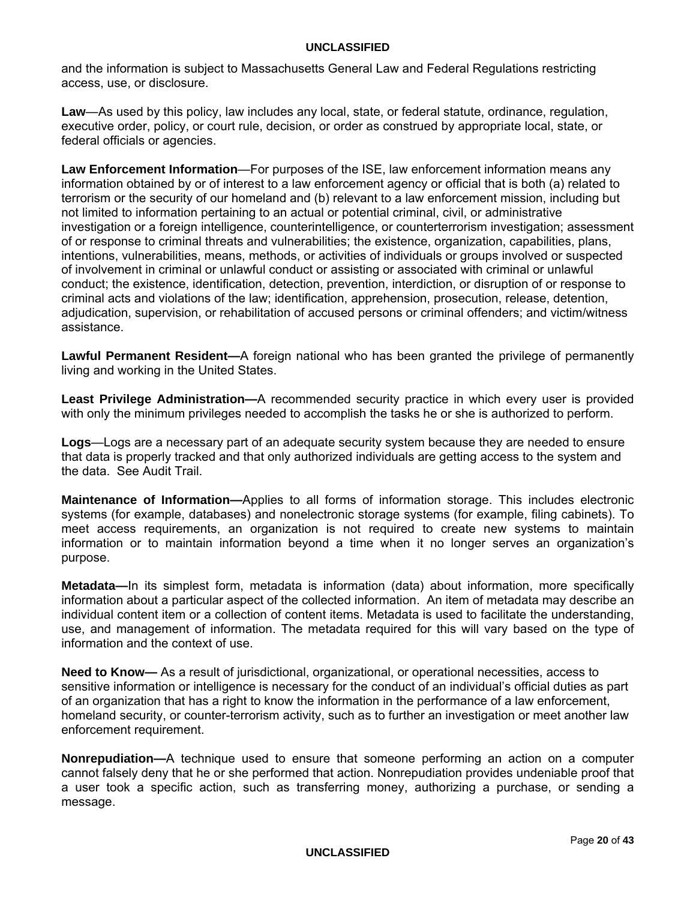and the information is subject to Massachusetts General Law and Federal Regulations restricting access, use, or disclosure.

**Law**—As used by this policy, law includes any local, state, or federal statute, ordinance, regulation, executive order, policy, or court rule, decision, or order as construed by appropriate local, state, or federal officials or agencies.

**Law Enforcement Information**—For purposes of the ISE, law enforcement information means any information obtained by or of interest to a law enforcement agency or official that is both (a) related to terrorism or the security of our homeland and (b) relevant to a law enforcement mission, including but not limited to information pertaining to an actual or potential criminal, civil, or administrative investigation or a foreign intelligence, counterintelligence, or counterterrorism investigation; assessment of or response to criminal threats and vulnerabilities; the existence, organization, capabilities, plans, intentions, vulnerabilities, means, methods, or activities of individuals or groups involved or suspected of involvement in criminal or unlawful conduct or assisting or associated with criminal or unlawful conduct; the existence, identification, detection, prevention, interdiction, or disruption of or response to criminal acts and violations of the law; identification, apprehension, prosecution, release, detention, adjudication, supervision, or rehabilitation of accused persons or criminal offenders; and victim/witness assistance.

**Lawful Permanent Resident—**A foreign national who has been granted the privilege of permanently living and working in the United States.

**Least Privilege Administration—**A recommended security practice in which every user is provided with only the minimum privileges needed to accomplish the tasks he or she is authorized to perform.

**Logs**—Logs are a necessary part of an adequate security system because they are needed to ensure that data is properly tracked and that only authorized individuals are getting access to the system and the data. See Audit Trail.

**Maintenance of Information—**Applies to all forms of information storage. This includes electronic systems (for example, databases) and nonelectronic storage systems (for example, filing cabinets). To meet access requirements, an organization is not required to create new systems to maintain information or to maintain information beyond a time when it no longer serves an organization's purpose.

**Metadata—**In its simplest form, metadata is information (data) about information, more specifically information about a particular aspect of the collected information. An item of metadata may describe an individual content item or a collection of content items. Metadata is used to facilitate the understanding, use, and management of information. The metadata required for this will vary based on the type of information and the context of use.

**Need to Know—** As a result of jurisdictional, organizational, or operational necessities, access to sensitive information or intelligence is necessary for the conduct of an individual's official duties as part of an organization that has a right to know the information in the performance of a law enforcement, homeland security, or counter-terrorism activity, such as to further an investigation or meet another law enforcement requirement.

**Nonrepudiation—**A technique used to ensure that someone performing an action on a computer cannot falsely deny that he or she performed that action. Nonrepudiation provides undeniable proof that a user took a specific action, such as transferring money, authorizing a purchase, or sending a message.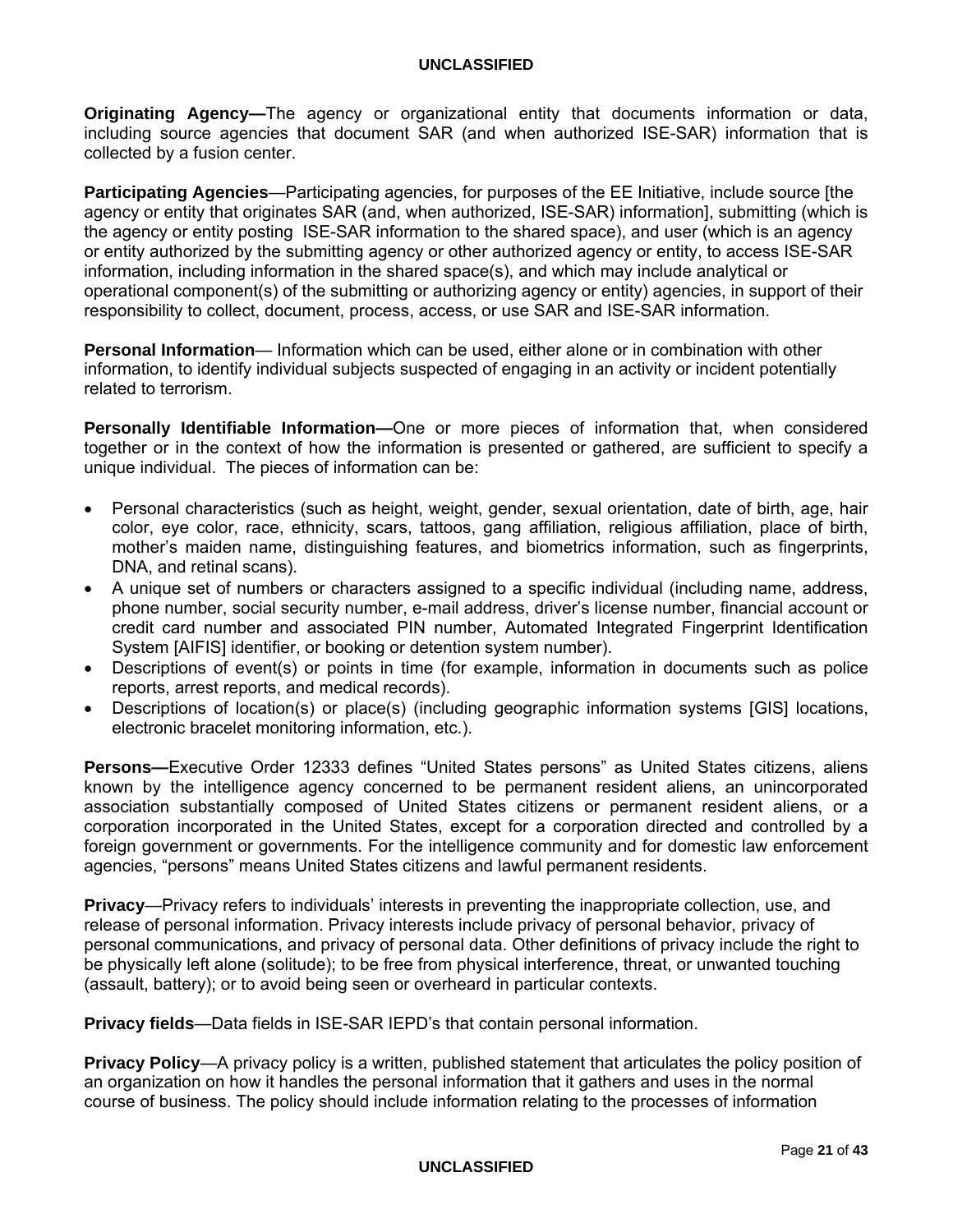**Originating Agency—**The agency or organizational entity that documents information or data, including source agencies that document SAR (and when authorized ISE-SAR) information that is collected by a fusion center.

**Participating Agencies**—Participating agencies, for purposes of the EE Initiative, include source [the agency or entity that originates SAR (and, when authorized, ISE-SAR) information], submitting (which is the agency or entity posting ISE-SAR information to the shared space), and user (which is an agency or entity authorized by the submitting agency or other authorized agency or entity, to access ISE-SAR information, including information in the shared space(s), and which may include analytical or operational component(s) of the submitting or authorizing agency or entity) agencies, in support of their responsibility to collect, document, process, access, or use SAR and ISE-SAR information.

**Personal Information**— Information which can be used, either alone or in combination with other information, to identify individual subjects suspected of engaging in an activity or incident potentially related to terrorism.

**Personally Identifiable Information—**One or more pieces of information that, when considered together or in the context of how the information is presented or gathered, are sufficient to specify a unique individual. The pieces of information can be:

- Personal characteristics (such as height, weight, gender, sexual orientation, date of birth, age, hair color, eye color, race, ethnicity, scars, tattoos, gang affiliation, religious affiliation, place of birth, mother's maiden name, distinguishing features, and biometrics information, such as fingerprints, DNA, and retinal scans).
- A unique set of numbers or characters assigned to a specific individual (including name, address, phone number, social security number, e-mail address, driver's license number, financial account or credit card number and associated PIN number, Automated Integrated Fingerprint Identification System [AIFIS] identifier, or booking or detention system number).
- Descriptions of event(s) or points in time (for example, information in documents such as police reports, arrest reports, and medical records).
- Descriptions of location(s) or place(s) (including geographic information systems [GIS] locations, electronic bracelet monitoring information, etc.).

**Persons—**Executive Order 12333 defines "United States persons" as United States citizens, aliens known by the intelligence agency concerned to be permanent resident aliens, an unincorporated association substantially composed of United States citizens or permanent resident aliens, or a corporation incorporated in the United States, except for a corporation directed and controlled by a foreign government or governments. For the intelligence community and for domestic law enforcement agencies, "persons" means United States citizens and lawful permanent residents.

**Privacy**—Privacy refers to individuals' interests in preventing the inappropriate collection, use, and release of personal information. Privacy interests include privacy of personal behavior, privacy of personal communications, and privacy of personal data. Other definitions of privacy include the right to be physically left alone (solitude); to be free from physical interference, threat, or unwanted touching (assault, battery); or to avoid being seen or overheard in particular contexts.

**Privacy fields**—Data fields in ISE-SAR IEPD's that contain personal information.

**Privacy Policy**—A privacy policy is a written, published statement that articulates the policy position of an organization on how it handles the personal information that it gathers and uses in the normal course of business. The policy should include information relating to the processes of information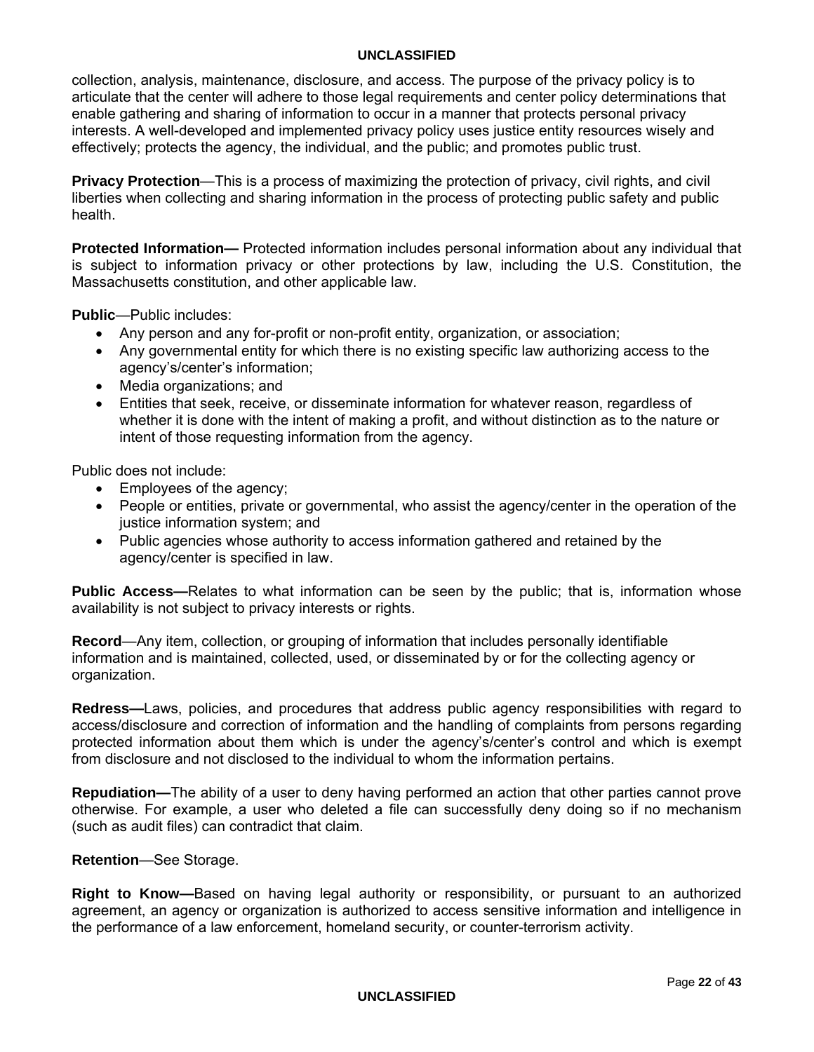collection, analysis, maintenance, disclosure, and access. The purpose of the privacy policy is to articulate that the center will adhere to those legal requirements and center policy determinations that enable gathering and sharing of information to occur in a manner that protects personal privacy interests. A well-developed and implemented privacy policy uses justice entity resources wisely and effectively; protects the agency, the individual, and the public; and promotes public trust.

**Privacy Protection**—This is a process of maximizing the protection of privacy, civil rights, and civil liberties when collecting and sharing information in the process of protecting public safety and public health.

**Protected Information—** Protected information includes personal information about any individual that is subject to information privacy or other protections by law, including the U.S. Constitution, the Massachusetts constitution, and other applicable law.

**Public**—Public includes:

- Any person and any for-profit or non-profit entity, organization, or association;
- Any governmental entity for which there is no existing specific law authorizing access to the agency's/center's information;
- Media organizations; and
- Entities that seek, receive, or disseminate information for whatever reason, regardless of whether it is done with the intent of making a profit, and without distinction as to the nature or intent of those requesting information from the agency.

Public does not include:

- Employees of the agency;
- People or entities, private or governmental, who assist the agency/center in the operation of the justice information system; and
- Public agencies whose authority to access information gathered and retained by the agency/center is specified in law.

**Public Access—**Relates to what information can be seen by the public; that is, information whose availability is not subject to privacy interests or rights.

**Record**—Any item, collection, or grouping of information that includes personally identifiable information and is maintained, collected, used, or disseminated by or for the collecting agency or organization.

**Redress—**Laws, policies, and procedures that address public agency responsibilities with regard to access/disclosure and correction of information and the handling of complaints from persons regarding protected information about them which is under the agency's/center's control and which is exempt from disclosure and not disclosed to the individual to whom the information pertains.

**Repudiation—**The ability of a user to deny having performed an action that other parties cannot prove otherwise. For example, a user who deleted a file can successfully deny doing so if no mechanism (such as audit files) can contradict that claim.

**Retention**—See Storage.

**Right to Know—**Based on having legal authority or responsibility, or pursuant to an authorized agreement, an agency or organization is authorized to access sensitive information and intelligence in the performance of a law enforcement, homeland security, or counter-terrorism activity.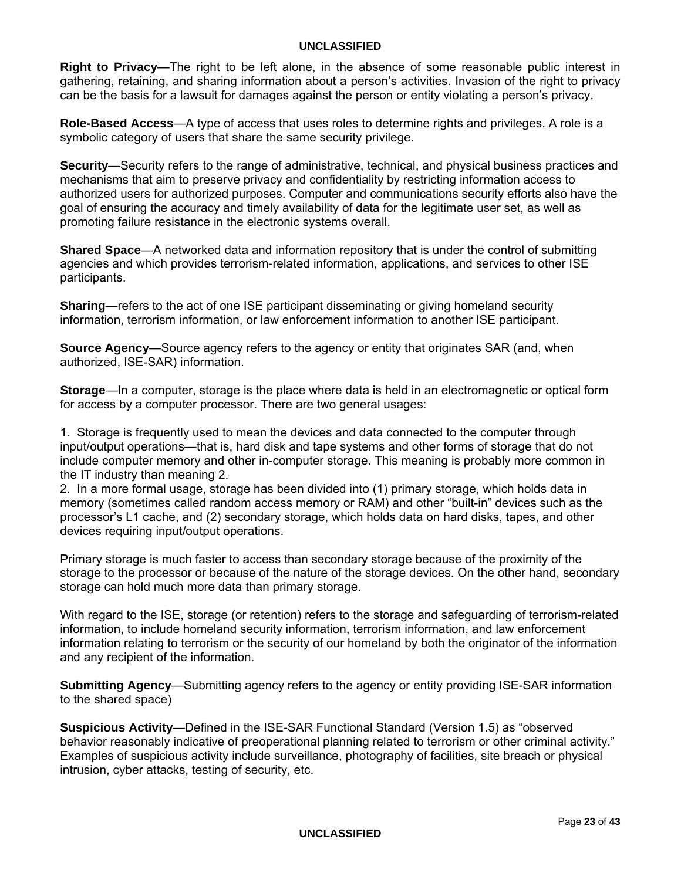**Right to Privacy—**The right to be left alone, in the absence of some reasonable public interest in gathering, retaining, and sharing information about a person's activities. Invasion of the right to privacy can be the basis for a lawsuit for damages against the person or entity violating a person's privacy.

**Role-Based Access**—A type of access that uses roles to determine rights and privileges. A role is a symbolic category of users that share the same security privilege.

**Security**—Security refers to the range of administrative, technical, and physical business practices and mechanisms that aim to preserve privacy and confidentiality by restricting information access to authorized users for authorized purposes. Computer and communications security efforts also have the goal of ensuring the accuracy and timely availability of data for the legitimate user set, as well as promoting failure resistance in the electronic systems overall.

**Shared Space**—A networked data and information repository that is under the control of submitting agencies and which provides terrorism-related information, applications, and services to other ISE participants.

**Sharing**—refers to the act of one ISE participant disseminating or giving homeland security information, terrorism information, or law enforcement information to another ISE participant.

**Source Agency**—Source agency refers to the agency or entity that originates SAR (and, when authorized, ISE-SAR) information.

**Storage**—In a computer, storage is the place where data is held in an electromagnetic or optical form for access by a computer processor. There are two general usages:

1. Storage is frequently used to mean the devices and data connected to the computer through input/output operations—that is, hard disk and tape systems and other forms of storage that do not include computer memory and other in-computer storage. This meaning is probably more common in the IT industry than meaning 2.
2. In a more formal usage, storage has been divided into (1) primary storage, which holds data in memory (sometimes called random access memory or RAM) and other "built-in" devices such as the processor's L1 cache, and (2) secondary storage, which holds data on hard disks, tapes, and other devices requiring input/output operations.

Primary storage is much faster to access than secondary storage because of the proximity of the storage to the processor or because of the nature of the storage devices. On the other hand, secondary storage can hold much more data than primary storage.

With regard to the ISE, storage (or retention) refers to the storage and safeguarding of terrorism-related information, to include homeland security information, terrorism information, and law enforcement information relating to terrorism or the security of our homeland by both the originator of the information and any recipient of the information.

**Submitting Agency**—Submitting agency refers to the agency or entity providing ISE-SAR information to the shared space)

**Suspicious Activity**—Defined in the ISE-SAR Functional Standard (Version 1.5) as "observed behavior reasonably indicative of preoperational planning related to terrorism or other criminal activity." Examples of suspicious activity include surveillance, photography of facilities, site breach or physical intrusion, cyber attacks, testing of security, etc.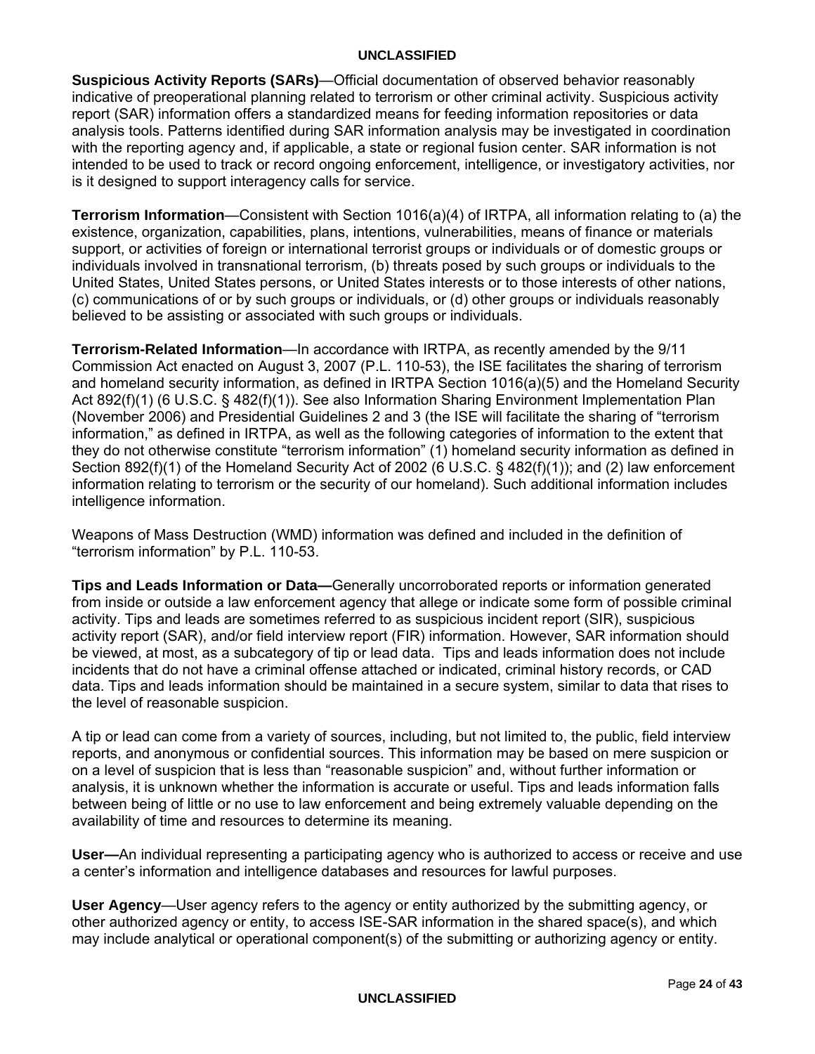**Suspicious Activity Reports (SARs)**—Official documentation of observed behavior reasonably indicative of preoperational planning related to terrorism or other criminal activity. Suspicious activity report (SAR) information offers a standardized means for feeding information repositories or data analysis tools. Patterns identified during SAR information analysis may be investigated in coordination with the reporting agency and, if applicable, a state or regional fusion center. SAR information is not intended to be used to track or record ongoing enforcement, intelligence, or investigatory activities, nor is it designed to support interagency calls for service.

**Terrorism Information**—Consistent with Section 1016(a)(4) of IRTPA, all information relating to (a) the existence, organization, capabilities, plans, intentions, vulnerabilities, means of finance or materials support, or activities of foreign or international terrorist groups or individuals or of domestic groups or individuals involved in transnational terrorism, (b) threats posed by such groups or individuals to the United States, United States persons, or United States interests or to those interests of other nations, (c) communications of or by such groups or individuals, or (d) other groups or individuals reasonably believed to be assisting or associated with such groups or individuals.

**Terrorism-Related Information**—In accordance with IRTPA, as recently amended by the 9/11 Commission Act enacted on August 3, 2007 (P.L. 110-53), the ISE facilitates the sharing of terrorism and homeland security information, as defined in IRTPA Section 1016(a)(5) and the Homeland Security Act 892(f)(1) (6 U.S.C. § 482(f)(1)). See also Information Sharing Environment Implementation Plan (November 2006) and Presidential Guidelines 2 and 3 (the ISE will facilitate the sharing of "terrorism information," as defined in IRTPA, as well as the following categories of information to the extent that they do not otherwise constitute "terrorism information" (1) homeland security information as defined in Section 892(f)(1) of the Homeland Security Act of 2002 (6 U.S.C. § 482(f)(1)); and (2) law enforcement information relating to terrorism or the security of our homeland). Such additional information includes intelligence information.

Weapons of Mass Destruction (WMD) information was defined and included in the definition of "terrorism information" by P.L. 110-53.

**Tips and Leads Information or Data—**Generally uncorroborated reports or information generated from inside or outside a law enforcement agency that allege or indicate some form of possible criminal activity. Tips and leads are sometimes referred to as suspicious incident report (SIR), suspicious activity report (SAR), and/or field interview report (FIR) information. However, SAR information should be viewed, at most, as a subcategory of tip or lead data. Tips and leads information does not include incidents that do not have a criminal offense attached or indicated, criminal history records, or CAD data. Tips and leads information should be maintained in a secure system, similar to data that rises to the level of reasonable suspicion.

A tip or lead can come from a variety of sources, including, but not limited to, the public, field interview reports, and anonymous or confidential sources. This information may be based on mere suspicion or on a level of suspicion that is less than "reasonable suspicion" and, without further information or analysis, it is unknown whether the information is accurate or useful. Tips and leads information falls between being of little or no use to law enforcement and being extremely valuable depending on the availability of time and resources to determine its meaning.

**User—**An individual representing a participating agency who is authorized to access or receive and use a center's information and intelligence databases and resources for lawful purposes.

**User Agency**—User agency refers to the agency or entity authorized by the submitting agency, or other authorized agency or entity, to access ISE-SAR information in the shared space(s), and which may include analytical or operational component(s) of the submitting or authorizing agency or entity.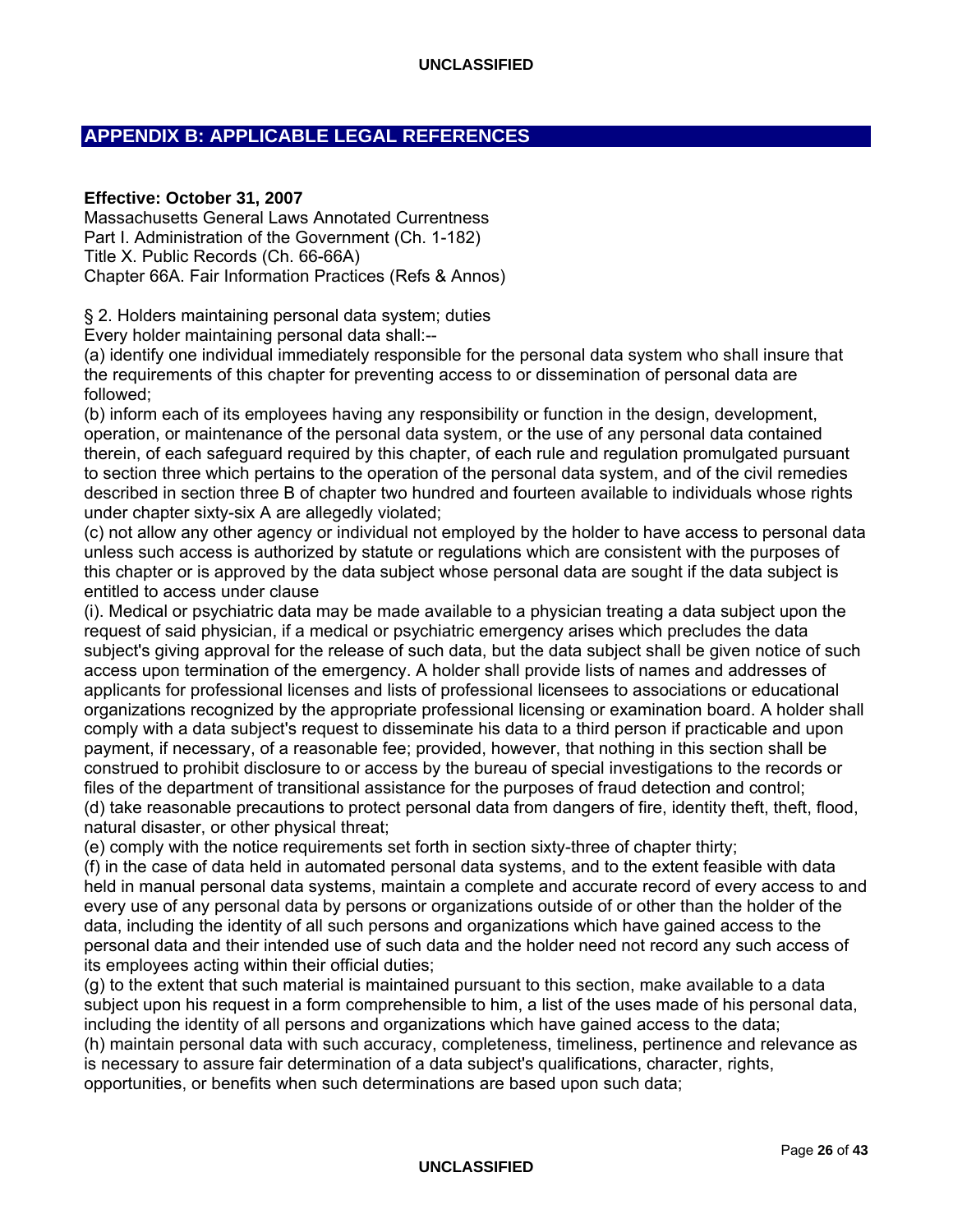## APPENDIX B: APPLICABLE LEGAL REFERENCES

**Effective: October 31, 2007**
Massachusetts General Laws Annotated Currentness
Part I. Administration of the Government (Ch. 1-182)
Title X. Public Records (Ch. 66-66A)
Chapter 66A. Fair Information Practices (Refs & Annos)

§ 2. Holders maintaining personal data system; duties
Every holder maintaining personal data shall:--
(a) identify one individual immediately responsible for the personal data system who shall insure that the requirements of this chapter for preventing access to or dissemination of personal data are followed;
(b) inform each of its employees having any responsibility or function in the design, development, operation, or maintenance of the personal data system, or the use of any personal data contained therein, of each safeguard required by this chapter, of each rule and regulation promulgated pursuant to section three which pertains to the operation of the personal data system, and of the civil remedies described in section three B of chapter two hundred and fourteen available to individuals whose rights under chapter sixty-six A are allegedly violated;
(c) not allow any other agency or individual not employed by the holder to have access to personal data unless such access is authorized by statute or regulations which are consistent with the purposes of this chapter or is approved by the data subject whose personal data are sought if the data subject is entitled to access under clause
(i). Medical or psychiatric data may be made available to a physician treating a data subject upon the request of said physician, if a medical or psychiatric emergency arises which precludes the data subject's giving approval for the release of such data, but the data subject shall be given notice of such access upon termination of the emergency. A holder shall provide lists of names and addresses of applicants for professional licenses and lists of professional licensees to associations or educational organizations recognized by the appropriate professional licensing or examination board. A holder shall comply with a data subject's request to disseminate his data to a third person if practicable and upon payment, if necessary, of a reasonable fee; provided, however, that nothing in this section shall be construed to prohibit disclosure to or access by the bureau of special investigations to the records or files of the department of transitional assistance for the purposes of fraud detection and control;
(d) take reasonable precautions to protect personal data from dangers of fire, identity theft, theft, flood, natural disaster, or other physical threat;
(e) comply with the notice requirements set forth in section sixty-three of chapter thirty;
(f) in the case of data held in automated personal data systems, and to the extent feasible with data held in manual personal data systems, maintain a complete and accurate record of every access to and every use of any personal data by persons or organizations outside of or other than the holder of the data, including the identity of all such persons and organizations which have gained access to the personal data and their intended use of such data and the holder need not record any such access of its employees acting within their official duties;
(g) to the extent that such material is maintained pursuant to this section, make available to a data subject upon his request in a form comprehensible to him, a list of the uses made of his personal data, including the identity of all persons and organizations which have gained access to the data;
(h) maintain personal data with such accuracy, completeness, timeliness, pertinence and relevance as is necessary to assure fair determination of a data subject's qualifications, character, rights, opportunities, or benefits when such determinations are based upon such data;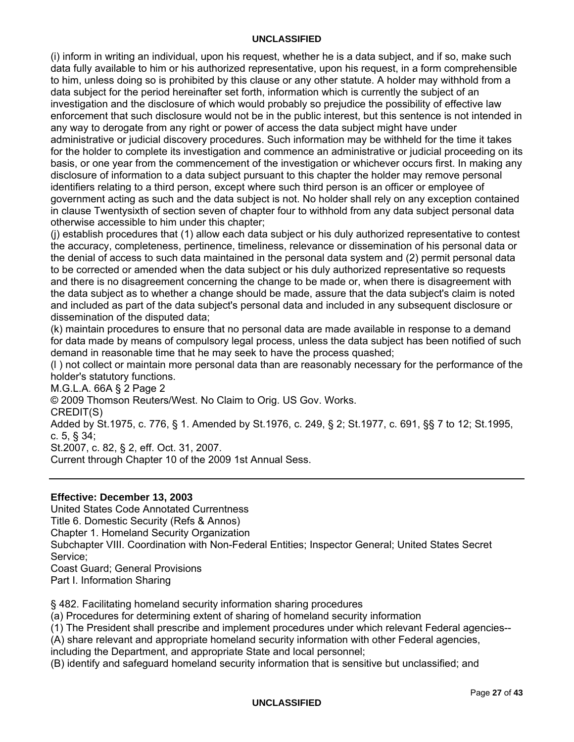(i) inform in writing an individual, upon his request, whether he is a data subject, and if so, make such data fully available to him or his authorized representative, upon his request, in a form comprehensible to him, unless doing so is prohibited by this clause or any other statute. A holder may withhold from a data subject for the period hereinafter set forth, information which is currently the subject of an investigation and the disclosure of which would probably so prejudice the possibility of effective law enforcement that such disclosure would not be in the public interest, but this sentence is not intended in any way to derogate from any right or power of access the data subject might have under administrative or judicial discovery procedures. Such information may be withheld for the time it takes for the holder to complete its investigation and commence an administrative or judicial proceeding on its basis, or one year from the commencement of the investigation or whichever occurs first. In making any disclosure of information to a data subject pursuant to this chapter the holder may remove personal identifiers relating to a third person, except where such third person is an officer or employee of government acting as such and the data subject is not. No holder shall rely on any exception contained in clause Twentysixth of section seven of chapter four to withhold from any data subject personal data otherwise accessible to him under this chapter;
(j) establish procedures that (1) allow each data subject or his duly authorized representative to contest the accuracy, completeness, pertinence, timeliness, relevance or dissemination of his personal data or the denial of access to such data maintained in the personal data system and (2) permit personal data to be corrected or amended when the data subject or his duly authorized representative so requests and there is no disagreement concerning the change to be made or, when there is disagreement with the data subject as to whether a change should be made, assure that the data subject's claim is noted and included as part of the data subject's personal data and included in any subsequent disclosure or dissemination of the disputed data;
(k) maintain procedures to ensure that no personal data are made available in response to a demand for data made by means of compulsory legal process, unless the data subject has been notified of such demand in reasonable time that he may seek to have the process quashed;
(l ) not collect or maintain more personal data than are reasonably necessary for the performance of the holder's statutory functions.
M.G.L.A. 66A § 2 Page 2
© 2009 Thomson Reuters/West. No Claim to Orig. US Gov. Works.
CREDIT(S)
Added by St.1975, c. 776, § 1. Amended by St.1976, c. 249, § 2; St.1977, c. 691, §§ 7 to 12; St.1995, c. 5, § 34;
St.2007, c. 82, § 2, eff. Oct. 31, 2007.
Current through Chapter 10 of the 2009 1st Annual Sess.

---

**Effective: December 13, 2003**
United States Code Annotated Currentness
Title 6. Domestic Security (Refs & Annos)
Chapter 1. Homeland Security Organization
Subchapter VIII. Coordination with Non-Federal Entities; Inspector General; United States Secret Service;
Coast Guard; General Provisions
Part I. Information Sharing

§ 482. Facilitating homeland security information sharing procedures
(a) Procedures for determining extent of sharing of homeland security information
(1) The President shall prescribe and implement procedures under which relevant Federal agencies--
(A) share relevant and appropriate homeland security information with other Federal agencies, including the Department, and appropriate State and local personnel;
(B) identify and safeguard homeland security information that is sensitive but unclassified; and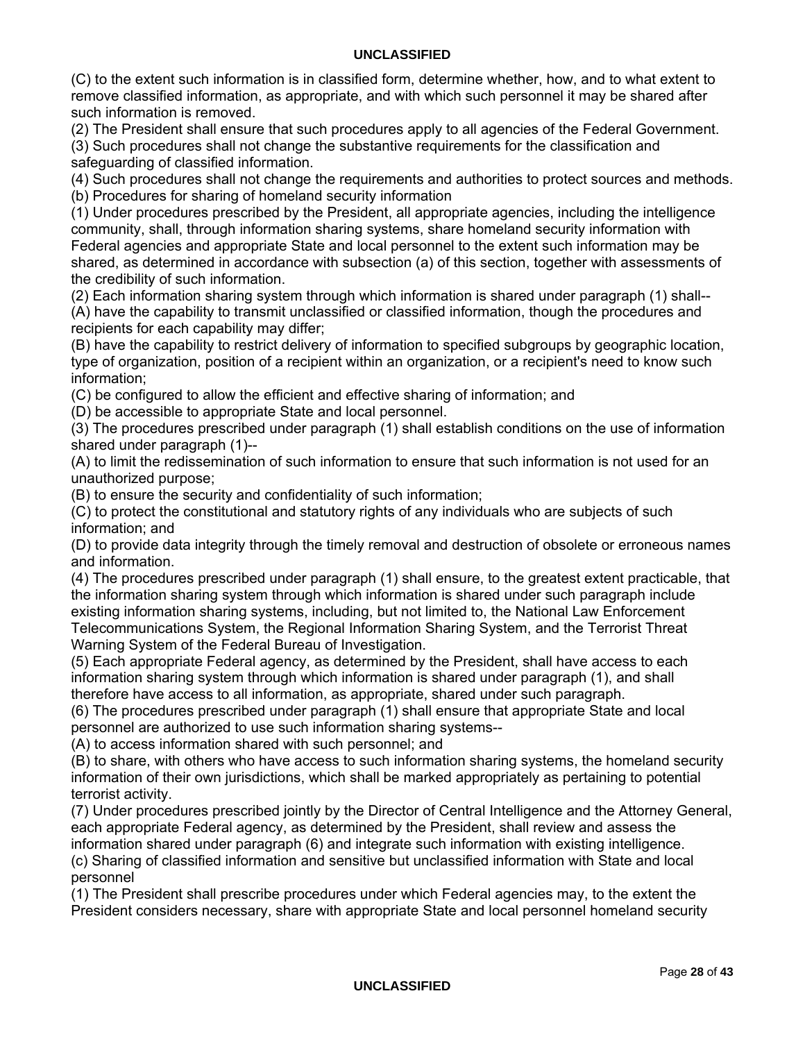(C) to the extent such information is in classified form, determine whether, how, and to what extent to remove classified information, as appropriate, and with which such personnel it may be shared after such information is removed.

(2) The President shall ensure that such procedures apply to all agencies of the Federal Government.

(3) Such procedures shall not change the substantive requirements for the classification and safeguarding of classified information.

(4) Such procedures shall not change the requirements and authorities to protect sources and methods.

(b) Procedures for sharing of homeland security information

(1) Under procedures prescribed by the President, all appropriate agencies, including the intelligence community, shall, through information sharing systems, share homeland security information with Federal agencies and appropriate State and local personnel to the extent such information may be shared, as determined in accordance with subsection (a) of this section, together with assessments of the credibility of such information.

(2) Each information sharing system through which information is shared under paragraph (1) shall--

(A) have the capability to transmit unclassified or classified information, though the procedures and recipients for each capability may differ;

(B) have the capability to restrict delivery of information to specified subgroups by geographic location, type of organization, position of a recipient within an organization, or a recipient's need to know such information;

(C) be configured to allow the efficient and effective sharing of information; and

(D) be accessible to appropriate State and local personnel.

(3) The procedures prescribed under paragraph (1) shall establish conditions on the use of information shared under paragraph (1)--

(A) to limit the redissemination of such information to ensure that such information is not used for an unauthorized purpose;

(B) to ensure the security and confidentiality of such information;

(C) to protect the constitutional and statutory rights of any individuals who are subjects of such information; and

(D) to provide data integrity through the timely removal and destruction of obsolete or erroneous names and information.

(4) The procedures prescribed under paragraph (1) shall ensure, to the greatest extent practicable, that the information sharing system through which information is shared under such paragraph include existing information sharing systems, including, but not limited to, the National Law Enforcement Telecommunications System, the Regional Information Sharing System, and the Terrorist Threat Warning System of the Federal Bureau of Investigation.

(5) Each appropriate Federal agency, as determined by the President, shall have access to each information sharing system through which information is shared under paragraph (1), and shall therefore have access to all information, as appropriate, shared under such paragraph.

(6) The procedures prescribed under paragraph (1) shall ensure that appropriate State and local personnel are authorized to use such information sharing systems--

(A) to access information shared with such personnel; and

(B) to share, with others who have access to such information sharing systems, the homeland security information of their own jurisdictions, which shall be marked appropriately as pertaining to potential terrorist activity.

(7) Under procedures prescribed jointly by the Director of Central Intelligence and the Attorney General, each appropriate Federal agency, as determined by the President, shall review and assess the information shared under paragraph (6) and integrate such information with existing intelligence.

(c) Sharing of classified information and sensitive but unclassified information with State and local personnel

(1) The President shall prescribe procedures under which Federal agencies may, to the extent the President considers necessary, share with appropriate State and local personnel homeland security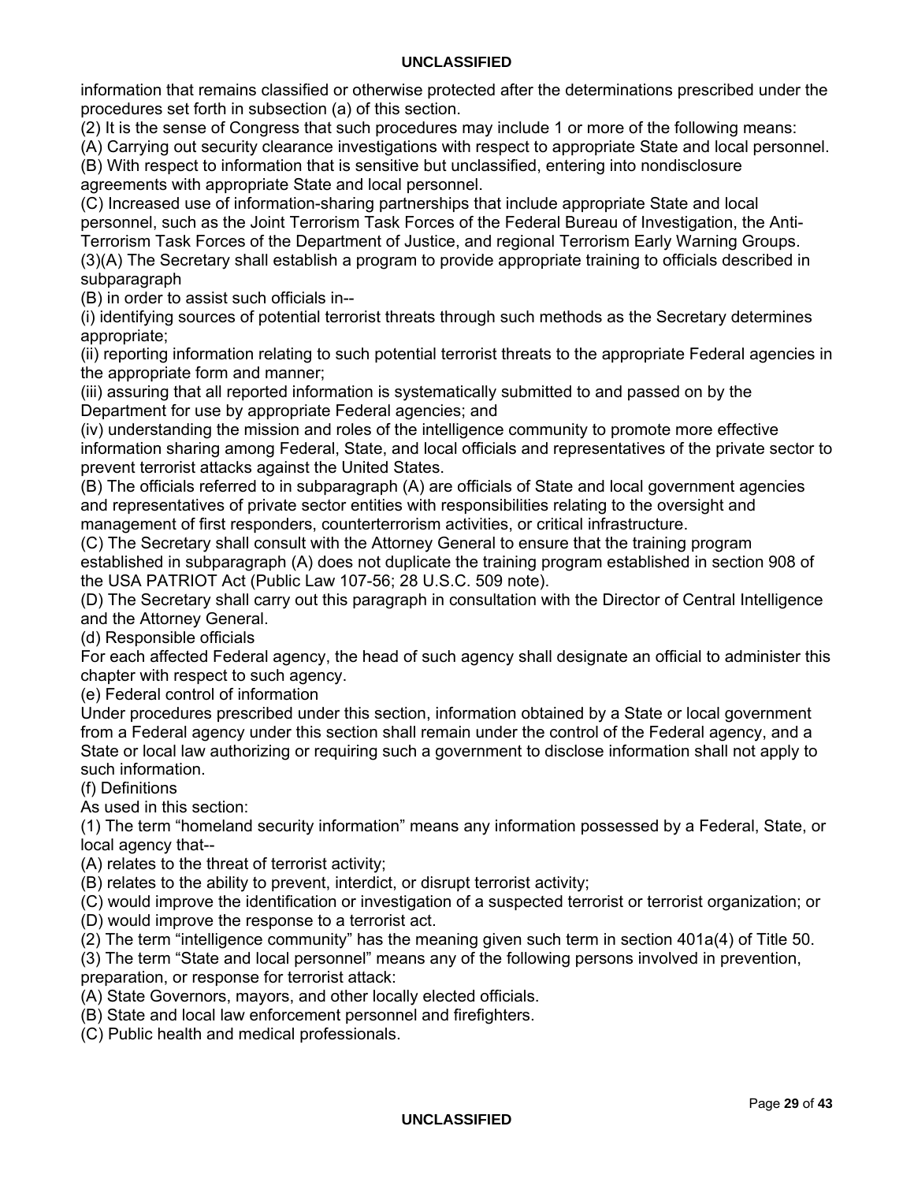information that remains classified or otherwise protected after the determinations prescribed under the procedures set forth in subsection (a) of this section.

(2) It is the sense of Congress that such procedures may include 1 or more of the following means:

(A) Carrying out security clearance investigations with respect to appropriate State and local personnel.

(B) With respect to information that is sensitive but unclassified, entering into nondisclosure agreements with appropriate State and local personnel.

(C) Increased use of information-sharing partnerships that include appropriate State and local personnel, such as the Joint Terrorism Task Forces of the Federal Bureau of Investigation, the Anti-Terrorism Task Forces of the Department of Justice, and regional Terrorism Early Warning Groups.

(3)(A) The Secretary shall establish a program to provide appropriate training to officials described in subparagraph

(B) in order to assist such officials in--

(i) identifying sources of potential terrorist threats through such methods as the Secretary determines appropriate;

(ii) reporting information relating to such potential terrorist threats to the appropriate Federal agencies in the appropriate form and manner;

(iii) assuring that all reported information is systematically submitted to and passed on by the Department for use by appropriate Federal agencies; and

(iv) understanding the mission and roles of the intelligence community to promote more effective information sharing among Federal, State, and local officials and representatives of the private sector to prevent terrorist attacks against the United States.

(B) The officials referred to in subparagraph (A) are officials of State and local government agencies and representatives of private sector entities with responsibilities relating to the oversight and management of first responders, counterterrorism activities, or critical infrastructure.

(C) The Secretary shall consult with the Attorney General to ensure that the training program established in subparagraph (A) does not duplicate the training program established in section 908 of the USA PATRIOT Act (Public Law 107-56; 28 U.S.C. 509 note).

(D) The Secretary shall carry out this paragraph in consultation with the Director of Central Intelligence and the Attorney General.

(d) Responsible officials

For each affected Federal agency, the head of such agency shall designate an official to administer this chapter with respect to such agency.

(e) Federal control of information

Under procedures prescribed under this section, information obtained by a State or local government from a Federal agency under this section shall remain under the control of the Federal agency, and a State or local law authorizing or requiring such a government to disclose information shall not apply to such information.

(f) Definitions

As used in this section:

(1) The term “homeland security information” means any information possessed by a Federal, State, or local agency that--

(A) relates to the threat of terrorist activity;

(B) relates to the ability to prevent, interdict, or disrupt terrorist activity;

(C) would improve the identification or investigation of a suspected terrorist or terrorist organization; or

(D) would improve the response to a terrorist act.

(2) The term “intelligence community” has the meaning given such term in section 401a(4) of Title 50.

(3) The term “State and local personnel” means any of the following persons involved in prevention, preparation, or response for terrorist attack:

(A) State Governors, mayors, and other locally elected officials.

(B) State and local law enforcement personnel and firefighters.

(C) Public health and medical professionals.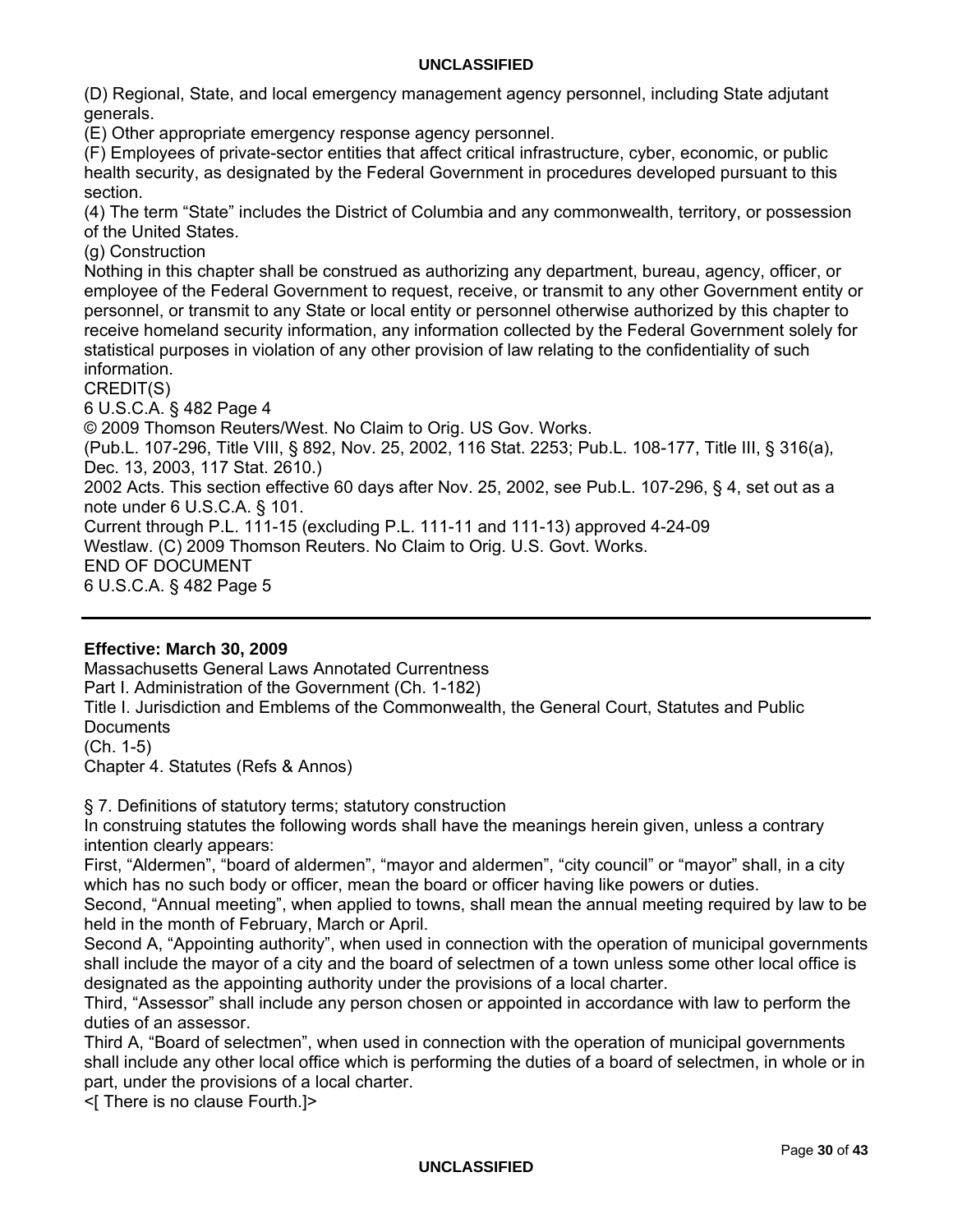(D) Regional, State, and local emergency management agency personnel, including State adjutant generals.
(E) Other appropriate emergency response agency personnel.
(F) Employees of private-sector entities that affect critical infrastructure, cyber, economic, or public health security, as designated by the Federal Government in procedures developed pursuant to this section.
(4) The term "State" includes the District of Columbia and any commonwealth, territory, or possession of the United States.
(g) Construction
Nothing in this chapter shall be construed as authorizing any department, bureau, agency, officer, or employee of the Federal Government to request, receive, or transmit to any other Government entity or personnel, or transmit to any State or local entity or personnel otherwise authorized by this chapter to receive homeland security information, any information collected by the Federal Government solely for statistical purposes in violation of any other provision of law relating to the confidentiality of such information.
CREDIT(S)
6 U.S.C.A. § 482 Page 4
© 2009 Thomson Reuters/West. No Claim to Orig. US Gov. Works.
(Pub.L. 107-296, Title VIII, § 892, Nov. 25, 2002, 116 Stat. 2253; Pub.L. 108-177, Title III, § 316(a), Dec. 13, 2003, 117 Stat. 2610.)
2002 Acts. This section effective 60 days after Nov. 25, 2002, see Pub.L. 107-296, § 4, set out as a note under 6 U.S.C.A. § 101.
Current through P.L. 111-15 (excluding P.L. 111-11 and 111-13) approved 4-24-09
Westlaw. (C) 2009 Thomson Reuters. No Claim to Orig. U.S. Govt. Works.
END OF DOCUMENT
6 U.S.C.A. § 482 Page 5

---

**Effective: March 30, 2009**
Massachusetts General Laws Annotated Currentness
Part I. Administration of the Government (Ch. 1-182)
Title I. Jurisdiction and Emblems of the Commonwealth, the General Court, Statutes and Public Documents
(Ch. 1-5)
Chapter 4. Statutes (Refs & Annos)

§ 7. Definitions of statutory terms; statutory construction
In construing statutes the following words shall have the meanings herein given, unless a contrary intention clearly appears:
First, "Aldermen", "board of aldermen", "mayor and aldermen", "city council" or "mayor" shall, in a city which has no such body or officer, mean the board or officer having like powers or duties.
Second, "Annual meeting", when applied to towns, shall mean the annual meeting required by law to be held in the month of February, March or April.
Second A, "Appointing authority", when used in connection with the operation of municipal governments shall include the mayor of a city and the board of selectmen of a town unless some other local office is designated as the appointing authority under the provisions of a local charter.
Third, "Assessor" shall include any person chosen or appointed in accordance with law to perform the duties of an assessor.
Third A, "Board of selectmen", when used in connection with the operation of municipal governments shall include any other local office which is performing the duties of a board of selectmen, in whole or in part, under the provisions of a local charter.
<[ There is no clause Fourth.]>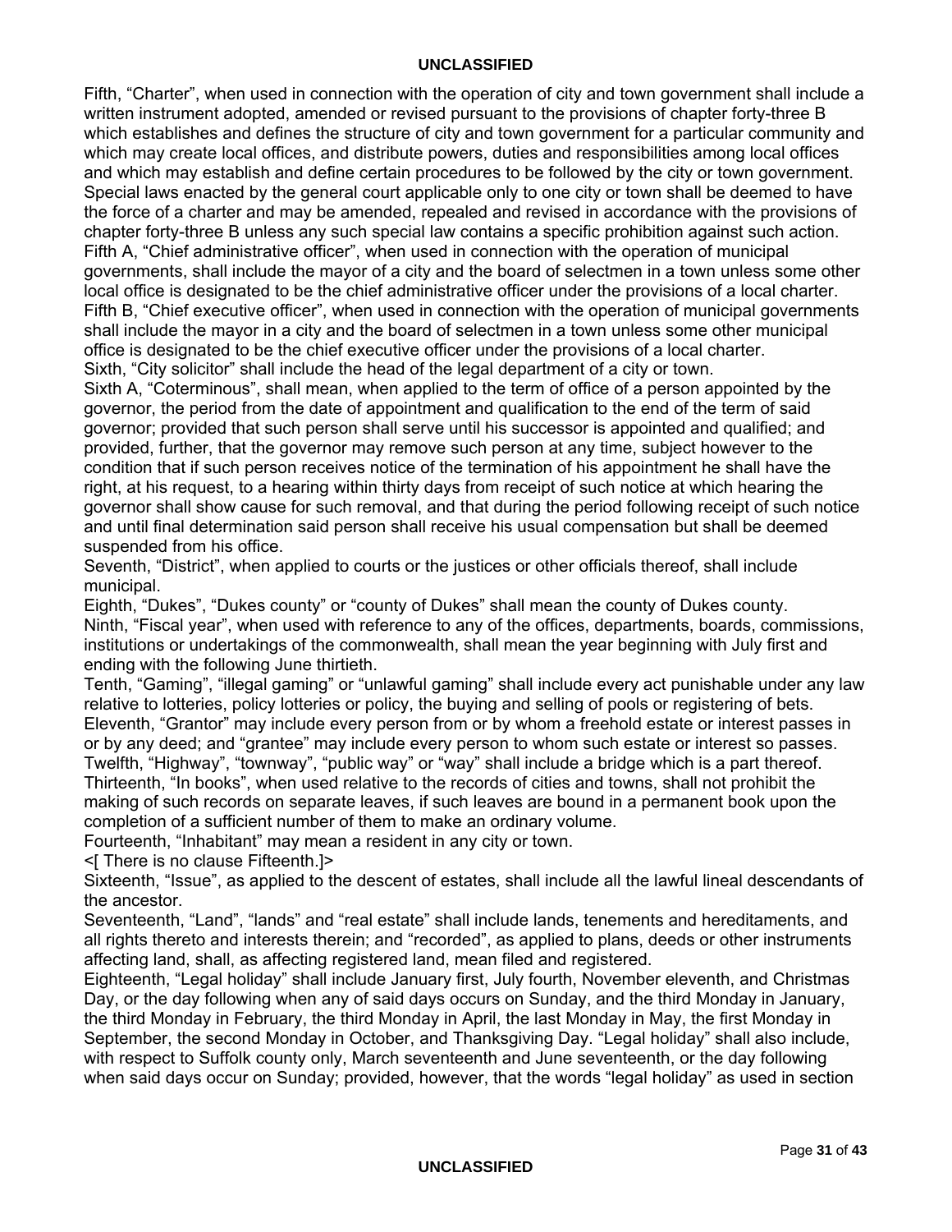Fifth, “Charter”, when used in connection with the operation of city and town government shall include a written instrument adopted, amended or revised pursuant to the provisions of chapter forty-three B which establishes and defines the structure of city and town government for a particular community and which may create local offices, and distribute powers, duties and responsibilities among local offices and which may establish and define certain procedures to be followed by the city or town government. Special laws enacted by the general court applicable only to one city or town shall be deemed to have the force of a charter and may be amended, repealed and revised in accordance with the provisions of chapter forty-three B unless any such special law contains a specific prohibition against such action.

Fifth A, “Chief administrative officer”, when used in connection with the operation of municipal governments, shall include the mayor of a city and the board of selectmen in a town unless some other local office is designated to be the chief administrative officer under the provisions of a local charter.

Fifth B, “Chief executive officer”, when used in connection with the operation of municipal governments shall include the mayor in a city and the board of selectmen in a town unless some other municipal office is designated to be the chief executive officer under the provisions of a local charter.

Sixth, “City solicitor” shall include the head of the legal department of a city or town.

Sixth A, “Coterminous”, shall mean, when applied to the term of office of a person appointed by the governor, the period from the date of appointment and qualification to the end of the term of said governor; provided that such person shall serve until his successor is appointed and qualified; and provided, further, that the governor may remove such person at any time, subject however to the condition that if such person receives notice of the termination of his appointment he shall have the right, at his request, to a hearing within thirty days from receipt of such notice at which hearing the governor shall show cause for such removal, and that during the period following receipt of such notice and until final determination said person shall receive his usual compensation but shall be deemed suspended from his office.

Seventh, “District”, when applied to courts or the justices or other officials thereof, shall include municipal.

Eighth, “Dukes”, “Dukes county” or “county of Dukes” shall mean the county of Dukes county.

Ninth, “Fiscal year”, when used with reference to any of the offices, departments, boards, commissions, institutions or undertakings of the commonwealth, shall mean the year beginning with July first and ending with the following June thirtieth.

Tenth, “Gaming”, “illegal gaming” or “unlawful gaming” shall include every act punishable under any law relative to lotteries, policy lotteries or policy, the buying and selling of pools or registering of bets.

Eleventh, “Grantor” may include every person from or by whom a freehold estate or interest passes in or by any deed; and “grantee” may include every person to whom such estate or interest so passes.

Twelfth, “Highway”, “townway”, “public way” or “way” shall include a bridge which is a part thereof.

Thirteenth, “In books”, when used relative to the records of cities and towns, shall not prohibit the making of such records on separate leaves, if such leaves are bound in a permanent book upon the completion of a sufficient number of them to make an ordinary volume.

Fourteenth, “Inhabitant” may mean a resident in any city or town.

<[ There is no clause Fifteenth.]>

Sixteenth, “Issue”, as applied to the descent of estates, shall include all the lawful lineal descendants of the ancestor.

Seventeenth, “Land”, “lands” and “real estate” shall include lands, tenements and hereditaments, and all rights thereto and interests therein; and “recorded”, as applied to plans, deeds or other instruments affecting land, shall, as affecting registered land, mean filed and registered.

Eighteenth, “Legal holiday” shall include January first, July fourth, November eleventh, and Christmas Day, or the day following when any of said days occurs on Sunday, and the third Monday in January, the third Monday in February, the third Monday in April, the last Monday in May, the first Monday in September, the second Monday in October, and Thanksgiving Day. “Legal holiday” shall also include, with respect to Suffolk county only, March seventeenth and June seventeenth, or the day following when said days occur on Sunday; provided, however, that the words “legal holiday” as used in section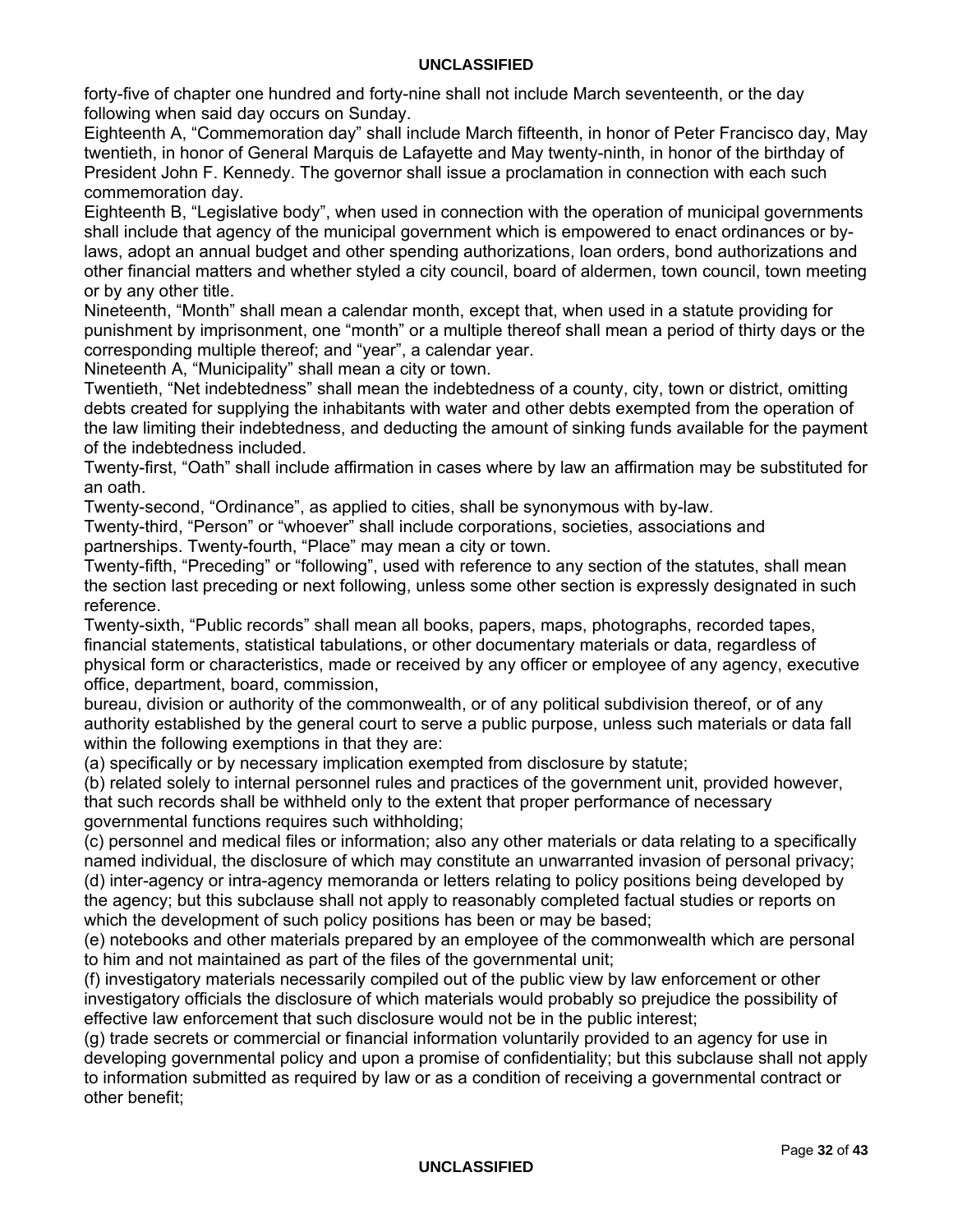forty-five of chapter one hundred and forty-nine shall not include March seventeenth, or the day following when said day occurs on Sunday.

Eighteenth A, "Commemoration day" shall include March fifteenth, in honor of Peter Francisco day, May twentieth, in honor of General Marquis de Lafayette and May twenty-ninth, in honor of the birthday of President John F. Kennedy. The governor shall issue a proclamation in connection with each such commemoration day.

Eighteenth B, "Legislative body", when used in connection with the operation of municipal governments shall include that agency of the municipal government which is empowered to enact ordinances or by-laws, adopt an annual budget and other spending authorizations, loan orders, bond authorizations and other financial matters and whether styled a city council, board of aldermen, town council, town meeting or by any other title.

Nineteenth, "Month" shall mean a calendar month, except that, when used in a statute providing for punishment by imprisonment, one "month" or a multiple thereof shall mean a period of thirty days or the corresponding multiple thereof; and "year", a calendar year.

Nineteenth A, "Municipality" shall mean a city or town.

Twentieth, "Net indebtedness" shall mean the indebtedness of a county, city, town or district, omitting debts created for supplying the inhabitants with water and other debts exempted from the operation of the law limiting their indebtedness, and deducting the amount of sinking funds available for the payment of the indebtedness included.

Twenty-first, "Oath" shall include affirmation in cases where by law an affirmation may be substituted for an oath.

Twenty-second, "Ordinance", as applied to cities, shall be synonymous with by-law.

Twenty-third, "Person" or "whoever" shall include corporations, societies, associations and partnerships. Twenty-fourth, "Place" may mean a city or town.

Twenty-fifth, "Preceding" or "following", used with reference to any section of the statutes, shall mean the section last preceding or next following, unless some other section is expressly designated in such reference.

Twenty-sixth, "Public records" shall mean all books, papers, maps, photographs, recorded tapes, financial statements, statistical tabulations, or other documentary materials or data, regardless of physical form or characteristics, made or received by any officer or employee of any agency, executive office, department, board, commission, bureau, division or authority of the commonwealth, or of any political subdivision thereof, or of any authority established by the general court to serve a public purpose, unless such materials or data fall within the following exemptions in that they are:

(a) specifically or by necessary implication exempted from disclosure by statute;

(b) related solely to internal personnel rules and practices of the government unit, provided however, that such records shall be withheld only to the extent that proper performance of necessary governmental functions requires such withholding;

(c) personnel and medical files or information; also any other materials or data relating to a specifically named individual, the disclosure of which may constitute an unwarranted invasion of personal privacy;

(d) inter-agency or intra-agency memoranda or letters relating to policy positions being developed by the agency; but this subclause shall not apply to reasonably completed factual studies or reports on which the development of such policy positions has been or may be based;

(e) notebooks and other materials prepared by an employee of the commonwealth which are personal to him and not maintained as part of the files of the governmental unit;

(f) investigatory materials necessarily compiled out of the public view by law enforcement or other investigatory officials the disclosure of which materials would probably so prejudice the possibility of effective law enforcement that such disclosure would not be in the public interest;

(g) trade secrets or commercial or financial information voluntarily provided to an agency for use in developing governmental policy and upon a promise of confidentiality; but this subclause shall not apply to information submitted as required by law or as a condition of receiving a governmental contract or other benefit;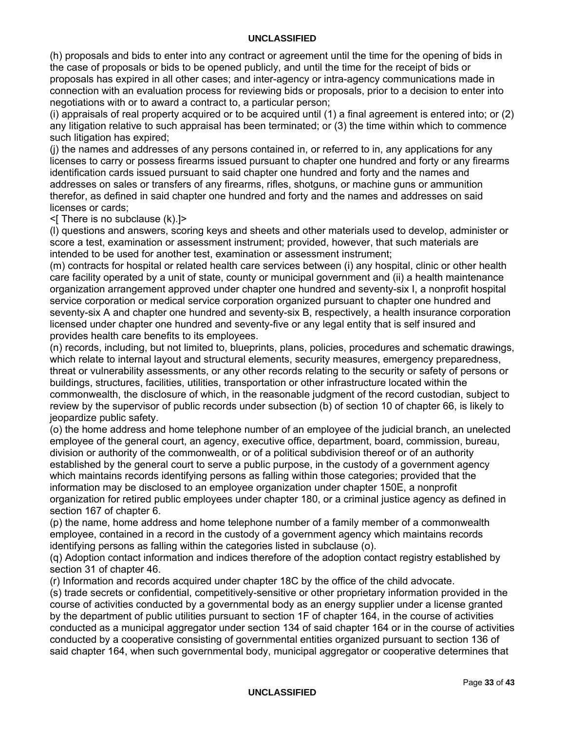(h) proposals and bids to enter into any contract or agreement until the time for the opening of bids in the case of proposals or bids to be opened publicly, and until the time for the receipt of bids or proposals has expired in all other cases; and inter-agency or intra-agency communications made in connection with an evaluation process for reviewing bids or proposals, prior to a decision to enter into negotiations with or to award a contract to, a particular person;

(i) appraisals of real property acquired or to be acquired until (1) a final agreement is entered into; or (2) any litigation relative to such appraisal has been terminated; or (3) the time within which to commence such litigation has expired;

(j) the names and addresses of any persons contained in, or referred to in, any applications for any licenses to carry or possess firearms issued pursuant to chapter one hundred and forty or any firearms identification cards issued pursuant to said chapter one hundred and forty and the names and addresses on sales or transfers of any firearms, rifles, shotguns, or machine guns or ammunition therefor, as defined in said chapter one hundred and forty and the names and addresses on said licenses or cards;

<[ There is no subclause (k).]>

(l) questions and answers, scoring keys and sheets and other materials used to develop, administer or score a test, examination or assessment instrument; provided, however, that such materials are intended to be used for another test, examination or assessment instrument;

(m) contracts for hospital or related health care services between (i) any hospital, clinic or other health care facility operated by a unit of state, county or municipal government and (ii) a health maintenance organization arrangement approved under chapter one hundred and seventy-six I, a nonprofit hospital service corporation or medical service corporation organized pursuant to chapter one hundred and seventy-six A and chapter one hundred and seventy-six B, respectively, a health insurance corporation licensed under chapter one hundred and seventy-five or any legal entity that is self insured and provides health care benefits to its employees.

(n) records, including, but not limited to, blueprints, plans, policies, procedures and schematic drawings, which relate to internal layout and structural elements, security measures, emergency preparedness, threat or vulnerability assessments, or any other records relating to the security or safety of persons or buildings, structures, facilities, utilities, transportation or other infrastructure located within the commonwealth, the disclosure of which, in the reasonable judgment of the record custodian, subject to review by the supervisor of public records under subsection (b) of section 10 of chapter 66, is likely to jeopardize public safety.

(o) the home address and home telephone number of an employee of the judicial branch, an unelected employee of the general court, an agency, executive office, department, board, commission, bureau, division or authority of the commonwealth, or of a political subdivision thereof or of an authority established by the general court to serve a public purpose, in the custody of a government agency which maintains records identifying persons as falling within those categories; provided that the information may be disclosed to an employee organization under chapter 150E, a nonprofit organization for retired public employees under chapter 180, or a criminal justice agency as defined in section 167 of chapter 6.

(p) the name, home address and home telephone number of a family member of a commonwealth employee, contained in a record in the custody of a government agency which maintains records identifying persons as falling within the categories listed in subclause (o).

(q) Adoption contact information and indices therefore of the adoption contact registry established by section 31 of chapter 46.

(r) Information and records acquired under chapter 18C by the office of the child advocate.

(s) trade secrets or confidential, competitively-sensitive or other proprietary information provided in the course of activities conducted by a governmental body as an energy supplier under a license granted by the department of public utilities pursuant to section 1F of chapter 164, in the course of activities conducted as a municipal aggregator under section 134 of said chapter 164 or in the course of activities conducted by a cooperative consisting of governmental entities organized pursuant to section 136 of said chapter 164, when such governmental body, municipal aggregator or cooperative determines that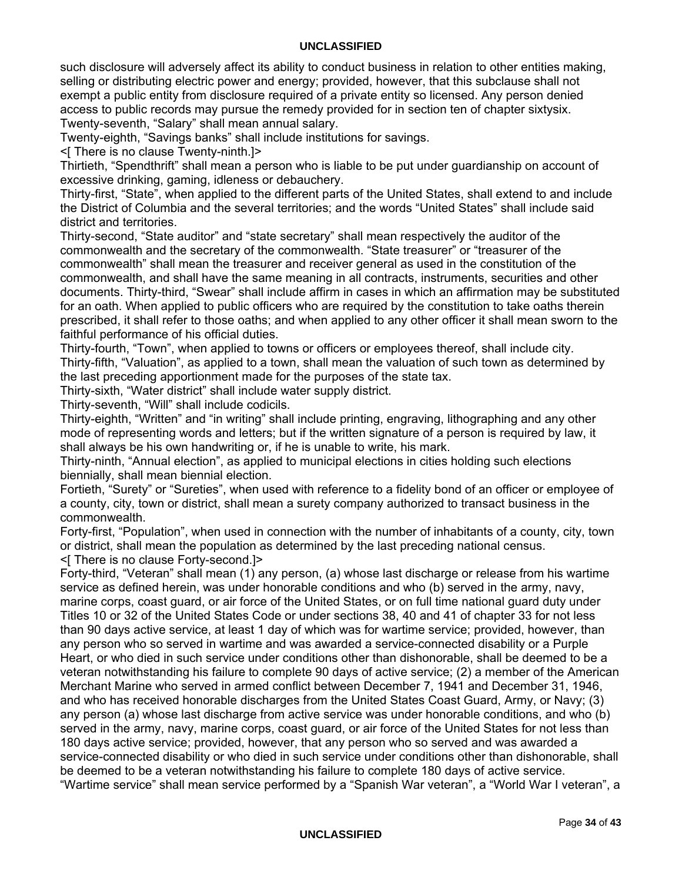such disclosure will adversely affect its ability to conduct business in relation to other entities making, selling or distributing electric power and energy; provided, however, that this subclause shall not exempt a public entity from disclosure required of a private entity so licensed. Any person denied access to public records may pursue the remedy provided for in section ten of chapter sixtysix.

Twenty-seventh, "Salary" shall mean annual salary.

Twenty-eighth, "Savings banks" shall include institutions for savings.

<[ There is no clause Twenty-ninth.]>

Thirtieth, "Spendthrift" shall mean a person who is liable to be put under guardianship on account of excessive drinking, gaming, idleness or debauchery.

Thirty-first, "State", when applied to the different parts of the United States, shall extend to and include the District of Columbia and the several territories; and the words "United States" shall include said district and territories.

Thirty-second, "State auditor" and "state secretary" shall mean respectively the auditor of the commonwealth and the secretary of the commonwealth. "State treasurer" or "treasurer of the commonwealth" shall mean the treasurer and receiver general as used in the constitution of the commonwealth, and shall have the same meaning in all contracts, instruments, securities and other documents. Thirty-third, "Swear" shall include affirm in cases in which an affirmation may be substituted for an oath. When applied to public officers who are required by the constitution to take oaths therein prescribed, it shall refer to those oaths; and when applied to any other officer it shall mean sworn to the faithful performance of his official duties.

Thirty-fourth, "Town", when applied to towns or officers or employees thereof, shall include city.

Thirty-fifth, "Valuation", as applied to a town, shall mean the valuation of such town as determined by the last preceding apportionment made for the purposes of the state tax.

Thirty-sixth, "Water district" shall include water supply district.

Thirty-seventh, "Will" shall include codicils.

Thirty-eighth, "Written" and "in writing" shall include printing, engraving, lithographing and any other mode of representing words and letters; but if the written signature of a person is required by law, it shall always be his own handwriting or, if he is unable to write, his mark.

Thirty-ninth, "Annual election", as applied to municipal elections in cities holding such elections biennially, shall mean biennial election.

Fortieth, "Surety" or "Sureties", when used with reference to a fidelity bond of an officer or employee of a county, city, town or district, shall mean a surety company authorized to transact business in the commonwealth.

Forty-first, "Population", when used in connection with the number of inhabitants of a county, city, town or district, shall mean the population as determined by the last preceding national census.

<[ There is no clause Forty-second.]>

Forty-third, "Veteran" shall mean (1) any person, (a) whose last discharge or release from his wartime service as defined herein, was under honorable conditions and who (b) served in the army, navy, marine corps, coast guard, or air force of the United States, or on full time national guard duty under Titles 10 or 32 of the United States Code or under sections 38, 40 and 41 of chapter 33 for not less than 90 days active service, at least 1 day of which was for wartime service; provided, however, than any person who so served in wartime and was awarded a service-connected disability or a Purple Heart, or who died in such service under conditions other than dishonorable, shall be deemed to be a veteran notwithstanding his failure to complete 90 days of active service; (2) a member of the American Merchant Marine who served in armed conflict between December 7, 1941 and December 31, 1946, and who has received honorable discharges from the United States Coast Guard, Army, or Navy; (3) any person (a) whose last discharge from active service was under honorable conditions, and who (b) served in the army, navy, marine corps, coast guard, or air force of the United States for not less than 180 days active service; provided, however, that any person who so served and was awarded a service-connected disability or who died in such service under conditions other than dishonorable, shall be deemed to be a veteran notwithstanding his failure to complete 180 days of active service. "Wartime service" shall mean service performed by a "Spanish War veteran", a "World War I veteran", a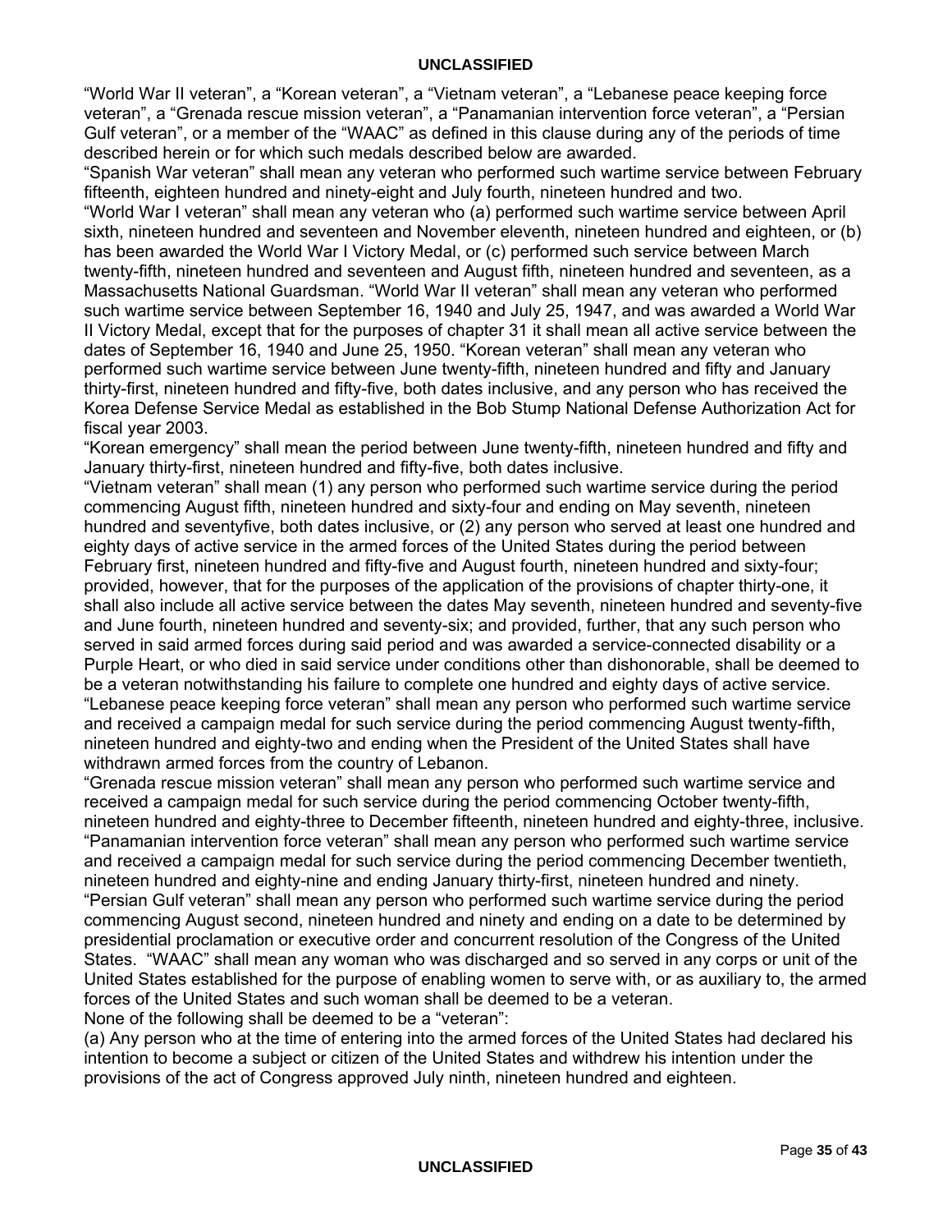"World War II veteran", a "Korean veteran", a "Vietnam veteran", a "Lebanese peace keeping force veteran", a "Grenada rescue mission veteran", a "Panamanian intervention force veteran", a "Persian Gulf veteran", or a member of the "WAAC" as defined in this clause during any of the periods of time described herein or for which such medals described below are awarded.

"Spanish War veteran" shall mean any veteran who performed such wartime service between February fifteenth, eighteen hundred and ninety-eight and July fourth, nineteen hundred and two.

"World War I veteran" shall mean any veteran who (a) performed such wartime service between April sixth, nineteen hundred and seventeen and November eleventh, nineteen hundred and eighteen, or (b) has been awarded the World War I Victory Medal, or (c) performed such service between March twenty-fifth, nineteen hundred and seventeen and August fifth, nineteen hundred and seventeen, as a Massachusetts National Guardsman. "World War II veteran" shall mean any veteran who performed such wartime service between September 16, 1940 and July 25, 1947, and was awarded a World War II Victory Medal, except that for the purposes of chapter 31 it shall mean all active service between the dates of September 16, 1940 and June 25, 1950. "Korean veteran" shall mean any veteran who performed such wartime service between June twenty-fifth, nineteen hundred and fifty and January thirty-first, nineteen hundred and fifty-five, both dates inclusive, and any person who has received the Korea Defense Service Medal as established in the Bob Stump National Defense Authorization Act for fiscal year 2003.

"Korean emergency" shall mean the period between June twenty-fifth, nineteen hundred and fifty and January thirty-first, nineteen hundred and fifty-five, both dates inclusive.

"Vietnam veteran" shall mean (1) any person who performed such wartime service during the period commencing August fifth, nineteen hundred and sixty-four and ending on May seventh, nineteen hundred and seventyfive, both dates inclusive, or (2) any person who served at least one hundred and eighty days of active service in the armed forces of the United States during the period between February first, nineteen hundred and fifty-five and August fourth, nineteen hundred and sixty-four; provided, however, that for the purposes of the application of the provisions of chapter thirty-one, it shall also include all active service between the dates May seventh, nineteen hundred and seventy-five and June fourth, nineteen hundred and seventy-six; and provided, further, that any such person who served in said armed forces during said period and was awarded a service-connected disability or a Purple Heart, or who died in said service under conditions other than dishonorable, shall be deemed to be a veteran notwithstanding his failure to complete one hundred and eighty days of active service.

"Lebanese peace keeping force veteran" shall mean any person who performed such wartime service and received a campaign medal for such service during the period commencing August twenty-fifth, nineteen hundred and eighty-two and ending when the President of the United States shall have withdrawn armed forces from the country of Lebanon.

"Grenada rescue mission veteran" shall mean any person who performed such wartime service and received a campaign medal for such service during the period commencing October twenty-fifth, nineteen hundred and eighty-three to December fifteenth, nineteen hundred and eighty-three, inclusive.

"Panamanian intervention force veteran" shall mean any person who performed such wartime service and received a campaign medal for such service during the period commencing December twentieth, nineteen hundred and eighty-nine and ending January thirty-first, nineteen hundred and ninety.

"Persian Gulf veteran" shall mean any person who performed such wartime service during the period commencing August second, nineteen hundred and ninety and ending on a date to be determined by presidential proclamation or executive order and concurrent resolution of the Congress of the United States. "WAAC" shall mean any woman who was discharged and so served in any corps or unit of the United States established for the purpose of enabling women to serve with, or as auxiliary to, the armed forces of the United States and such woman shall be deemed to be a veteran.

None of the following shall be deemed to be a "veteran":

(a) Any person who at the time of entering into the armed forces of the United States had declared his intention to become a subject or citizen of the United States and withdrew his intention under the provisions of the act of Congress approved July ninth, nineteen hundred and eighteen.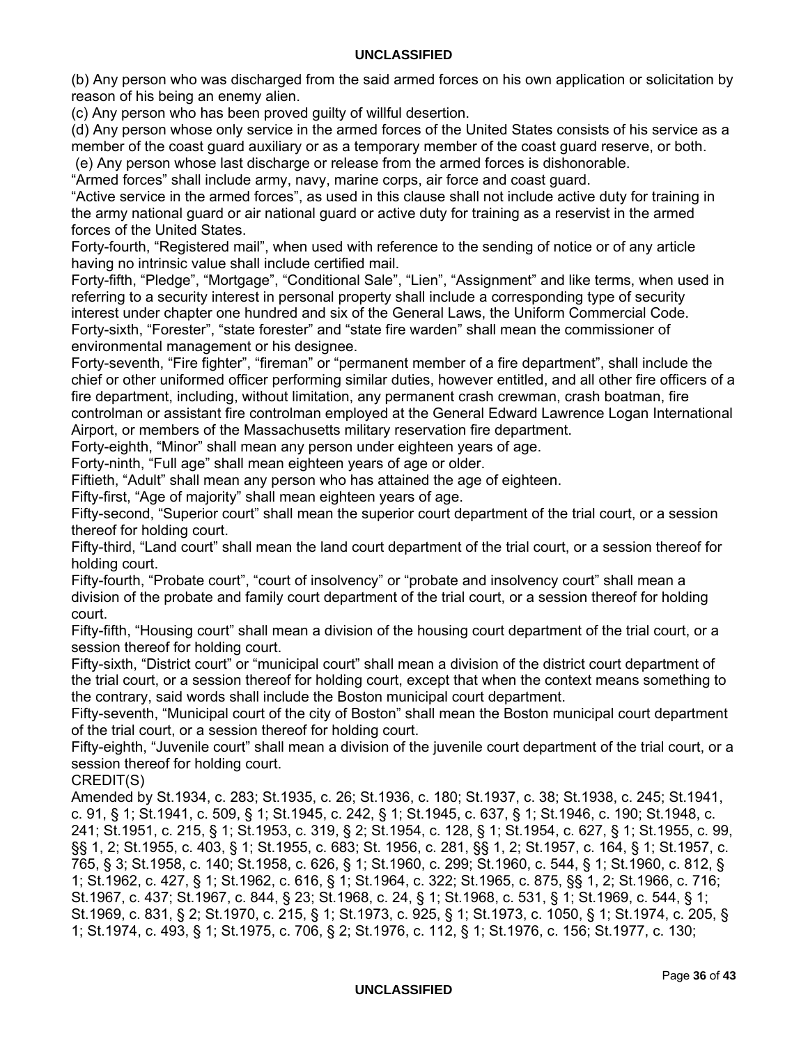(b) Any person who was discharged from the said armed forces on his own application or solicitation by reason of his being an enemy alien.

(c) Any person who has been proved guilty of willful desertion.

(d) Any person whose only service in the armed forces of the United States consists of his service as a member of the coast guard auxiliary or as a temporary member of the coast guard reserve, or both.

(e) Any person whose last discharge or release from the armed forces is dishonorable.

"Armed forces" shall include army, navy, marine corps, air force and coast guard.

"Active service in the armed forces", as used in this clause shall not include active duty for training in the army national guard or air national guard or active duty for training as a reservist in the armed forces of the United States.

Forty-fourth, "Registered mail", when used with reference to the sending of notice or of any article having no intrinsic value shall include certified mail.

Forty-fifth, "Pledge", "Mortgage", "Conditional Sale", "Lien", "Assignment" and like terms, when used in referring to a security interest in personal property shall include a corresponding type of security interest under chapter one hundred and six of the General Laws, the Uniform Commercial Code.

Forty-sixth, "Forester", "state forester" and "state fire warden" shall mean the commissioner of environmental management or his designee.

Forty-seventh, "Fire fighter", "fireman" or "permanent member of a fire department", shall include the chief or other uniformed officer performing similar duties, however entitled, and all other fire officers of a fire department, including, without limitation, any permanent crash crewman, crash boatman, fire controlman or assistant fire controlman employed at the General Edward Lawrence Logan International Airport, or members of the Massachusetts military reservation fire department.

Forty-eighth, "Minor" shall mean any person under eighteen years of age.

Forty-ninth, "Full age" shall mean eighteen years of age or older.

Fiftieth, "Adult" shall mean any person who has attained the age of eighteen.

Fifty-first, "Age of majority" shall mean eighteen years of age.

Fifty-second, "Superior court" shall mean the superior court department of the trial court, or a session thereof for holding court.

Fifty-third, "Land court" shall mean the land court department of the trial court, or a session thereof for holding court.

Fifty-fourth, "Probate court", "court of insolvency" or "probate and insolvency court" shall mean a division of the probate and family court department of the trial court, or a session thereof for holding court.

Fifty-fifth, "Housing court" shall mean a division of the housing court department of the trial court, or a session thereof for holding court.

Fifty-sixth, "District court" or "municipal court" shall mean a division of the district court department of the trial court, or a session thereof for holding court, except that when the context means something to the contrary, said words shall include the Boston municipal court department.

Fifty-seventh, "Municipal court of the city of Boston" shall mean the Boston municipal court department of the trial court, or a session thereof for holding court.

Fifty-eighth, "Juvenile court" shall mean a division of the juvenile court department of the trial court, or a session thereof for holding court.

CREDIT(S)

Amended by St.1934, c. 283; St.1935, c. 26; St.1936, c. 180; St.1937, c. 38; St.1938, c. 245; St.1941, c. 91, § 1; St.1941, c. 509, § 1; St.1945, c. 242, § 1; St.1945, c. 637, § 1; St.1946, c. 190; St.1948, c. 241; St.1951, c. 215, § 1; St.1953, c. 319, § 2; St.1954, c. 128, § 1; St.1954, c. 627, § 1; St.1955, c. 99, §§ 1, 2; St.1955, c. 403, § 1; St.1955, c. 683; St. 1956, c. 281, §§ 1, 2; St.1957, c. 164, § 1; St.1957, c. 765, § 3; St.1958, c. 140; St.1958, c. 626, § 1; St.1960, c. 299; St.1960, c. 544, § 1; St.1960, c. 812, § 1; St.1962, c. 427, § 1; St.1962, c. 616, § 1; St.1964, c. 322; St.1965, c. 875, §§ 1, 2; St.1966, c. 716; St.1967, c. 437; St.1967, c. 844, § 23; St.1968, c. 24, § 1; St.1968, c. 531, § 1; St.1969, c. 544, § 1; St.1969, c. 831, § 2; St.1970, c. 215, § 1; St.1973, c. 925, § 1; St.1973, c. 1050, § 1; St.1974, c. 205, § 1; St.1974, c. 493, § 1; St.1975, c. 706, § 2; St.1976, c. 112, § 1; St.1976, c. 156; St.1977, c. 130;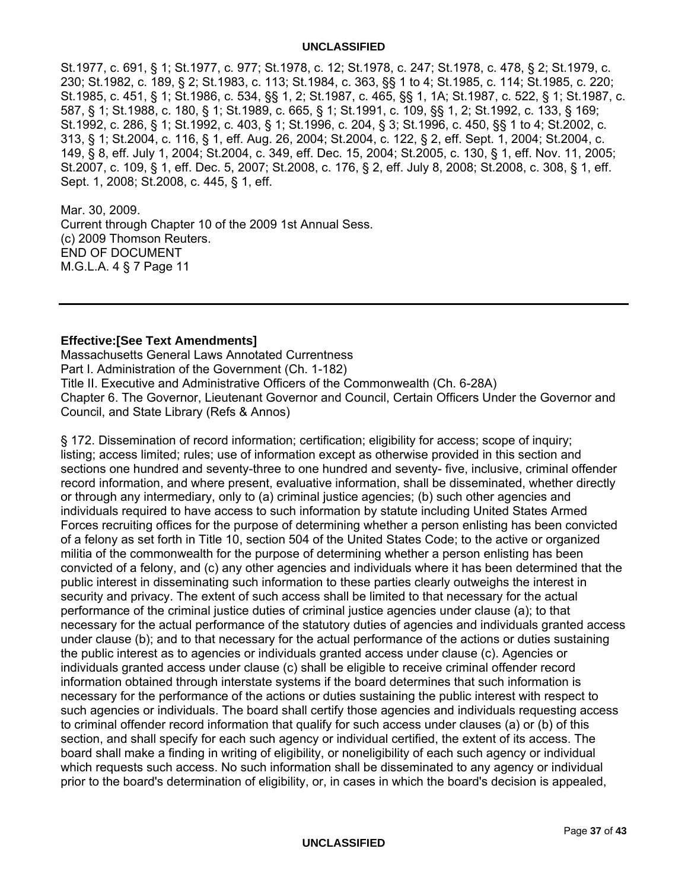St.1977, c. 691, § 1; St.1977, c. 977; St.1978, c. 12; St.1978, c. 247; St.1978, c. 478, § 2; St.1979, c. 230; St.1982, c. 189, § 2; St.1983, c. 113; St.1984, c. 363, §§ 1 to 4; St.1985, c. 114; St.1985, c. 220; St.1985, c. 451, § 1; St.1986, c. 534, §§ 1, 2; St.1987, c. 465, §§ 1, 1A; St.1987, c. 522, § 1; St.1987, c. 587, § 1; St.1988, c. 180, § 1; St.1989, c. 665, § 1; St.1991, c. 109, §§ 1, 2; St.1992, c. 133, § 169; St.1992, c. 286, § 1; St.1992, c. 403, § 1; St.1996, c. 204, § 3; St.1996, c. 450, §§ 1 to 4; St.2002, c. 313, § 1; St.2004, c. 116, § 1, eff. Aug. 26, 2004; St.2004, c. 122, § 2, eff. Sept. 1, 2004; St.2004, c. 149, § 8, eff. July 1, 2004; St.2004, c. 349, eff. Dec. 15, 2004; St.2005, c. 130, § 1, eff. Nov. 11, 2005; St.2007, c. 109, § 1, eff. Dec. 5, 2007; St.2008, c. 176, § 2, eff. July 8, 2008; St.2008, c. 308, § 1, eff. Sept. 1, 2008; St.2008, c. 445, § 1, eff.

Mar. 30, 2009.
Current through Chapter 10 of the 2009 1st Annual Sess.
(c) 2009 Thomson Reuters.
END OF DOCUMENT
M.G.L.A. 4 § 7 Page 11

---

**Effective:[See Text Amendments]**
Massachusetts General Laws Annotated Currentness
Part I. Administration of the Government (Ch. 1-182)
Title II. Executive and Administrative Officers of the Commonwealth (Ch. 6-28A)
Chapter 6. The Governor, Lieutenant Governor and Council, Certain Officers Under the Governor and Council, and State Library (Refs & Annos)

§ 172. Dissemination of record information; certification; eligibility for access; scope of inquiry; listing; access limited; rules; use of information except as otherwise provided in this section and sections one hundred and seventy-three to one hundred and seventy- five, inclusive, criminal offender record information, and where present, evaluative information, shall be disseminated, whether directly or through any intermediary, only to (a) criminal justice agencies; (b) such other agencies and individuals required to have access to such information by statute including United States Armed Forces recruiting offices for the purpose of determining whether a person enlisting has been convicted of a felony as set forth in Title 10, section 504 of the United States Code; to the active or organized militia of the commonwealth for the purpose of determining whether a person enlisting has been convicted of a felony, and (c) any other agencies and individuals where it has been determined that the public interest in disseminating such information to these parties clearly outweighs the interest in security and privacy. The extent of such access shall be limited to that necessary for the actual performance of the criminal justice duties of criminal justice agencies under clause (a); to that necessary for the actual performance of the statutory duties of agencies and individuals granted access under clause (b); and to that necessary for the actual performance of the actions or duties sustaining the public interest as to agencies or individuals granted access under clause (c). Agencies or individuals granted access under clause (c) shall be eligible to receive criminal offender record information obtained through interstate systems if the board determines that such information is necessary for the performance of the actions or duties sustaining the public interest with respect to such agencies or individuals. The board shall certify those agencies and individuals requesting access to criminal offender record information that qualify for such access under clauses (a) or (b) of this section, and shall specify for each such agency or individual certified, the extent of its access. The board shall make a finding in writing of eligibility, or noneligibility of each such agency or individual which requests such access. No such information shall be disseminated to any agency or individual prior to the board's determination of eligibility, or, in cases in which the board's decision is appealed,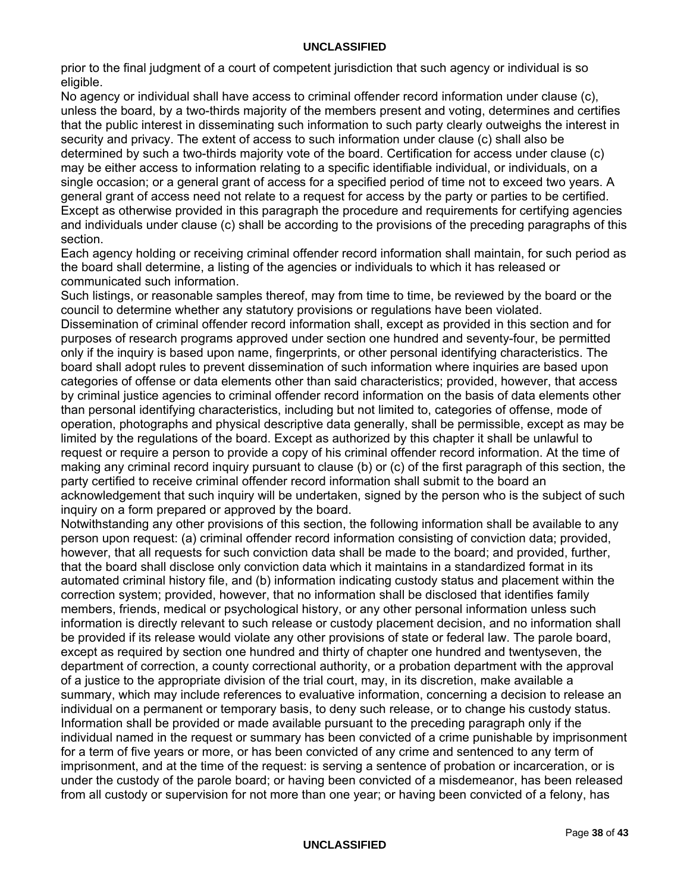prior to the final judgment of a court of competent jurisdiction that such agency or individual is so eligible.

No agency or individual shall have access to criminal offender record information under clause (c), unless the board, by a two-thirds majority of the members present and voting, determines and certifies that the public interest in disseminating such information to such party clearly outweighs the interest in security and privacy. The extent of access to such information under clause (c) shall also be determined by such a two-thirds majority vote of the board. Certification for access under clause (c) may be either access to information relating to a specific identifiable individual, or individuals, on a single occasion; or a general grant of access for a specified period of time not to exceed two years. A general grant of access need not relate to a request for access by the party or parties to be certified. Except as otherwise provided in this paragraph the procedure and requirements for certifying agencies and individuals under clause (c) shall be according to the provisions of the preceding paragraphs of this section.

Each agency holding or receiving criminal offender record information shall maintain, for such period as the board shall determine, a listing of the agencies or individuals to which it has released or communicated such information.

Such listings, or reasonable samples thereof, may from time to time, be reviewed by the board or the council to determine whether any statutory provisions or regulations have been violated.

Dissemination of criminal offender record information shall, except as provided in this section and for purposes of research programs approved under section one hundred and seventy-four, be permitted only if the inquiry is based upon name, fingerprints, or other personal identifying characteristics. The board shall adopt rules to prevent dissemination of such information where inquiries are based upon categories of offense or data elements other than said characteristics; provided, however, that access by criminal justice agencies to criminal offender record information on the basis of data elements other than personal identifying characteristics, including but not limited to, categories of offense, mode of operation, photographs and physical descriptive data generally, shall be permissible, except as may be limited by the regulations of the board. Except as authorized by this chapter it shall be unlawful to request or require a person to provide a copy of his criminal offender record information. At the time of making any criminal record inquiry pursuant to clause (b) or (c) of the first paragraph of this section, the party certified to receive criminal offender record information shall submit to the board an acknowledgement that such inquiry will be undertaken, signed by the person who is the subject of such inquiry on a form prepared or approved by the board.

Notwithstanding any other provisions of this section, the following information shall be available to any person upon request: (a) criminal offender record information consisting of conviction data; provided, however, that all requests for such conviction data shall be made to the board; and provided, further, that the board shall disclose only conviction data which it maintains in a standardized format in its automated criminal history file, and (b) information indicating custody status and placement within the correction system; provided, however, that no information shall be disclosed that identifies family members, friends, medical or psychological history, or any other personal information unless such information is directly relevant to such release or custody placement decision, and no information shall be provided if its release would violate any other provisions of state or federal law. The parole board, except as required by section one hundred and thirty of chapter one hundred and twentyseven, the department of correction, a county correctional authority, or a probation department with the approval of a justice to the appropriate division of the trial court, may, in its discretion, make available a summary, which may include references to evaluative information, concerning a decision to release an individual on a permanent or temporary basis, to deny such release, or to change his custody status.

Information shall be provided or made available pursuant to the preceding paragraph only if the individual named in the request or summary has been convicted of a crime punishable by imprisonment for a term of five years or more, or has been convicted of any crime and sentenced to any term of imprisonment, and at the time of the request: is serving a sentence of probation or incarceration, or is under the custody of the parole board; or having been convicted of a misdemeanor, has been released from all custody or supervision for not more than one year; or having been convicted of a felony, has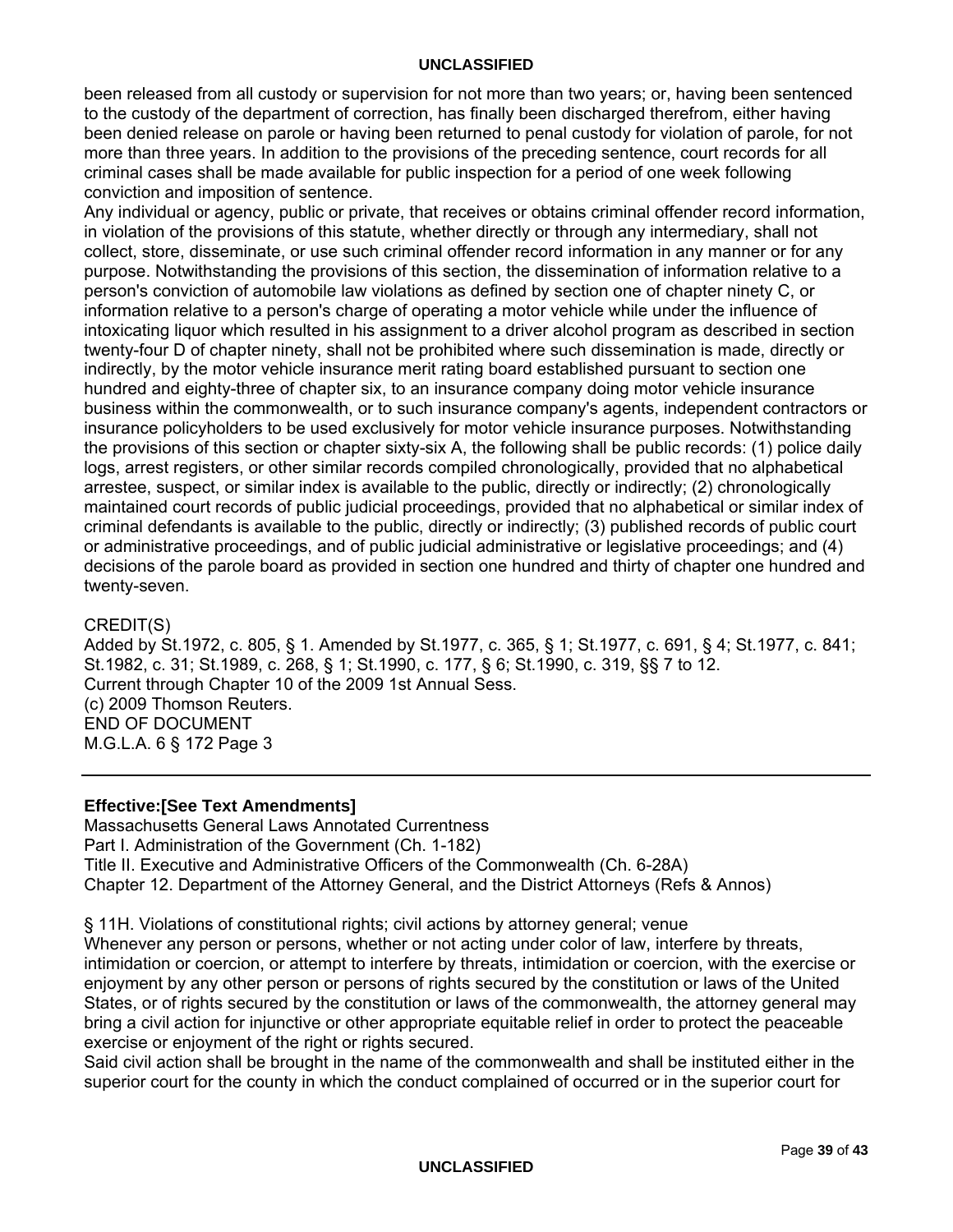been released from all custody or supervision for not more than two years; or, having been sentenced to the custody of the department of correction, has finally been discharged therefrom, either having been denied release on parole or having been returned to penal custody for violation of parole, for not more than three years. In addition to the provisions of the preceding sentence, court records for all criminal cases shall be made available for public inspection for a period of one week following conviction and imposition of sentence.

Any individual or agency, public or private, that receives or obtains criminal offender record information, in violation of the provisions of this statute, whether directly or through any intermediary, shall not collect, store, disseminate, or use such criminal offender record information in any manner or for any purpose. Notwithstanding the provisions of this section, the dissemination of information relative to a person's conviction of automobile law violations as defined by section one of chapter ninety C, or information relative to a person's charge of operating a motor vehicle while under the influence of intoxicating liquor which resulted in his assignment to a driver alcohol program as described in section twenty-four D of chapter ninety, shall not be prohibited where such dissemination is made, directly or indirectly, by the motor vehicle insurance merit rating board established pursuant to section one hundred and eighty-three of chapter six, to an insurance company doing motor vehicle insurance business within the commonwealth, or to such insurance company's agents, independent contractors or insurance policyholders to be used exclusively for motor vehicle insurance purposes. Notwithstanding the provisions of this section or chapter sixty-six A, the following shall be public records: (1) police daily logs, arrest registers, or other similar records compiled chronologically, provided that no alphabetical arrestee, suspect, or similar index is available to the public, directly or indirectly; (2) chronologically maintained court records of public judicial proceedings, provided that no alphabetical or similar index of criminal defendants is available to the public, directly or indirectly; (3) published records of public court or administrative proceedings, and of public judicial administrative or legislative proceedings; and (4) decisions of the parole board as provided in section one hundred and thirty of chapter one hundred and twenty-seven.

CREDIT(S)

Added by St.1972, c. 805, § 1. Amended by St.1977, c. 365, § 1; St.1977, c. 691, § 4; St.1977, c. 841; St.1982, c. 31; St.1989, c. 268, § 1; St.1990, c. 177, § 6; St.1990, c. 319, §§ 7 to 12.
Current through Chapter 10 of the 2009 1st Annual Sess.
(c) 2009 Thomson Reuters.
END OF DOCUMENT
M.G.L.A. 6 § 172 Page 3

---

**Effective:[See Text Amendments]**

Massachusetts General Laws Annotated Currentness
Part I. Administration of the Government (Ch. 1-182)
Title II. Executive and Administrative Officers of the Commonwealth (Ch. 6-28A)
Chapter 12. Department of the Attorney General, and the District Attorneys (Refs & Annos)

§ 11H. Violations of constitutional rights; civil actions by attorney general; venue

Whenever any person or persons, whether or not acting under color of law, interfere by threats, intimidation or coercion, or attempt to interfere by threats, intimidation or coercion, with the exercise or enjoyment by any other person or persons of rights secured by the constitution or laws of the United States, or of rights secured by the constitution or laws of the commonwealth, the attorney general may bring a civil action for injunctive or other appropriate equitable relief in order to protect the peaceable exercise or enjoyment of the right or rights secured.

Said civil action shall be brought in the name of the commonwealth and shall be instituted either in the superior court for the county in which the conduct complained of occurred or in the superior court for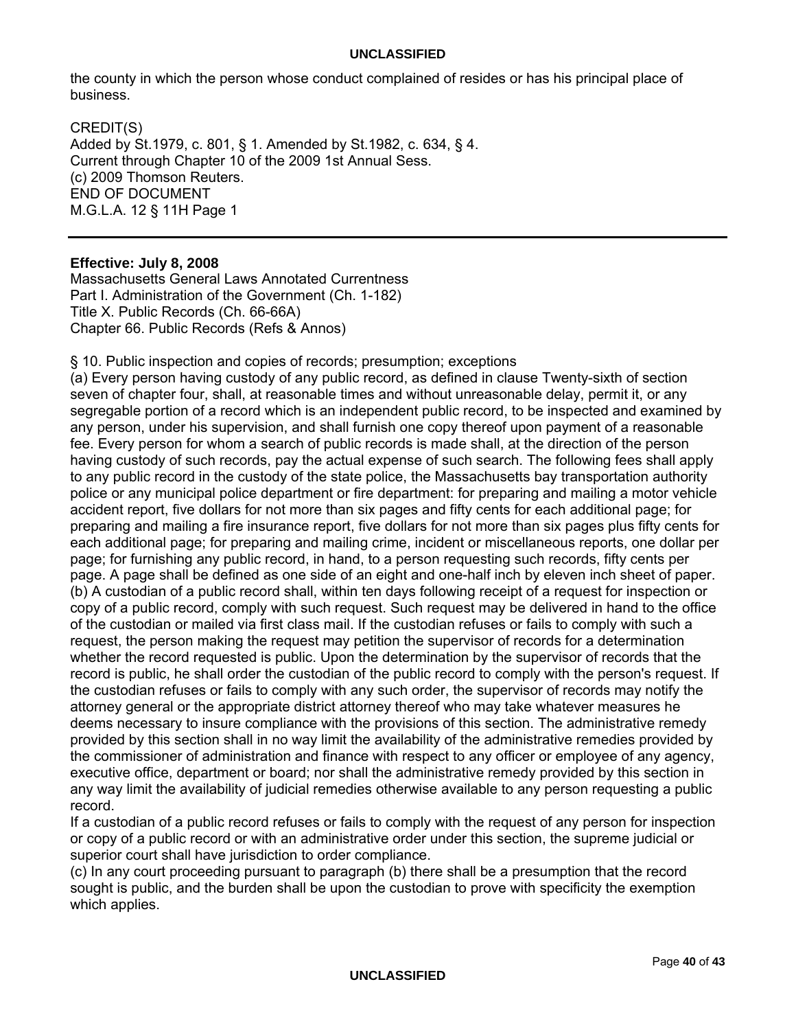the county in which the person whose conduct complained of resides or has his principal place of business.

CREDIT(S)
Added by St.1979, c. 801, § 1. Amended by St.1982, c. 634, § 4.
Current through Chapter 10 of the 2009 1st Annual Sess.
(c) 2009 Thomson Reuters.
END OF DOCUMENT
M.G.L.A. 12 § 11H Page 1

---

**Effective: July 8, 2008**
Massachusetts General Laws Annotated Currentness
Part I. Administration of the Government (Ch. 1-182)
Title X. Public Records (Ch. 66-66A)
Chapter 66. Public Records (Refs & Annos)

§ 10. Public inspection and copies of records; presumption; exceptions
(a) Every person having custody of any public record, as defined in clause Twenty-sixth of section seven of chapter four, shall, at reasonable times and without unreasonable delay, permit it, or any segregable portion of a record which is an independent public record, to be inspected and examined by any person, under his supervision, and shall furnish one copy thereof upon payment of a reasonable fee. Every person for whom a search of public records is made shall, at the direction of the person having custody of such records, pay the actual expense of such search. The following fees shall apply to any public record in the custody of the state police, the Massachusetts bay transportation authority police or any municipal police department or fire department: for preparing and mailing a motor vehicle accident report, five dollars for not more than six pages and fifty cents for each additional page; for preparing and mailing a fire insurance report, five dollars for not more than six pages plus fifty cents for each additional page; for preparing and mailing crime, incident or miscellaneous reports, one dollar per page; for furnishing any public record, in hand, to a person requesting such records, fifty cents per page. A page shall be defined as one side of an eight and one-half inch by eleven inch sheet of paper.
(b) A custodian of a public record shall, within ten days following receipt of a request for inspection or copy of a public record, comply with such request. Such request may be delivered in hand to the office of the custodian or mailed via first class mail. If the custodian refuses or fails to comply with such a request, the person making the request may petition the supervisor of records for a determination whether the record requested is public. Upon the determination by the supervisor of records that the record is public, he shall order the custodian of the public record to comply with the person's request. If the custodian refuses or fails to comply with any such order, the supervisor of records may notify the attorney general or the appropriate district attorney thereof who may take whatever measures he deems necessary to insure compliance with the provisions of this section. The administrative remedy provided by this section shall in no way limit the availability of the administrative remedies provided by the commissioner of administration and finance with respect to any officer or employee of any agency, executive office, department or board; nor shall the administrative remedy provided by this section in any way limit the availability of judicial remedies otherwise available to any person requesting a public record.
If a custodian of a public record refuses or fails to comply with the request of any person for inspection or copy of a public record or with an administrative order under this section, the supreme judicial or superior court shall have jurisdiction to order compliance.
(c) In any court proceeding pursuant to paragraph (b) there shall be a presumption that the record sought is public, and the burden shall be upon the custodian to prove with specificity the exemption which applies.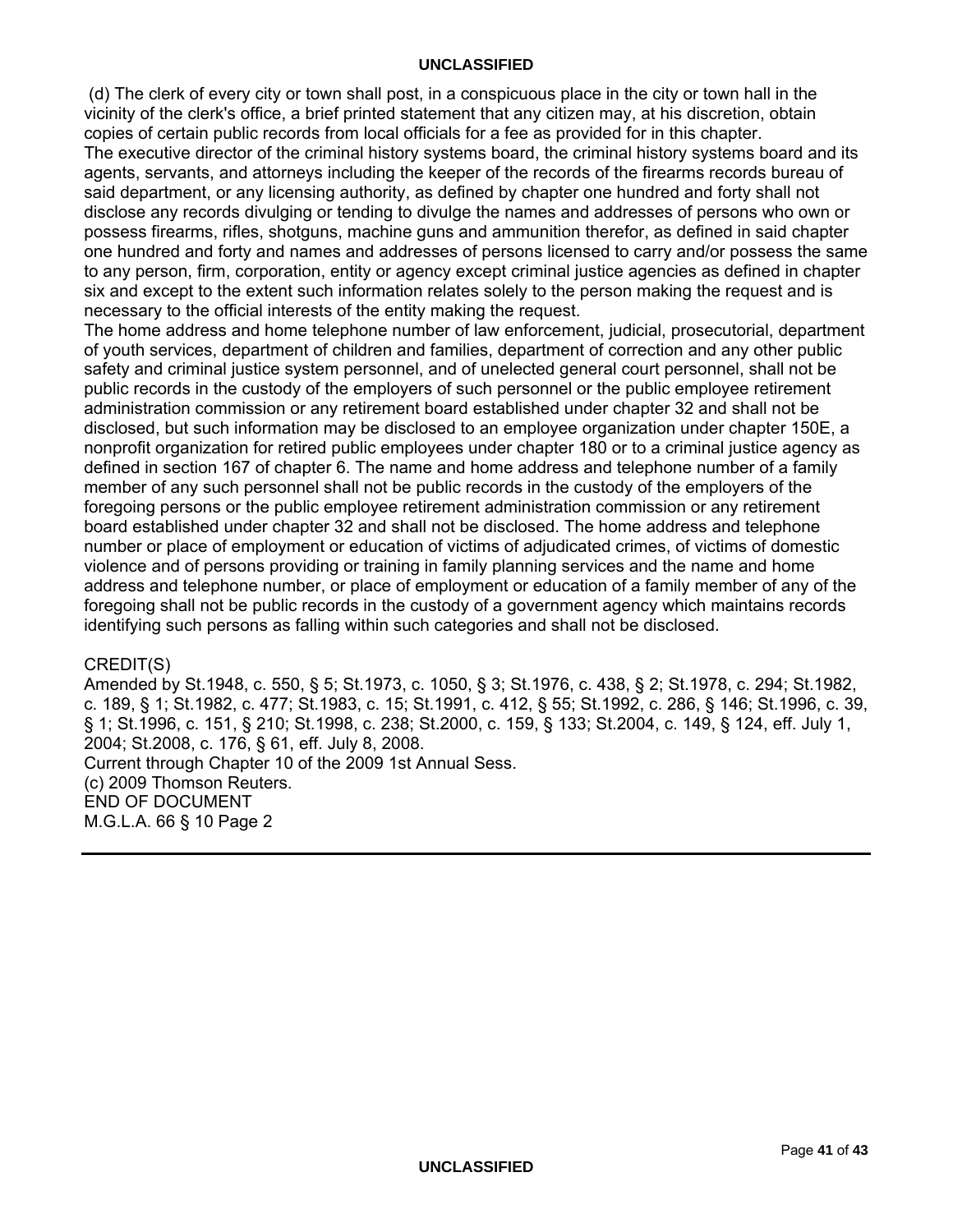(d) The clerk of every city or town shall post, in a conspicuous place in the city or town hall in the vicinity of the clerk's office, a brief printed statement that any citizen may, at his discretion, obtain copies of certain public records from local officials for a fee as provided for in this chapter.

The executive director of the criminal history systems board, the criminal history systems board and its agents, servants, and attorneys including the keeper of the records of the firearms records bureau of said department, or any licensing authority, as defined by chapter one hundred and forty shall not disclose any records divulging or tending to divulge the names and addresses of persons who own or possess firearms, rifles, shotguns, machine guns and ammunition therefor, as defined in said chapter one hundred and forty and names and addresses of persons licensed to carry and/or possess the same to any person, firm, corporation, entity or agency except criminal justice agencies as defined in chapter six and except to the extent such information relates solely to the person making the request and is necessary to the official interests of the entity making the request.

The home address and home telephone number of law enforcement, judicial, prosecutorial, department of youth services, department of children and families, department of correction and any other public safety and criminal justice system personnel, and of unelected general court personnel, shall not be public records in the custody of the employers of such personnel or the public employee retirement administration commission or any retirement board established under chapter 32 and shall not be disclosed, but such information may be disclosed to an employee organization under chapter 150E, a nonprofit organization for retired public employees under chapter 180 or to a criminal justice agency as defined in section 167 of chapter 6. The name and home address and telephone number of a family member of any such personnel shall not be public records in the custody of the employers of the foregoing persons or the public employee retirement administration commission or any retirement board established under chapter 32 and shall not be disclosed. The home address and telephone number or place of employment or education of victims of adjudicated crimes, of victims of domestic violence and of persons providing or training in family planning services and the name and home address and telephone number, or place of employment or education of a family member of any of the foregoing shall not be public records in the custody of a government agency which maintains records identifying such persons as falling within such categories and shall not be disclosed.

CREDIT(S)

Amended by St.1948, c. 550, § 5; St.1973, c. 1050, § 3; St.1976, c. 438, § 2; St.1978, c. 294; St.1982, c. 189, § 1; St.1982, c. 477; St.1983, c. 15; St.1991, c. 412, § 55; St.1992, c. 286, § 146; St.1996, c. 39, § 1; St.1996, c. 151, § 210; St.1998, c. 238; St.2000, c. 159, § 133; St.2004, c. 149, § 124, eff. July 1, 2004; St.2008, c. 176, § 61, eff. July 8, 2008.

Current through Chapter 10 of the 2009 1st Annual Sess.

(c) 2009 Thomson Reuters.

END OF DOCUMENT

M.G.L.A. 66 § 10 Page 2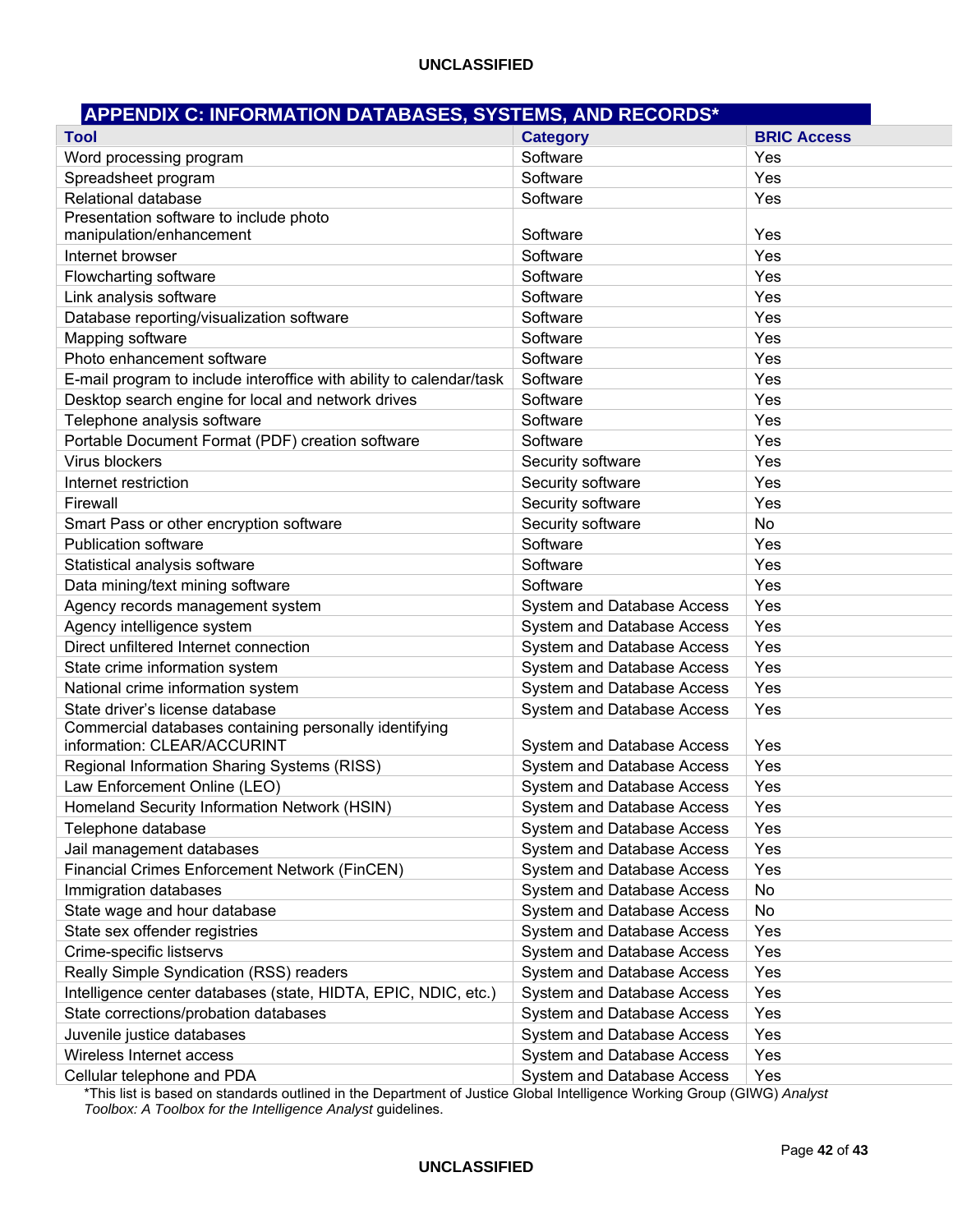## APPENDIX C: INFORMATION DATABASES, SYSTEMS, AND RECORDS*

| Tool | Category | BRIC Access |
|---|---|---|
| Word processing program | Software | Yes |
| Spreadsheet program | Software | Yes |
| Relational database | Software | Yes |
| Presentation software to include photo manipulation/enhancement | Software | Yes |
| Internet browser | Software | Yes |
| Flowcharting software | Software | Yes |
| Link analysis software | Software | Yes |
| Database reporting/visualization software | Software | Yes |
| Mapping software | Software | Yes |
| Photo enhancement software | Software | Yes |
| E-mail program to include interoffice with ability to calendar/task | Software | Yes |
| Desktop search engine for local and network drives | Software | Yes |
| Telephone analysis software | Software | Yes |
| Portable Document Format (PDF) creation software | Software | Yes |
| Virus blockers | Security software | Yes |
| Internet restriction | Security software | Yes |
| Firewall | Security software | Yes |
| Smart Pass or other encryption software | Security software | No |
| Publication software | Software | Yes |
| Statistical analysis software | Software | Yes |
| Data mining/text mining software | Software | Yes |
| Agency records management system | System and Database Access | Yes |
| Agency intelligence system | System and Database Access | Yes |
| Direct unfiltered Internet connection | System and Database Access | Yes |
| State crime information system | System and Database Access | Yes |
| National crime information system | System and Database Access | Yes |
| State driver's license database | System and Database Access | Yes |
| Commercial databases containing personally identifying information: CLEAR/ACCURINT | System and Database Access | Yes |
| Regional Information Sharing Systems (RISS) | System and Database Access | Yes |
| Law Enforcement Online (LEO) | System and Database Access | Yes |
| Homeland Security Information Network (HSIN) | System and Database Access | Yes |
| Telephone database | System and Database Access | Yes |
| Jail management databases | System and Database Access | Yes |
| Financial Crimes Enforcement Network (FinCEN) | System and Database Access | Yes |
| Immigration databases | System and Database Access | No |
| State wage and hour database | System and Database Access | No |
| State sex offender registries | System and Database Access | Yes |
| Crime-specific listservs | System and Database Access | Yes |
| Really Simple Syndication (RSS) readers | System and Database Access | Yes |
| Intelligence center databases (state, HIDTA, EPIC, NDIC, etc.) | System and Database Access | Yes |
| State corrections/probation databases | System and Database Access | Yes |
| Juvenile justice databases | System and Database Access | Yes |
| Wireless Internet access | System and Database Access | Yes |
| Cellular telephone and PDA | System and Database Access | Yes |

*This list is based on standards outlined in the Department of Justice Global Intelligence Working Group (GIWG) *Analyst Toolbox: A Toolbox for the Intelligence Analyst* guidelines.